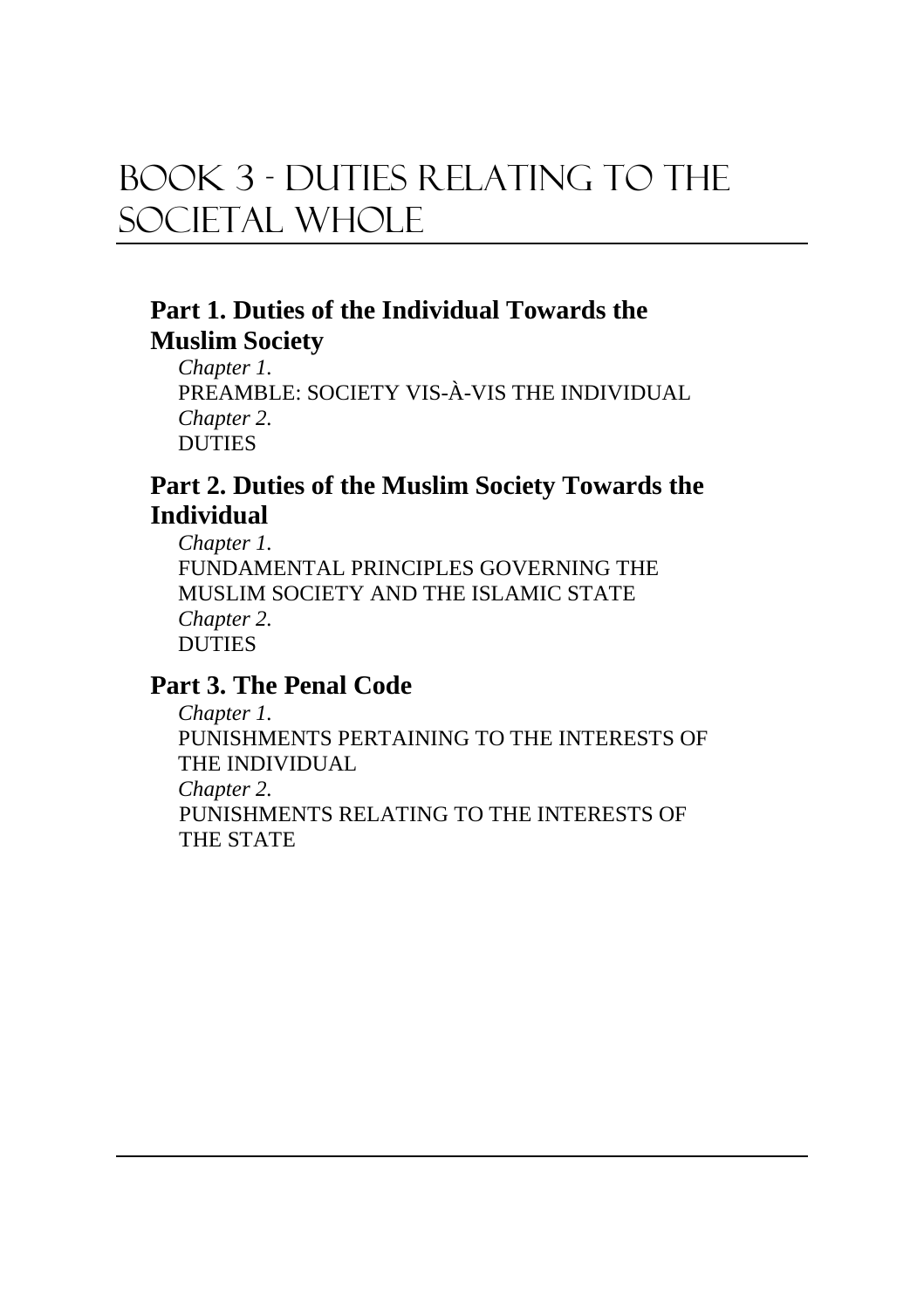# Book 3 - Duties Relating to the Societal Whole

## Part 1. Duties of the Individual Towards the Muslim Society

*Chapter 1.*
PREAMBLE: SOCIETY VIS-À-VIS THE INDIVIDUAL
*Chapter 2.*
DUTIES

## Part 2. Duties of the Muslim Society Towards the Individual

*Chapter 1.*
FUNDAMENTAL PRINCIPLES GOVERNING THE MUSLIM SOCIETY AND THE ISLAMIC STATE
*Chapter 2.*
DUTIES

## Part 3. The Penal Code

*Chapter 1.*
PUNISHMENTS PERTAINING TO THE INTERESTS OF THE INDIVIDUAL
*Chapter 2.*
PUNISHMENTS RELATING TO THE INTERESTS OF THE STATE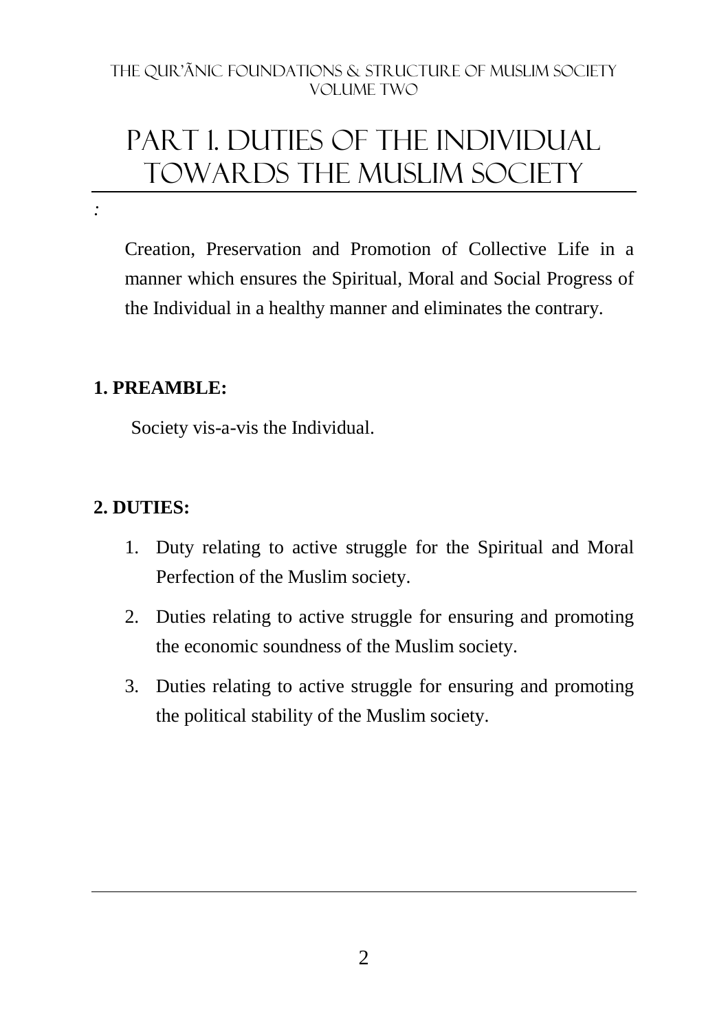# PART 1. DUTIES OF THE INDIVIDUAL TOWARDS THE MUSLIM SOCIETY

:

Creation, Preservation and Promotion of Collective Life in a manner which ensures the Spiritual, Moral and Social Progress of the Individual in a healthy manner and eliminates the contrary.

**1. PREAMBLE:**

Society vis-a-vis the Individual.

**2. DUTIES:**

1. Duty relating to active struggle for the Spiritual and Moral Perfection of the Muslim society.
2. Duties relating to active struggle for ensuring and promoting the economic soundness of the Muslim society.
3. Duties relating to active struggle for ensuring and promoting the political stability of the Muslim society.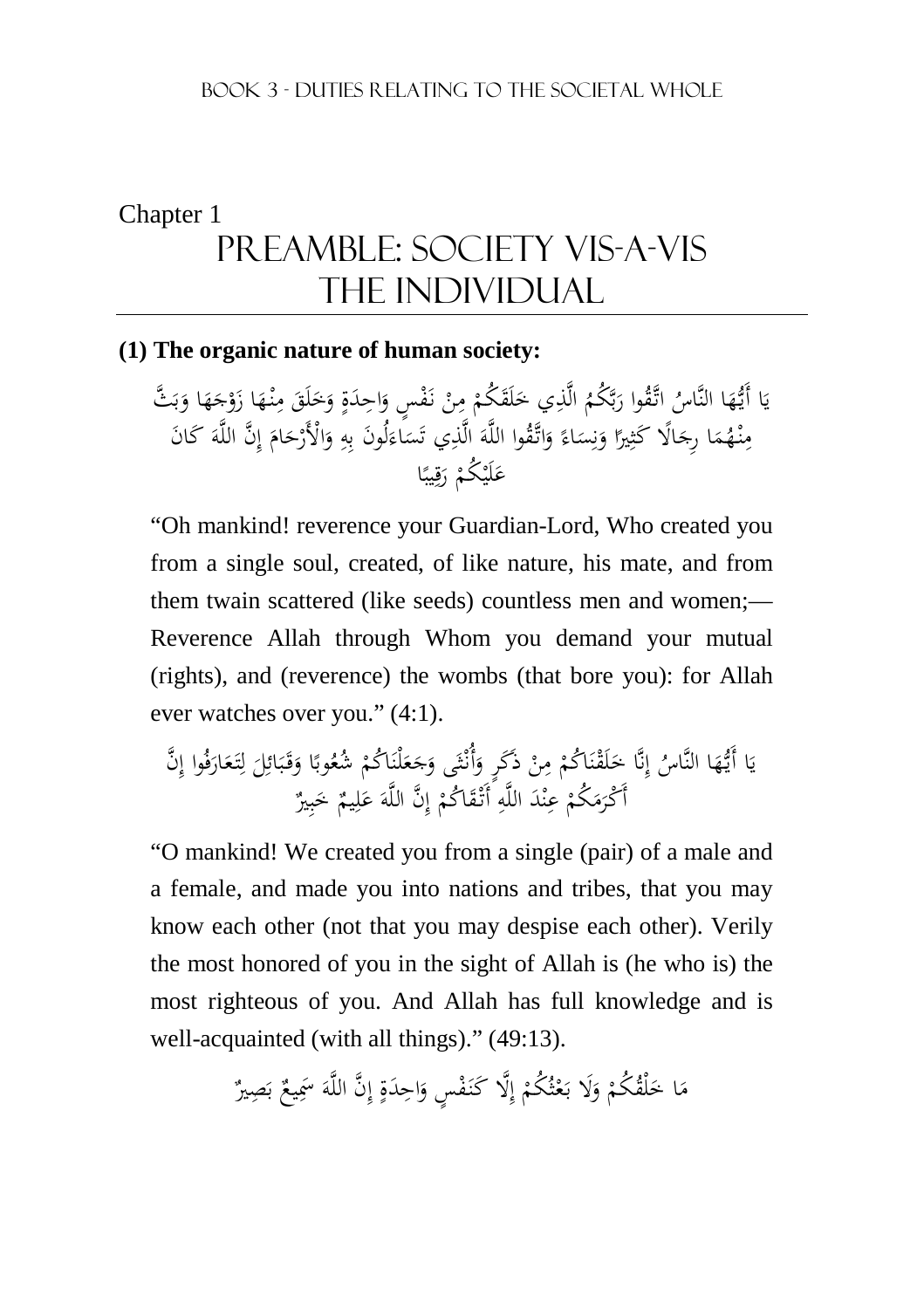Chapter 1

# PREAMBLE: SOCIETY VIS-A-VIS THE INDIVIDUAL

**(1) The organic nature of human society:**

يَا أَيُّهَا النَّاسُ اتَّقُوا رَبَّكُمُ الَّذِي خَلَقَكُمْ مِنْ نَفْسٍ وَاحِدَةٍ وَخَلَقَ مِنْهَا زَوْجَهَا وَبَثَّ مِنْهُمَا رِجَالًا كَثِيرًا وَنِسَاءً وَاتَّقُوا اللَّهَ الَّذِي تَسَاءَلُونَ بِهِ وَالْأَرْحَامَ إِنَّ اللَّهَ كَانَ عَلَيْكُمْ رَقِيبًا

"Oh mankind! reverence your Guardian-Lord, Who created you from a single soul, created, of like nature, his mate, and from them twain scattered (like seeds) countless men and women;—Reverence Allah through Whom you demand your mutual (rights), and (reverence) the wombs (that bore you): for Allah ever watches over you." (4:1).

يَا أَيُّهَا النَّاسُ إِنَّا خَلَقْنَاكُمْ مِنْ ذَكَرٍ وَأُنْثَى وَجَعَلْنَاكُمْ شُعُوبًا وَقَبَائِلَ لِتَعَارَفُوا إِنَّ أَكْرَمَكُمْ عِنْدَ اللَّهِ أَتْقَاكُمْ إِنَّ اللَّهَ عَلِيمٌ خَبِيرٌ

"O mankind! We created you from a single (pair) of a male and a female, and made you into nations and tribes, that you may know each other (not that you may despise each other). Verily the most honored of you in the sight of Allah is (he who is) the most righteous of you. And Allah has full knowledge and is well-acquainted (with all things)." (49:13).

مَا خَلْقُكُمْ وَلَا بَعْثُكُمْ إِلَّا كَنَفْسٍ وَاحِدَةٍ إِنَّ اللَّهَ سَمِيعٌ بَصِيرٌ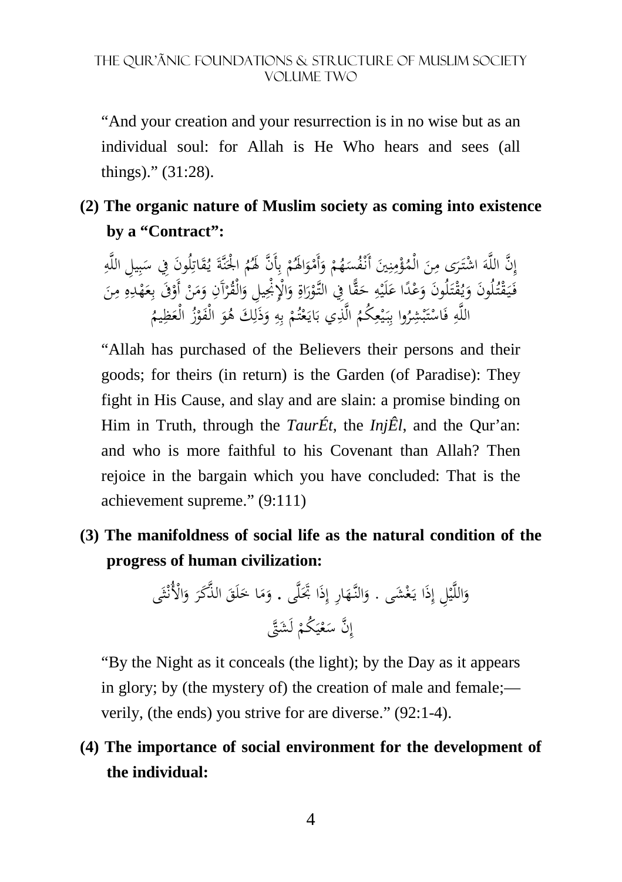"And your creation and your resurrection is in no wise but as an individual soul: for Allah is He Who hears and sees (all things)." (31:28).

**(2) The organic nature of Muslim society as coming into existence by a "Contract":**

إِنَّ اللَّهَ اشْتَرَى مِنَ الْمُؤْمِنِينَ أَنْفُسَهُمْ وَأَمْوَالَهُمْ بِأَنَّ لَهُمُ الْجَنَّةَ يُقَاتِلُونَ فِي سَبِيلِ اللَّهِ فَيَقْتُلُونَ وَيُقْتَلُونَ وَعْدًا عَلَيْهِ حَقًّا فِي التَّوْرَاةِ وَالْإِنْجِيلِ وَالْقُرْآنِ وَمَنْ أَوْفَى بِعَهْدِهِ مِنَ اللَّهِ فَاسْتَبْشِرُوا بِبَيْعِكُمُ الَّذِي بَايَعْتُمْ بِهِ وَذَلِكَ هُوَ الْفَوْزُ الْعَظِيمُ

"Allah has purchased of the Believers their persons and their goods; for theirs (in return) is the Garden (of Paradise): They fight in His Cause, and slay and are slain: a promise binding on Him in Truth, through the *TaurÉt*, the *InjÊl*, and the Qur'an: and who is more faithful to his Covenant than Allah? Then rejoice in the bargain which you have concluded: That is the achievement supreme." (9:111)

**(3) The manifoldness of social life as the natural condition of the progress of human civilization:**

وَاللَّيْلِ إِذَا يَغْشَى . وَالنَّهَارِ إِذَا تَجَلَّى . وَمَا خَلَقَ الذَّكَرَ وَالْأُنْثَى إِنَّ سَعْيَكُمْ لَشَتَّى

"By the Night as it conceals (the light); by the Day as it appears in glory; by (the mystery of) the creation of male and female;—verily, (the ends) you strive for are diverse." (92:1-4).

**(4) The importance of social environment for the development of the individual:**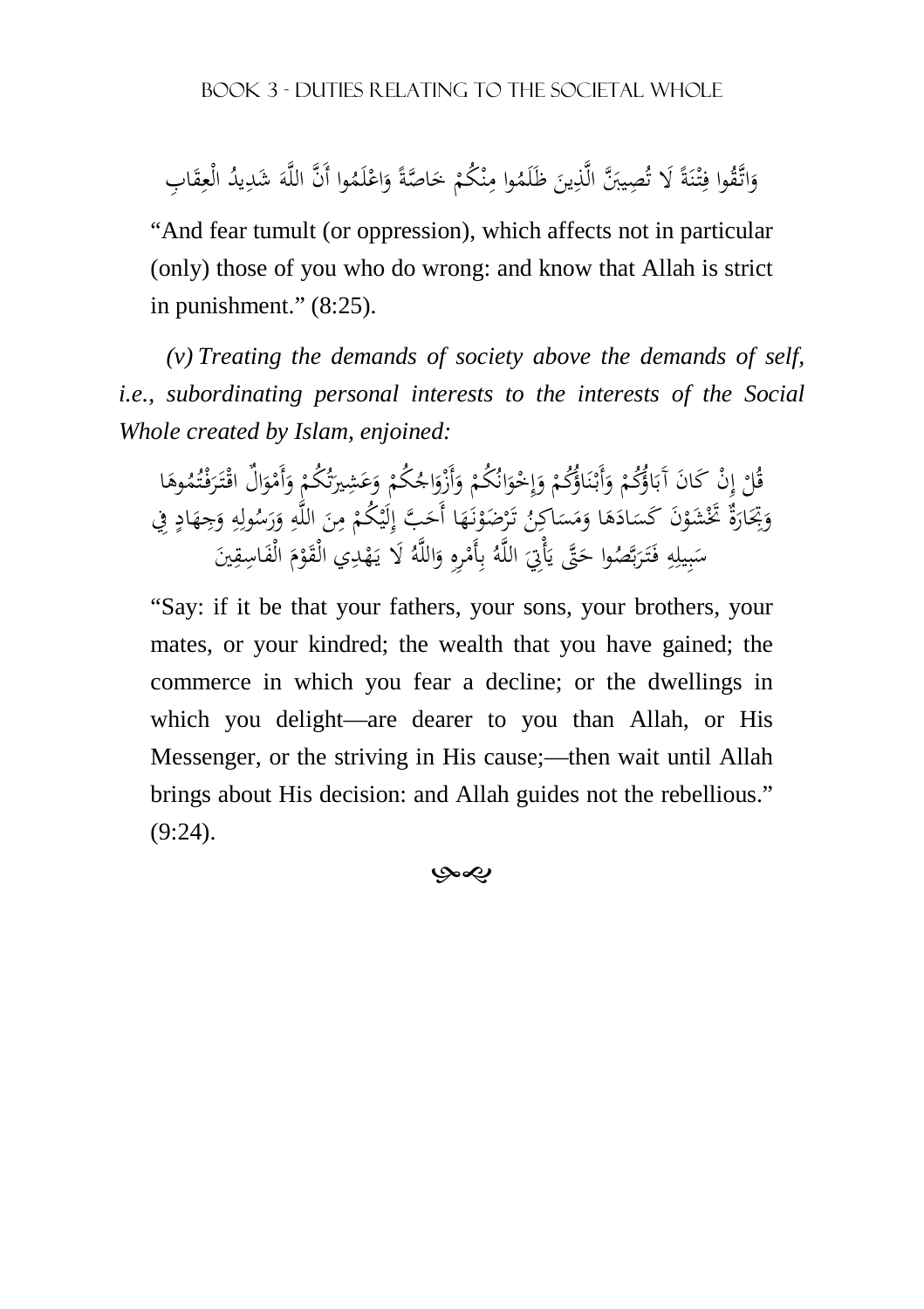وَاتَّقُوا فِتْنَةً لَا تُصِيبَنَّ الَّذِينَ ظَلَمُوا مِنْكُمْ خَاصَّةً وَاعْلَمُوا أَنَّ اللَّهَ شَدِيدُ الْعِقَابِ

"And fear tumult (or oppression), which affects not in particular (only) those of you who do wrong: and know that Allah is strict in punishment." (8:25).

*(v) Treating the demands of society above the demands of self, i.e., subordinating personal interests to the interests of the Social Whole created by Islam, enjoined:*

قُلْ إِنْ كَانَ آبَاؤُكُمْ وَأَبْنَاؤُكُمْ وَإِخْوَانُكُمْ وَأَزْوَاجُكُمْ وَعَشِيرَتُكُمْ وَأَمْوَالٌ اقْتَرَفْتُمُوهَا وَتِجَارَةٌ تَخْشَوْنَ كَسَادَهَا وَمَسَاكِنُ تَرْضَوْنَهَا أَحَبَّ إِلَيْكُمْ مِنَ اللَّهِ وَرَسُولِهِ وَجِهَادٍ فِي سَبِيلِهِ فَتَرَبَّصُوا حَتَّى يَأْتِيَ اللَّهُ بِأَمْرِهِ وَاللَّهُ لَا يَهْدِي الْقَوْمَ الْفَاسِقِينَ

"Say: if it be that your fathers, your sons, your brothers, your mates, or your kindred; the wealth that you have gained; the commerce in which you fear a decline; or the dwellings in which you delight—are dearer to you than Allah, or His Messenger, or the striving in His cause;—then wait until Allah brings about His decision: and Allah guides not the rebellious." (9:24).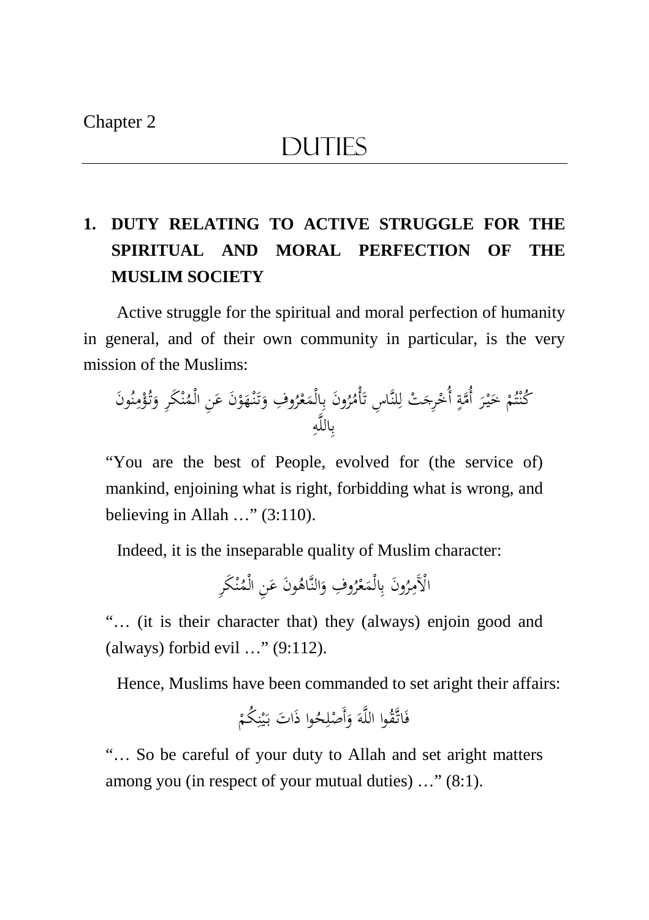Chapter 2

# DUTIES

## 1. DUTY RELATING TO ACTIVE STRUGGLE FOR THE SPIRITUAL AND MORAL PERFECTION OF THE MUSLIM SOCIETY

Active struggle for the spiritual and moral perfection of humanity in general, and of their own community in particular, is the very mission of the Muslims:

كُنْتُمْ خَيْرَ أُمَّةٍ أُخْرِجَتْ لِلنَّاسِ تَأْمُرُونَ بِالْمَعْرُوفِ وَتَنْهَوْنَ عَنِ الْمُنْكَرِ وَتُؤْمِنُونَ بِاللَّهِ

"You are the best of People, evolved for (the service of) mankind, enjoining what is right, forbidding what is wrong, and believing in Allah …" (3:110).

Indeed, it is the inseparable quality of Muslim character:

الْآَمِرُونَ بِالْمَعْرُوفِ وَالنَّاهُونَ عَنِ الْمُنْكَرِ

"… (it is their character that) they (always) enjoin good and (always) forbid evil …" (9:112).

Hence, Muslims have been commanded to set aright their affairs:

فَاتَّقُوا اللَّهَ وَأَصْلِحُوا ذَاتَ بَيْنِكُمْ

"… So be careful of your duty to Allah and set aright matters among you (in respect of your mutual duties) …" (8:1).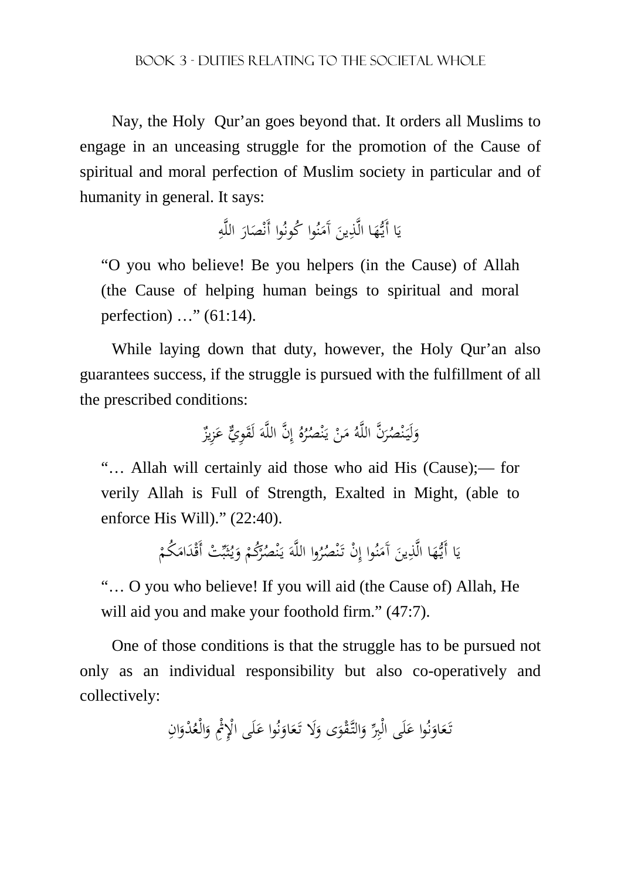Nay, the Holy Qur'an goes beyond that. It orders all Muslims to engage in an unceasing struggle for the promotion of the Cause of spiritual and moral perfection of Muslim society in particular and of humanity in general. It says:

يَا أَيُّهَا الَّذِينَ آَمَنُوا كُونُوا أَنْصَارَ اللَّهِ

> "O you who believe! Be you helpers (in the Cause) of Allah (the Cause of helping human beings to spiritual and moral perfection) …" (61:14).

While laying down that duty, however, the Holy Qur'an also guarantees success, if the struggle is pursued with the fulfillment of all the prescribed conditions:

وَلَيَنْصُرَنَّ اللَّهُ مَنْ يَنْصُرُهُ إِنَّ اللَّهَ لَقَوِيٌّ عَزِيزٌ

> "… Allah will certainly aid those who aid His (Cause);— for verily Allah is Full of Strength, Exalted in Might, (able to enforce His Will)." (22:40).

يَا أَيُّهَا الَّذِينَ آَمَنُوا إِنْ تَنْصُرُوا اللَّهَ يَنْصُرْكُمْ وَيُثَبِّتْ أَقْدَامَكُمْ

> "… O you who believe! If you will aid (the Cause of) Allah, He will aid you and make your foothold firm." (47:7).

One of those conditions is that the struggle has to be pursued not only as an individual responsibility but also co-operatively and collectively:

تَعَاوَنُوا عَلَى الْبِرِّ وَالتَّقْوَى وَلَا تَعَاوَنُوا عَلَى الْإِثْمِ وَالْعُدْوَانِ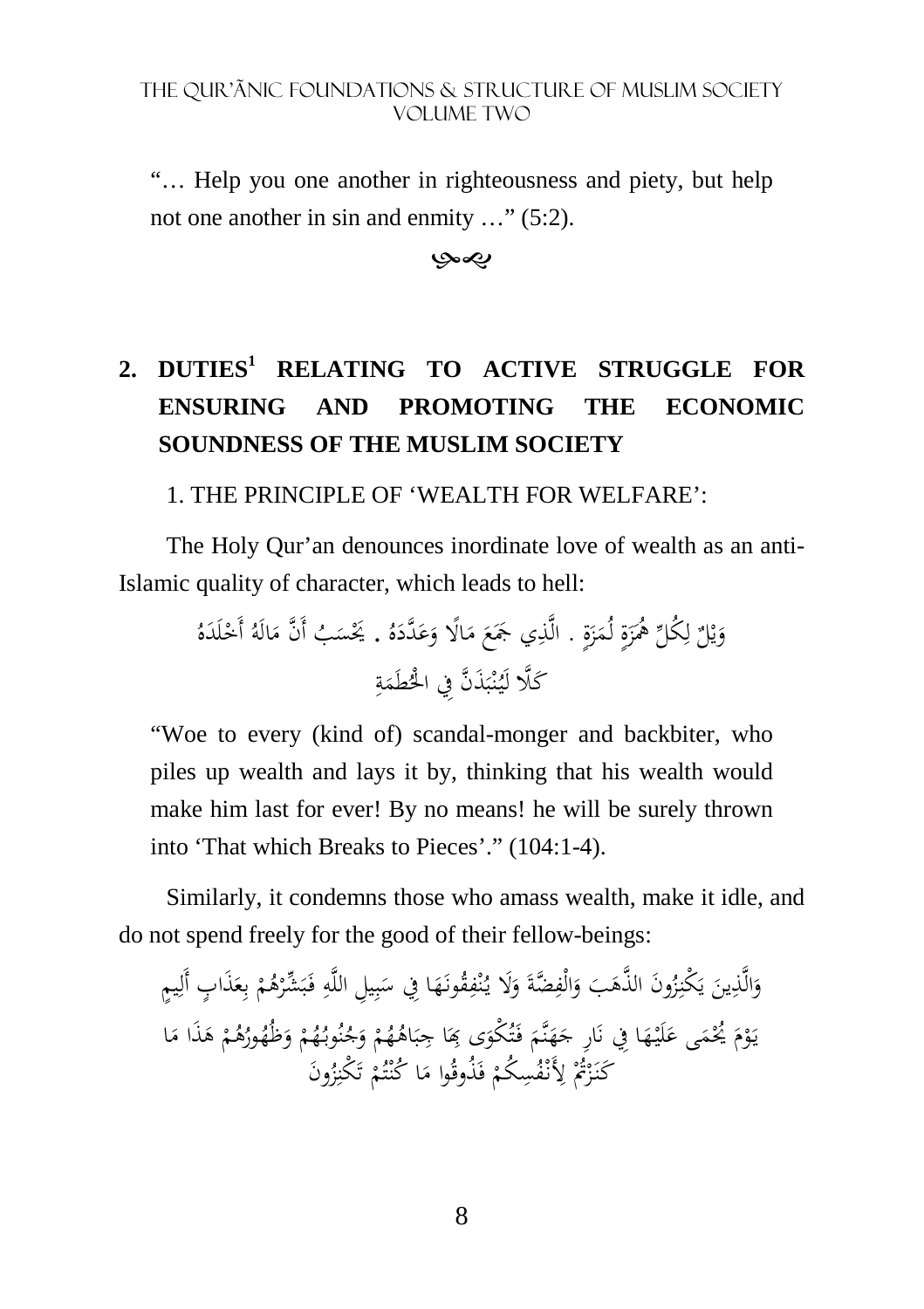"… Help you one another in righteousness and piety, but help not one another in sin and enmity …" (5:2).

## 2. DUTIES[1] RELATING TO ACTIVE STRUGGLE FOR ENSURING AND PROMOTING THE ECONOMIC SOUNDNESS OF THE MUSLIM SOCIETY

1. THE PRINCIPLE OF 'WEALTH FOR WELFARE':

The Holy Qur'an denounces inordinate love of wealth as an anti-Islamic quality of character, which leads to hell:

وَيْلٌ لِكُلِّ هُمَزَةٍ لُمَزَةٍ . الَّذِي جَمَعَ مَالًا وَعَدَّدَهُ . يَحْسَبُ أَنَّ مَالَهُ أَخْلَدَهُ
كَلَّا لَيُنْبَذَنَّ فِي الْحُطَمَةِ

"Woe to every (kind of) scandal-monger and backbiter, who piles up wealth and lays it by, thinking that his wealth would make him last for ever! By no means! he will be surely thrown into 'That which Breaks to Pieces'." (104:1-4).

Similarly, it condemns those who amass wealth, make it idle, and do not spend freely for the good of their fellow-beings:

وَالَّذِينَ يَكْنِزُونَ الذَّهَبَ وَالْفِضَّةَ وَلَا يُنْفِقُونَهَا فِي سَبِيلِ اللَّهِ فَبَشِّرْهُمْ بِعَذَابٍ أَلِيمٍ
يَوْمَ يُحْمَى عَلَيْهَا فِي نَارِ جَهَنَّمَ فَتُكْوَى بِهَا جِبَاهُهُمْ وَجُنُوبُهُمْ وَظُهُورُهُمْ هَذَا مَا كَنَزْتُمْ لِأَنْفُسِكُمْ فَذُوقُوا مَا كُنْتُمْ تَكْنِزُونَ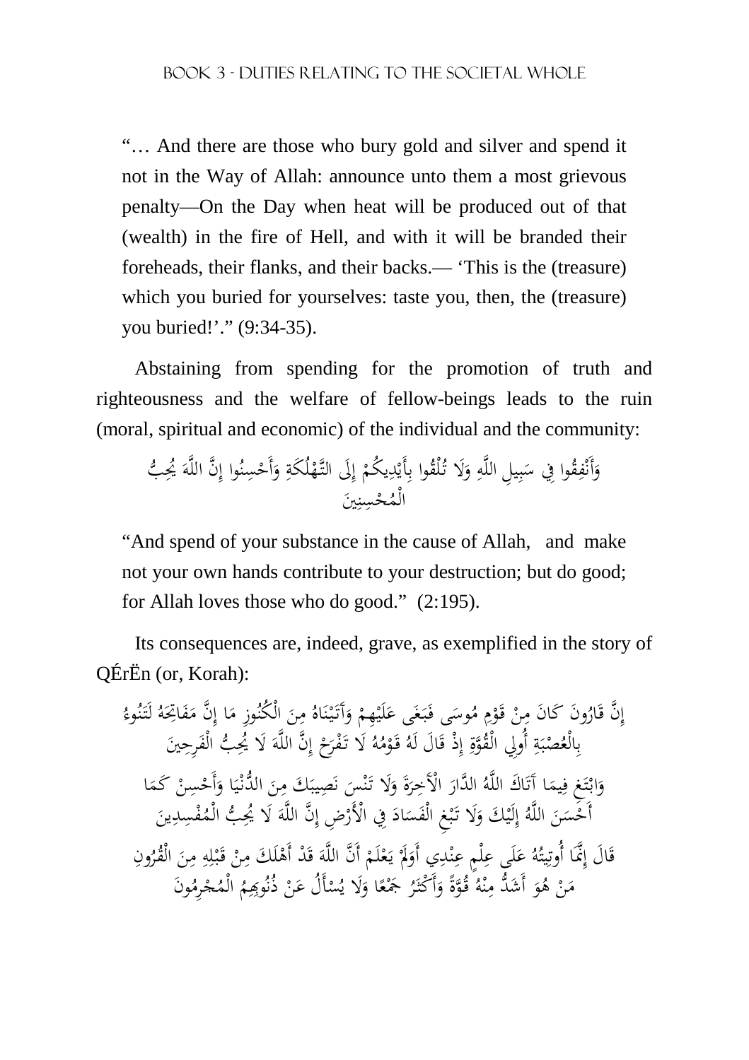"… And there are those who bury gold and silver and spend it not in the Way of Allah: announce unto them a most grievous penalty—On the Day when heat will be produced out of that (wealth) in the fire of Hell, and with it will be branded their foreheads, their flanks, and their backs.— 'This is the (treasure) which you buried for yourselves: taste you, then, the (treasure) you buried!'." (9:34-35).

Abstaining from spending for the promotion of truth and righteousness and the welfare of fellow-beings leads to the ruin (moral, spiritual and economic) of the individual and the community:

وَأَنْفِقُوا فِي سَبِيلِ اللَّهِ وَلَا تُلْقُوا بِأَيْدِيكُمْ إِلَى التَّهْلُكَةِ وَأَحْسِنُوا إِنَّ اللَّهَ يُحِبُّ الْمُحْسِنِينَ

"And spend of your substance in the cause of Allah, and make not your own hands contribute to your destruction; but do good; for Allah loves those who do good." (2:195).

Its consequences are, indeed, grave, as exemplified in the story of QÉrËn (or, Korah):

إِنَّ قَارُونَ كَانَ مِنْ قَوْمِ مُوسَى فَبَغَى عَلَيْهِمْ وَآتَيْنَاهُ مِنَ الْكُنُوزِ مَا إِنَّ مَفَاتِحَهُ لَتَنُوءُ بِالْعُصْبَةِ أُولِي الْقُوَّةِ إِذْ قَالَ لَهُ قَوْمُهُ لَا تَفْرَحْ إِنَّ اللَّهَ لَا يُحِبُّ الْفَرِحِينَ

وَابْتَغِ فِيمَا آتَاكَ اللَّهُ الدَّارَ الْآخِرَةَ وَلَا تَنْسَ نَصِيبَكَ مِنَ الدُّنْيَا وَأَحْسِنْ كَمَا أَحْسَنَ اللَّهُ إِلَيْكَ وَلَا تَبْغِ الْفَسَادَ فِي الْأَرْضِ إِنَّ اللَّهَ لَا يُحِبُّ الْمُفْسِدِينَ

قَالَ إِنَّمَا أُوتِيتُهُ عَلَى عِلْمٍ عِنْدِي أَوَلَمْ يَعْلَمْ أَنَّ اللَّهَ قَدْ أَهْلَكَ مِنْ قَبْلِهِ مِنَ الْقُرُونِ مَنْ هُوَ أَشَدُّ مِنْهُ قُوَّةً وَأَكْثَرُ جَمْعًا وَلَا يُسْأَلُ عَنْ ذُنُوبِهِمُ الْمُجْرِمُونَ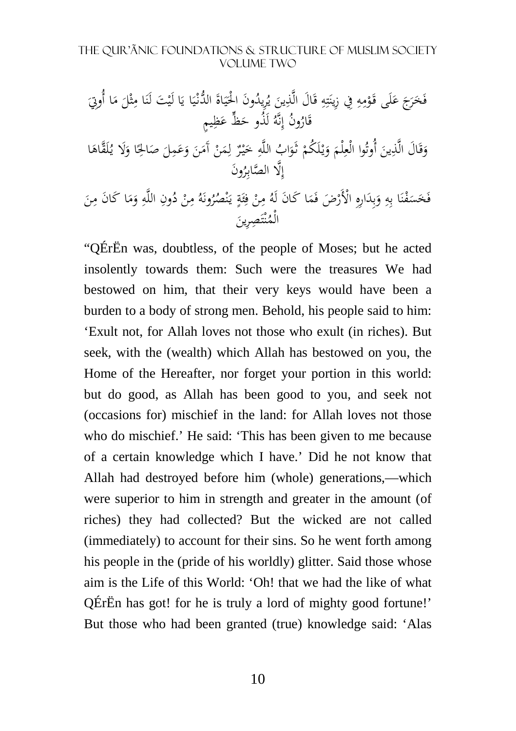فَخَرَجَ عَلَى قَوْمِهِ فِي زِينَتِهِ قَالَ الَّذِينَ يُرِيدُونَ الْحَيَاةَ الدُّنْيَا يَا لَيْتَ لَنَا مِثْلَ مَا أُوتِيَ قَارُونُ إِنَّهُ لَذُو حَظٍّ عَظِيمٍ

وَقَالَ الَّذِينَ أُوتُوا الْعِلْمَ وَيْلَكُمْ ثَوَابُ اللَّهِ خَيْرٌ لِمَنْ آمَنَ وَعَمِلَ صَالِحًا وَلَا يُلَقَّاهَا إِلَّا الصَّابِرُونَ

فَخَسَفْنَا بِهِ وَبِدَارِهِ الْأَرْضَ فَمَا كَانَ لَهُ مِنْ فِئَةٍ يَنْصُرُونَهُ مِنْ دُونِ اللَّهِ وَمَا كَانَ مِنَ الْمُنْتَصِرِينَ

"QÉrËn was, doubtless, of the people of Moses; but he acted insolently towards them: Such were the treasures We had bestowed on him, that their very keys would have been a burden to a body of strong men. Behold, his people said to him: 'Exult not, for Allah loves not those who exult (in riches). But seek, with the (wealth) which Allah has bestowed on you, the Home of the Hereafter, nor forget your portion in this world: but do good, as Allah has been good to you, and seek not (occasions for) mischief in the land: for Allah loves not those who do mischief.' He said: 'This has been given to me because of a certain knowledge which I have.' Did he not know that Allah had destroyed before him (whole) generations,—which were superior to him in strength and greater in the amount (of riches) they had collected? But the wicked are not called (immediately) to account for their sins. So he went forth among his people in the (pride of his worldly) glitter. Said those whose aim is the Life of this World: 'Oh! that we had the like of what QÉrËn has got! for he is truly a lord of mighty good fortune!' But those who had been granted (true) knowledge said: 'Alas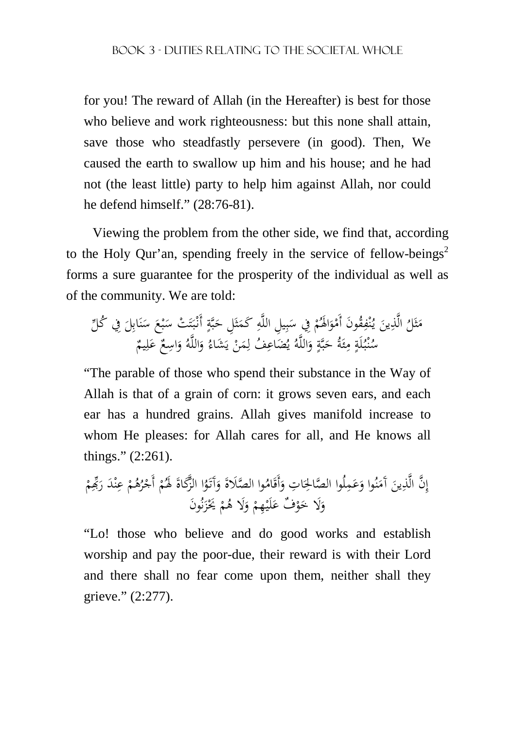for you! The reward of Allah (in the Hereafter) is best for those who believe and work righteousness: but this none shall attain, save those who steadfastly persevere (in good). Then, We caused the earth to swallow up him and his house; and he had not (the least little) party to help him against Allah, nor could he defend himself." (28:76-81).

Viewing the problem from the other side, we find that, according to the Holy Qur'an, spending freely in the service of fellow-beings[2] forms a sure guarantee for the prosperity of the individual as well as of the community. We are told:

مَثَلُ الَّذِينَ يُنْفِقُونَ أَمْوَالَهُمْ فِي سَبِيلِ اللَّهِ كَمَثَلِ حَبَّةٍ أَنْبَتَتْ سَبْعَ سَنَابِلَ فِي كُلِّ سُنْبُلَةٍ مِئَةُ حَبَّةٍ وَاللَّهُ يُضَاعِفُ لِمَنْ يَشَاءُ وَاللَّهُ وَاسِعٌ عَلِيمٌ

"The parable of those who spend their substance in the Way of Allah is that of a grain of corn: it grows seven ears, and each ear has a hundred grains. Allah gives manifold increase to whom He pleases: for Allah cares for all, and He knows all things." (2:261).

إِنَّ الَّذِينَ آمَنُوا وَعَمِلُوا الصَّالِحَاتِ وَأَقَامُوا الصَّلَاةَ وَآتَوُا الزَّكَاةَ لَهُمْ أَجْرُهُمْ عِنْدَ رَبِّهِمْ وَلَا خَوْفٌ عَلَيْهِمْ وَلَا هُمْ يَحْزَنُونَ

"Lo! those who believe and do good works and establish worship and pay the poor-due, their reward is with their Lord and there shall no fear come upon them, neither shall they grieve." (2:277).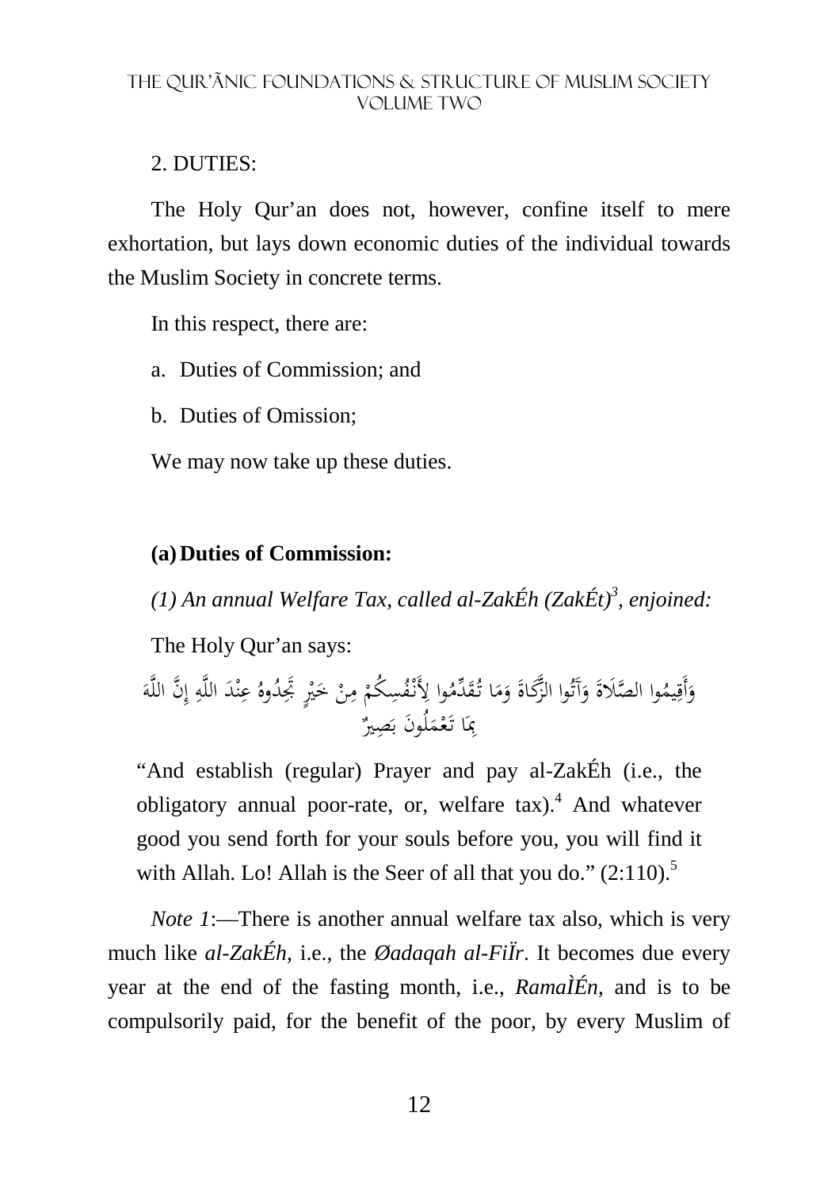2. DUTIES:

The Holy Qur'an does not, however, confine itself to mere exhortation, but lays down economic duties of the individual towards the Muslim Society in concrete terms.

In this respect, there are:

a. Duties of Commission; and

b. Duties of Omission;

We may now take up these duties.

**(a) Duties of Commission:**

*(1) An annual Welfare Tax, called al-ZakÉh (ZakÉt)[3], enjoined:*

The Holy Qur'an says:

وَأَقِيمُوا الصَّلَاةَ وَآتُوا الزَّكَاةَ وَمَا تُقَدِّمُوا لِأَنْفُسِكُمْ مِنْ خَيْرٍ تَجِدُوهُ عِنْدَ اللَّهِ إِنَّ اللَّهَ بِمَا تَعْمَلُونَ بَصِيرٌ

> "And establish (regular) Prayer and pay al-ZakÉh (i.e., the obligatory annual poor-rate, or, welfare tax).[4] And whatever good you send forth for your souls before you, you will find it with Allah. Lo! Allah is the Seer of all that you do." (2:110).[5]

*Note 1*:—There is another annual welfare tax also, which is very much like *al-ZakÉh*, i.e., the *Øadaqah al-FiÏr*. It becomes due every year at the end of the fasting month, i.e., *RamaÌÉn*, and is to be compulsorily paid, for the benefit of the poor, by every Muslim of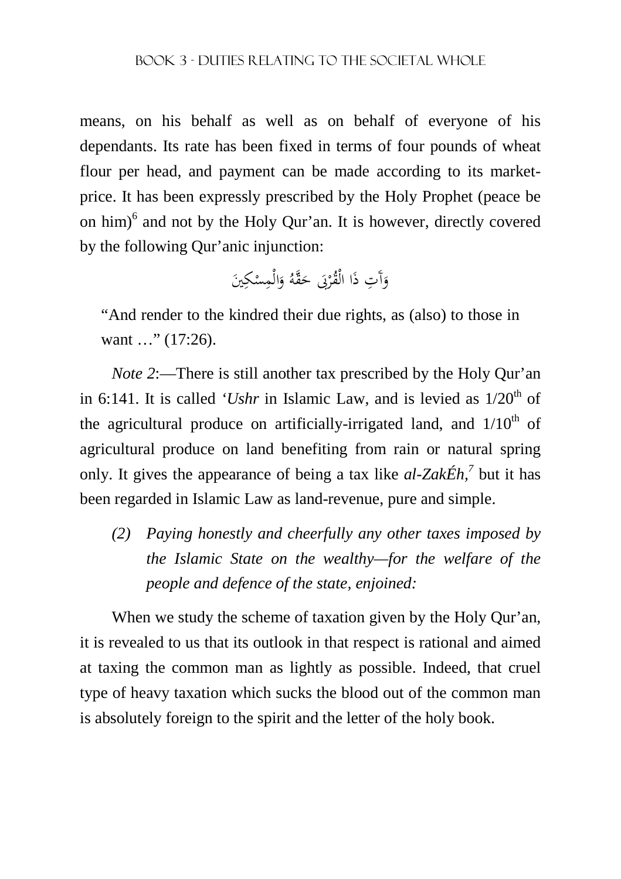means, on his behalf as well as on behalf of everyone of his dependants. Its rate has been fixed in terms of four pounds of wheat flour per head, and payment can be made according to its market-price. It has been expressly prescribed by the Holy Prophet (peace be on him)[6] and not by the Holy Qur'an. It is however, directly covered by the following Qur'anic injunction:

وَآتِ ذَا الْقُرْبَى حَقَّهُ وَالْمِسْكِينَ

"And render to the kindred their due rights, as (also) to those in want …" (17:26).

*Note 2*:—There is still another tax prescribed by the Holy Qur'an in 6:141. It is called *'Ushr* in Islamic Law, and is levied as 1/20th of the agricultural produce on artificially-irrigated land, and 1/10th of agricultural produce on land benefiting from rain or natural spring only. It gives the appearance of being a tax like *al-ZakÉh*,[7] but it has been regarded in Islamic Law as land-revenue, pure and simple.

*(2) Paying honestly and cheerfully any other taxes imposed by the Islamic State on the wealthy—for the welfare of the people and defence of the state, enjoined:*

When we study the scheme of taxation given by the Holy Qur'an, it is revealed to us that its outlook in that respect is rational and aimed at taxing the common man as lightly as possible. Indeed, that cruel type of heavy taxation which sucks the blood out of the common man is absolutely foreign to the spirit and the letter of the holy book.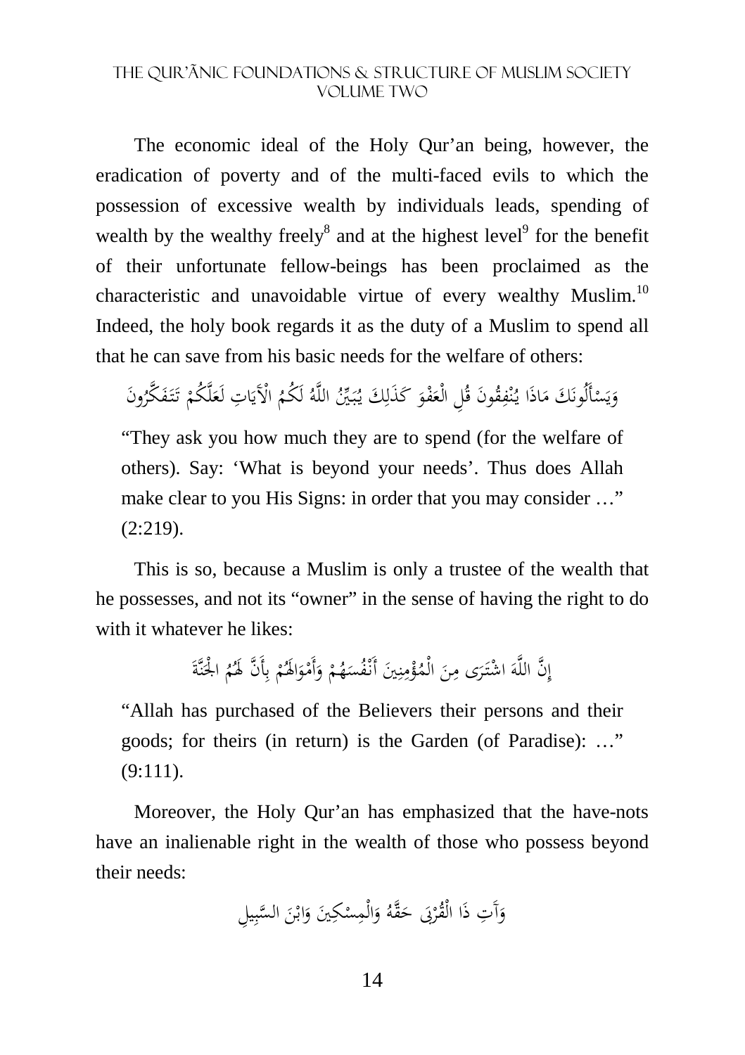The economic ideal of the Holy Qur'an being, however, the eradication of poverty and of the multi-faced evils to which the possession of excessive wealth by individuals leads, spending of wealth by the wealthy freely[8] and at the highest level[9] for the benefit of their unfortunate fellow-beings has been proclaimed as the characteristic and unavoidable virtue of every wealthy Muslim.[10] Indeed, the holy book regards it as the duty of a Muslim to spend all that he can save from his basic needs for the welfare of others:

وَيَسْأَلُونَكَ مَاذَا يُنْفِقُونَ قُلِ الْعَفْوَ كَذَلِكَ يُبَيِّنُ اللَّهُ لَكُمُ الْآَيَاتِ لَعَلَّكُمْ تَتَفَكَّرُونَ

> "They ask you how much they are to spend (for the welfare of others). Say: 'What is beyond your needs'. Thus does Allah make clear to you His Signs: in order that you may consider …" (2:219).

This is so, because a Muslim is only a trustee of the wealth that he possesses, and not its "owner" in the sense of having the right to do with it whatever he likes:

إِنَّ اللَّهَ اشْتَرَى مِنَ الْمُؤْمِنِينَ أَنْفُسَهُمْ وَأَمْوَالَهُمْ بِأَنَّ لَهُمُ الْجَنَّةَ

> "Allah has purchased of the Believers their persons and their goods; for theirs (in return) is the Garden (of Paradise): …" (9:111).

Moreover, the Holy Qur'an has emphasized that the have-nots have an inalienable right in the wealth of those who possess beyond their needs:

وَآَتِ ذَا الْقُرْبَى حَقَّهُ وَالْمِسْكِينَ وَابْنَ السَّبِيلِ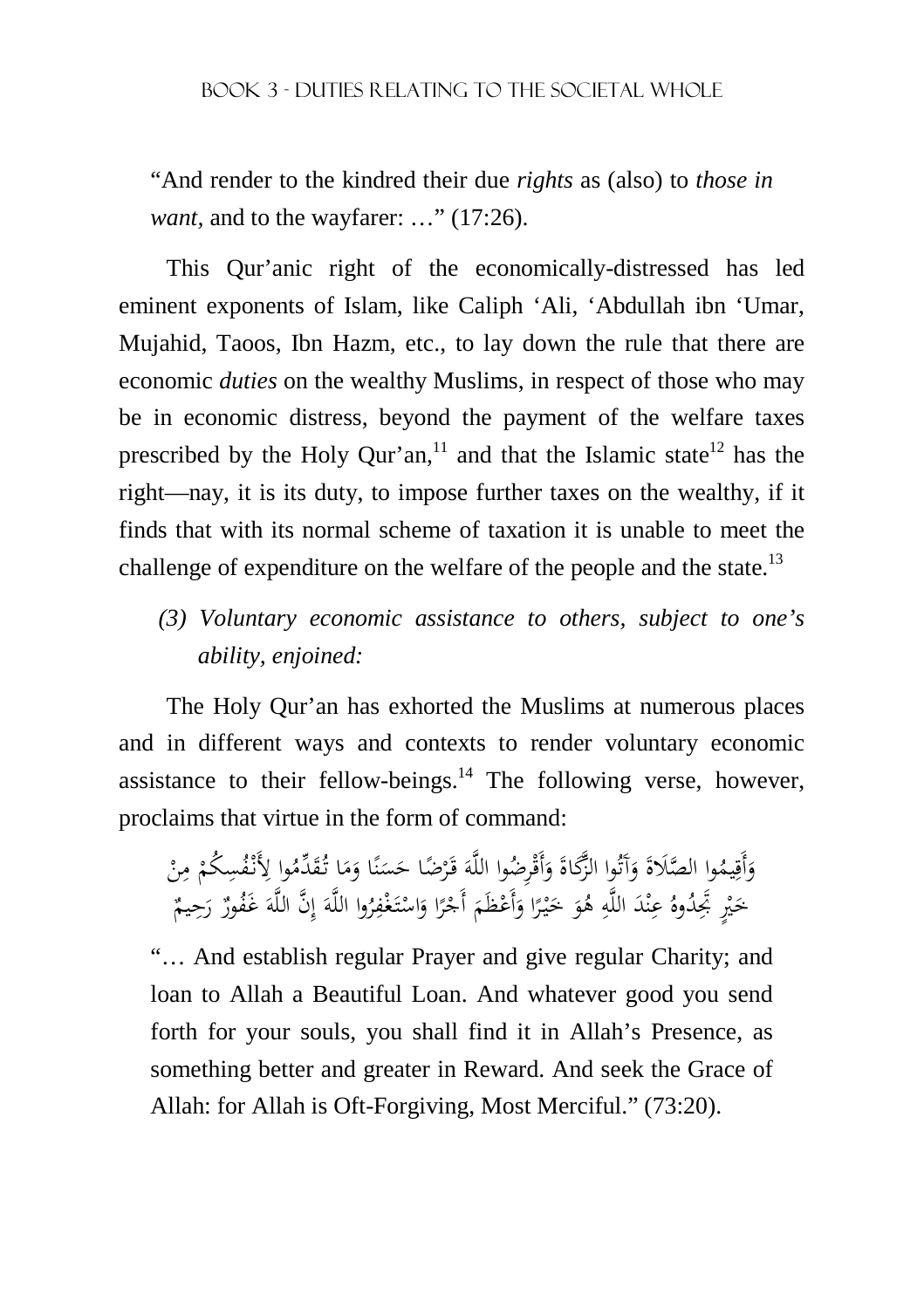"And render to the kindred their due *rights* as (also) to *those in want*, and to the wayfarer: …" (17:26).

This Qur'anic right of the economically-distressed has led eminent exponents of Islam, like Caliph 'Ali, 'Abdullah ibn 'Umar, Mujahid, Taoos, Ibn Hazm, etc., to lay down the rule that there are economic *duties* on the wealthy Muslims, in respect of those who may be in economic distress, beyond the payment of the welfare taxes prescribed by the Holy Qur'an,[11] and that the Islamic state[12] has the right—nay, it is its duty, to impose further taxes on the wealthy, if it finds that with its normal scheme of taxation it is unable to meet the challenge of expenditure on the welfare of the people and the state.[13]

*(3) Voluntary economic assistance to others, subject to one's ability, enjoined:*

The Holy Qur'an has exhorted the Muslims at numerous places and in different ways and contexts to render voluntary economic assistance to their fellow-beings.[14] The following verse, however, proclaims that virtue in the form of command:

وَأَقِيمُوا الصَّلَاةَ وَآتُوا الزَّكَاةَ وَأَقْرِضُوا اللَّهَ قَرْضًا حَسَنًا وَمَا تُقَدِّمُوا لِأَنْفُسِكُمْ مِنْ خَيْرٍ تَجِدُوهُ عِنْدَ اللَّهِ هُوَ خَيْرًا وَأَعْظَمَ أَجْرًا وَاسْتَغْفِرُوا اللَّهَ إِنَّ اللَّهَ غَفُورٌ رَحِيمٌ

"… And establish regular Prayer and give regular Charity; and loan to Allah a Beautiful Loan. And whatever good you send forth for your souls, you shall find it in Allah's Presence, as something better and greater in Reward. And seek the Grace of Allah: for Allah is Oft-Forgiving, Most Merciful." (73:20).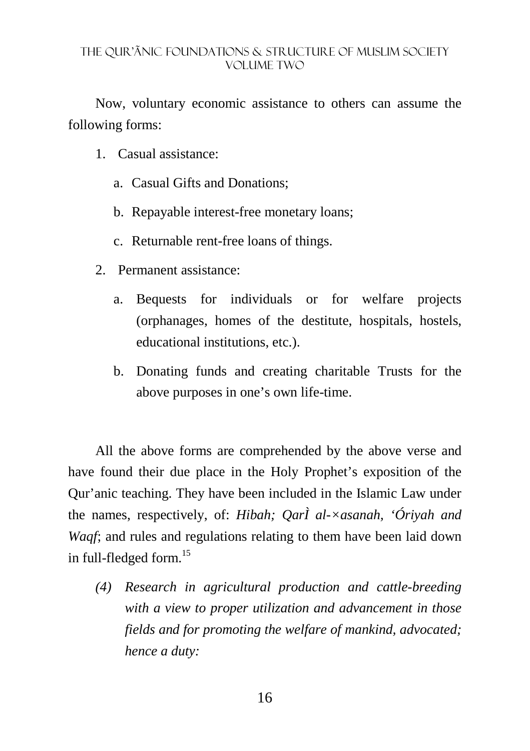Now, voluntary economic assistance to others can assume the following forms:

1. Casual assistance:
   a. Casual Gifts and Donations;
   b. Repayable interest-free monetary loans;
   c. Returnable rent-free loans of things.
2. Permanent assistance:
   a. Bequests for individuals or for welfare projects (orphanages, homes of the destitute, hospitals, hostels, educational institutions, etc.).
   b. Donating funds and creating charitable Trusts for the above purposes in one's own life-time.

All the above forms are comprehended by the above verse and have found their due place in the Holy Prophet's exposition of the Qur'anic teaching. They have been included in the Islamic Law under the names, respectively, of: *Hibah; QarÌ al-×asanah, 'Óriyah and Waqf*; and rules and regulations relating to them have been laid down in full-fledged form.[15]

*(4) Research in agricultural production and cattle-breeding with a view to proper utilization and advancement in those fields and for promoting the welfare of mankind, advocated; hence a duty:*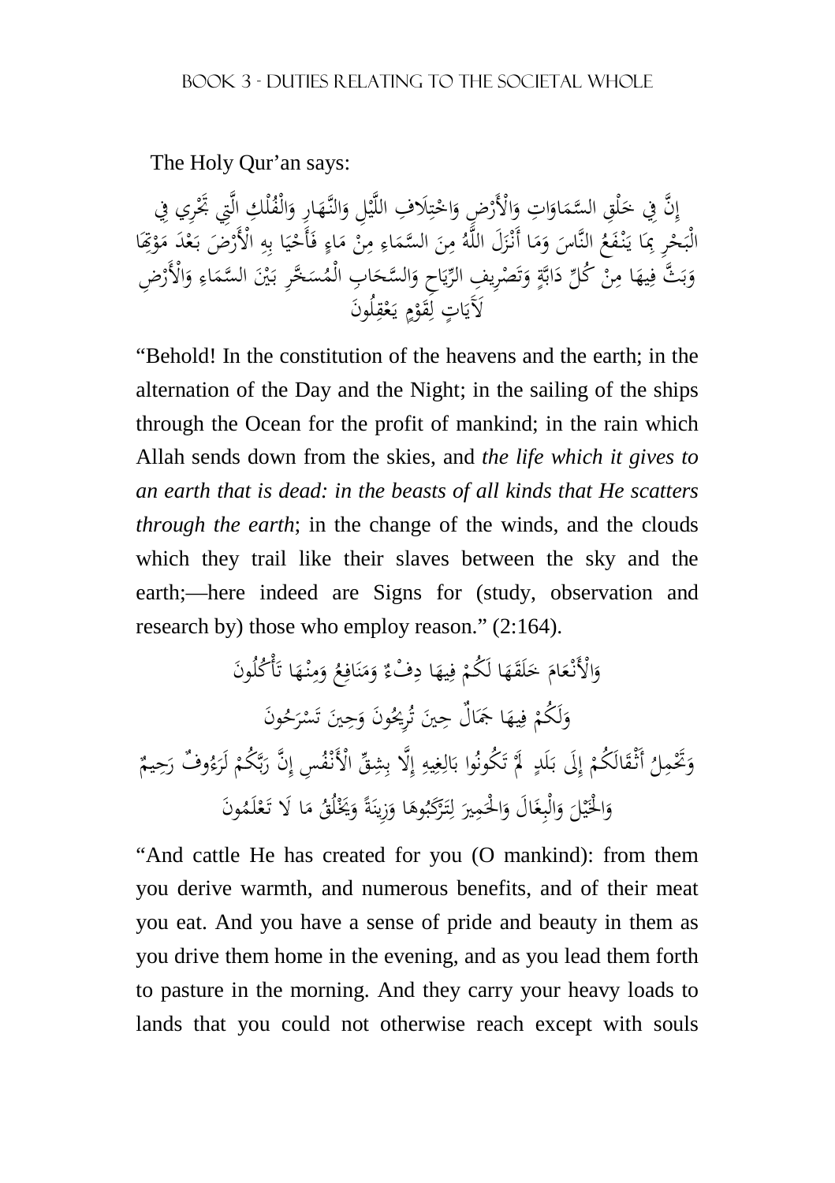The Holy Qur'an says:

إِنَّ فِي خَلْقِ السَّمَاوَاتِ وَالْأَرْضِ وَاخْتِلَافِ اللَّيْلِ وَالنَّهَارِ وَالْفُلْكِ الَّتِي تَجْرِي فِي الْبَحْرِ بِمَا يَنْفَعُ النَّاسَ وَمَا أَنْزَلَ اللَّهُ مِنَ السَّمَاءِ مِنْ مَاءٍ فَأَحْيَا بِهِ الْأَرْضَ بَعْدَ مَوْتِهَا وَبَثَّ فِيهَا مِنْ كُلِّ دَابَّةٍ وَتَصْرِيفِ الرِّيَاحِ وَالسَّحَابِ الْمُسَخَّرِ بَيْنَ السَّمَاءِ وَالْأَرْضِ لَآيَاتٍ لِقَوْمٍ يَعْقِلُونَ

"Behold! In the constitution of the heavens and the earth; in the alternation of the Day and the Night; in the sailing of the ships through the Ocean for the profit of mankind; in the rain which Allah sends down from the skies, and *the life which it gives to an earth that is dead: in the beasts of all kinds that He scatters through the earth*; in the change of the winds, and the clouds which they trail like their slaves between the sky and the earth;—here indeed are Signs for (study, observation and research by) those who employ reason." (2:164).

وَالْأَنْعَامَ خَلَقَهَا لَكُمْ فِيهَا دِفْءٌ وَمَنَافِعُ وَمِنْهَا تَأْكُلُونَ

وَلَكُمْ فِيهَا جَمَالٌ حِينَ تُرِيحُونَ وَحِينَ تَسْرَحُونَ

وَتَحْمِلُ أَثْقَالَكُمْ إِلَى بَلَدٍ لَمْ تَكُونُوا بَالِغِيهِ إِلَّا بِشِقِّ الْأَنْفُسِ إِنَّ رَبَّكُمْ لَرَءُوفٌ رَحِيمٌ

وَالْخَيْلَ وَالْبِغَالَ وَالْحَمِيرَ لِتَرْكَبُوهَا وَزِينَةً وَيَخْلُقُ مَا لَا تَعْلَمُونَ

"And cattle He has created for you (O mankind): from them you derive warmth, and numerous benefits, and of their meat you eat. And you have a sense of pride and beauty in them as you drive them home in the evening, and as you lead them forth to pasture in the morning. And they carry your heavy loads to lands that you could not otherwise reach except with souls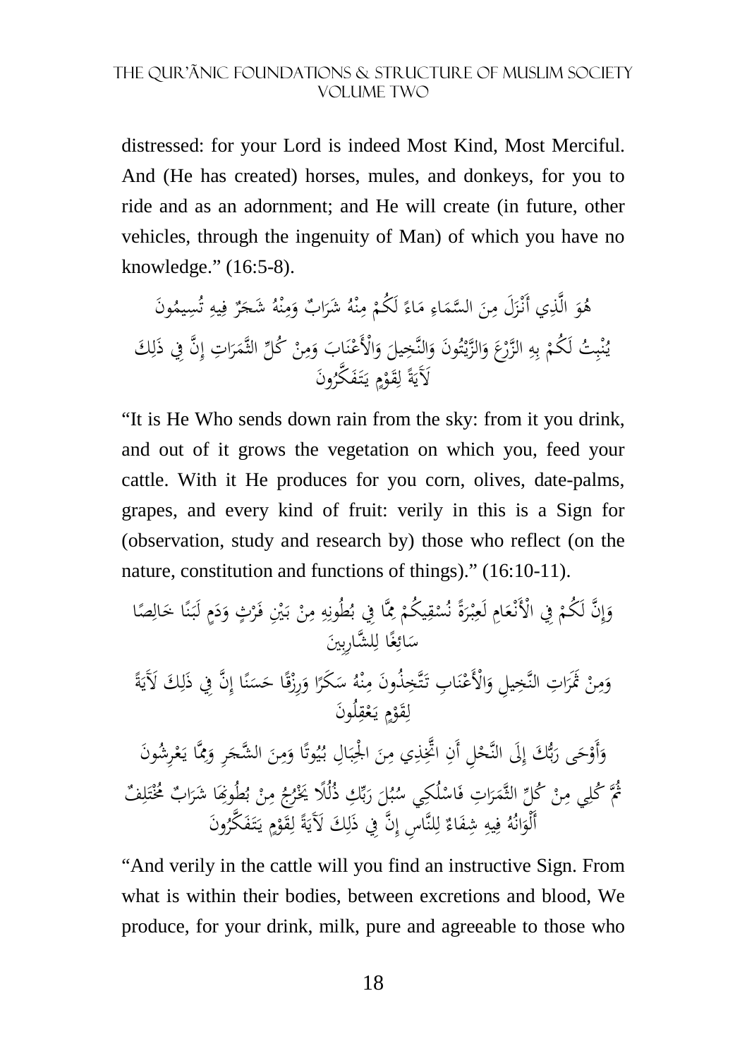distressed: for your Lord is indeed Most Kind, Most Merciful. And (He has created) horses, mules, and donkeys, for you to ride and as an adornment; and He will create (in future, other vehicles, through the ingenuity of Man) of which you have no knowledge.” (16:5-8).

هُوَ الَّذِي أَنْزَلَ مِنَ السَّمَاءِ مَاءً لَكُمْ مِنْهُ شَرَابٌ وَمِنْهُ شَجَرٌ فِيهِ تُسِيمُونَ
يُنْبِتُ لَكُمْ بِهِ الزَّرْعَ وَالزَّيْتُونَ وَالنَّخِيلَ وَالْأَعْنَابَ وَمِنْ كُلِّ الثَّمَرَاتِ إِنَّ فِي ذَلِكَ لَآيَةً لِقَوْمٍ يَتَفَكَّرُونَ

“It is He Who sends down rain from the sky: from it you drink, and out of it grows the vegetation on which you, feed your cattle. With it He produces for you corn, olives, date-palms, grapes, and every kind of fruit: verily in this is a Sign for (observation, study and research by) those who reflect (on the nature, constitution and functions of things).” (16:10-11).

وَإِنَّ لَكُمْ فِي الْأَنْعَامِ لَعِبْرَةً نُسْقِيكُمْ مِمَّا فِي بُطُونِهِ مِنْ بَيْنِ فَرْثٍ وَدَمٍ لَبَنًا خَالِصًا سَائِغًا لِلشَّارِبِينَ
وَمِنْ ثَمَرَاتِ النَّخِيلِ وَالْأَعْنَابِ تَتَّخِذُونَ مِنْهُ سَكَرًا وَرِزْقًا حَسَنًا إِنَّ فِي ذَلِكَ لَآيَةً لِقَوْمٍ يَعْقِلُونَ
وَأَوْحَى رَبُّكَ إِلَى النَّحْلِ أَنِ اتَّخِذِي مِنَ الْجِبَالِ بُيُوتًا وَمِنَ الشَّجَرِ وَمِمَّا يَعْرِشُونَ
ثُمَّ كُلِي مِنْ كُلِّ الثَّمَرَاتِ فَاسْلُكِي سُبُلَ رَبِّكِ ذُلُلًا يَخْرُجُ مِنْ بُطُونِهَا شَرَابٌ مُخْتَلِفٌ أَلْوَانُهُ فِيهِ شِفَاءٌ لِلنَّاسِ إِنَّ فِي ذَلِكَ لَآيَةً لِقَوْمٍ يَتَفَكَّرُونَ

“And verily in the cattle will you find an instructive Sign. From what is within their bodies, between excretions and blood, We produce, for your drink, milk, pure and agreeable to those who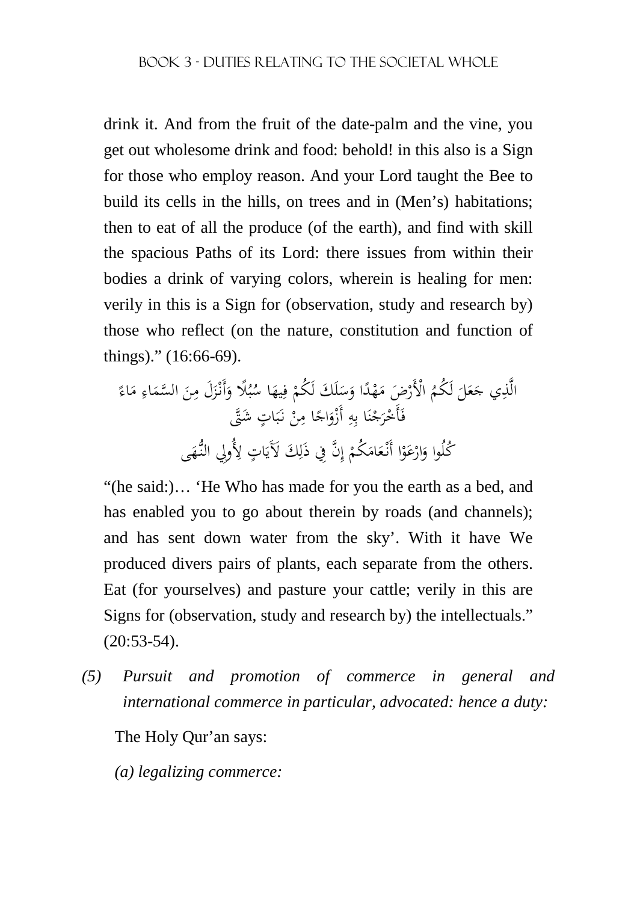drink it. And from the fruit of the date-palm and the vine, you get out wholesome drink and food: behold! in this also is a Sign for those who employ reason. And your Lord taught the Bee to build its cells in the hills, on trees and in (Men's) habitations; then to eat of all the produce (of the earth), and find with skill the spacious Paths of its Lord: there issues from within their bodies a drink of varying colors, wherein is healing for men: verily in this is a Sign for (observation, study and research by) those who reflect (on the nature, constitution and function of things)." (16:66-69).

الَّذِي جَعَلَ لَكُمُ الْأَرْضَ مَهْدًا وَسَلَكَ لَكُمْ فِيهَا سُبُلًا وَأَنْزَلَ مِنَ السَّمَاءِ مَاءً فَأَخْرَجْنَا بِهِ أَزْوَاجًا مِنْ نَبَاتٍ شَتَّى

كُلُوا وَارْعَوْا أَنْعَامَكُمْ إِنَّ فِي ذَلِكَ لَآيَاتٍ لِأُولِي النُّهَى

"(he said:)… 'He Who has made for you the earth as a bed, and has enabled you to go about therein by roads (and channels); and has sent down water from the sky'. With it have We produced divers pairs of plants, each separate from the others. Eat (for yourselves) and pasture your cattle; verily in this are Signs for (observation, study and research by) the intellectuals." (20:53-54).

*(5) Pursuit and promotion of commerce in general and international commerce in particular, advocated: hence a duty:*

The Holy Qur'an says:

*(a) legalizing commerce:*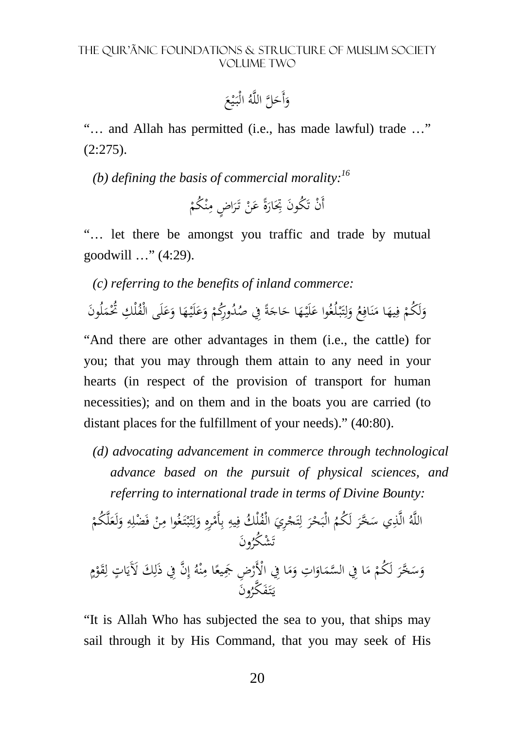وَأَحَلَّ اللَّهُ الْبَيْعَ

"… and Allah has permitted (i.e., has made lawful) trade …" (2:275).

*(b) defining the basis of commercial morality:*[16]

أَنْ تَكُونَ تِجَارَةً عَنْ تَرَاضٍ مِنْكُمْ

"… let there be amongst you traffic and trade by mutual goodwill …" (4:29).

*(c) referring to the benefits of inland commerce:*

وَلَكُمْ فِيهَا مَنَافِعُ وَلِتَبْلُغُوا عَلَيْهَا حَاجَةً فِي صُدُورِكُمْ وَعَلَيْهَا وَعَلَى الْفُلْكِ تُحْمَلُونَ

"And there are other advantages in them (i.e., the cattle) for you; that you may through them attain to any need in your hearts (in respect of the provision of transport for human necessities); and on them and in the boats you are carried (to distant places for the fulfillment of your needs)." (40:80).

*(d) advocating advancement in commerce through technological advance based on the pursuit of physical sciences, and referring to international trade in terms of Divine Bounty:*

اللَّهُ الَّذِي سَخَّرَ لَكُمُ الْبَحْرَ لِتَجْرِيَ الْفُلْكُ فِيهِ بِأَمْرِهِ وَلِتَبْتَغُوا مِنْ فَضْلِهِ وَلَعَلَّكُمْ تَشْكُرُونَ

وَسَخَّرَ لَكُمْ مَا فِي السَّمَاوَاتِ وَمَا فِي الْأَرْضِ جَمِيعًا مِنْهُ إِنَّ فِي ذَلِكَ لَآيَاتٍ لِقَوْمٍ يَتَفَكَّرُونَ

"It is Allah Who has subjected the sea to you, that ships may sail through it by His Command, that you may seek of His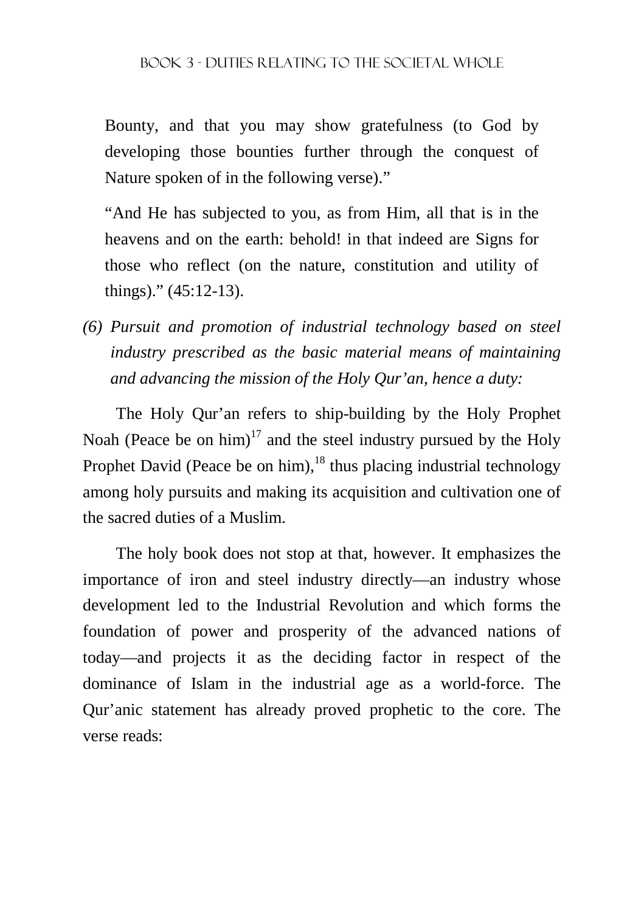Bounty, and that you may show gratefulness (to God by developing those bounties further through the conquest of Nature spoken of in the following verse)."

"And He has subjected to you, as from Him, all that is in the heavens and on the earth: behold! in that indeed are Signs for those who reflect (on the nature, constitution and utility of things)." (45:12-13).

*(6) Pursuit and promotion of industrial technology based on steel industry prescribed as the basic material means of maintaining and advancing the mission of the Holy Qur'an, hence a duty:*

The Holy Qur'an refers to ship-building by the Holy Prophet Noah (Peace be on him)[17] and the steel industry pursued by the Holy Prophet David (Peace be on him),[18] thus placing industrial technology among holy pursuits and making its acquisition and cultivation one of the sacred duties of a Muslim.

The holy book does not stop at that, however. It emphasizes the importance of iron and steel industry directly—an industry whose development led to the Industrial Revolution and which forms the foundation of power and prosperity of the advanced nations of today—and projects it as the deciding factor in respect of the dominance of Islam in the industrial age as a world-force. The Qur'anic statement has already proved prophetic to the core. The verse reads: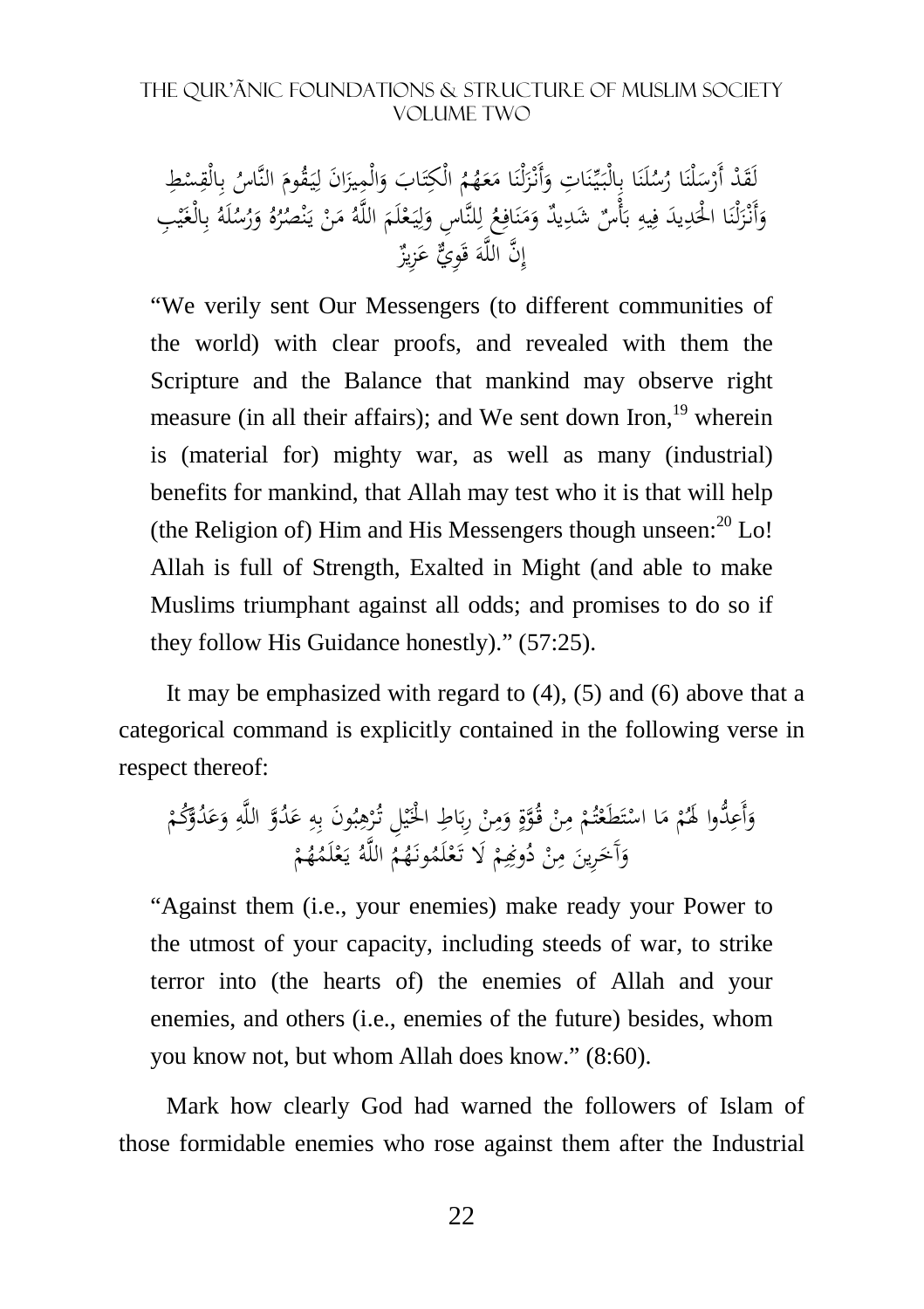لَقَدْ أَرْسَلْنَا رُسُلَنَا بِالْبَيِّنَاتِ وَأَنْزَلْنَا مَعَهُمُ الْكِتَابَ وَالْمِيزَانَ لِيَقُومَ النَّاسُ بِالْقِسْطِ وَأَنْزَلْنَا الْحَدِيدَ فِيهِ بَأْسٌ شَدِيدٌ وَمَنَافِعُ لِلنَّاسِ وَلِيَعْلَمَ اللَّهُ مَنْ يَنْصُرُهُ وَرُسُلَهُ بِالْغَيْبِ إِنَّ اللَّهَ قَوِيٌّ عَزِيزٌ

> "We verily sent Our Messengers (to different communities of the world) with clear proofs, and revealed with them the Scripture and the Balance that mankind may observe right measure (in all their affairs); and We sent down Iron,[19] wherein is (material for) mighty war, as well as many (industrial) benefits for mankind, that Allah may test who it is that will help (the Religion of) Him and His Messengers though unseen:[20] Lo! Allah is full of Strength, Exalted in Might (and able to make Muslims triumphant against all odds; and promises to do so if they follow His Guidance honestly)." (57:25).

It may be emphasized with regard to (4), (5) and (6) above that a categorical command is explicitly contained in the following verse in respect thereof:

وَأَعِدُّوا لَهُمْ مَا اسْتَطَعْتُمْ مِنْ قُوَّةٍ وَمِنْ رِبَاطِ الْخَيْلِ تُرْهِبُونَ بِهِ عَدُوَّ اللَّهِ وَعَدُوَّكُمْ وَآخَرِينَ مِنْ دُونِهِمْ لَا تَعْلَمُونَهُمُ اللَّهُ يَعْلَمُهُمْ

> "Against them (i.e., your enemies) make ready your Power to the utmost of your capacity, including steeds of war, to strike terror into (the hearts of) the enemies of Allah and your enemies, and others (i.e., enemies of the future) besides, whom you know not, but whom Allah does know." (8:60).

Mark how clearly God had warned the followers of Islam of those formidable enemies who rose against them after the Industrial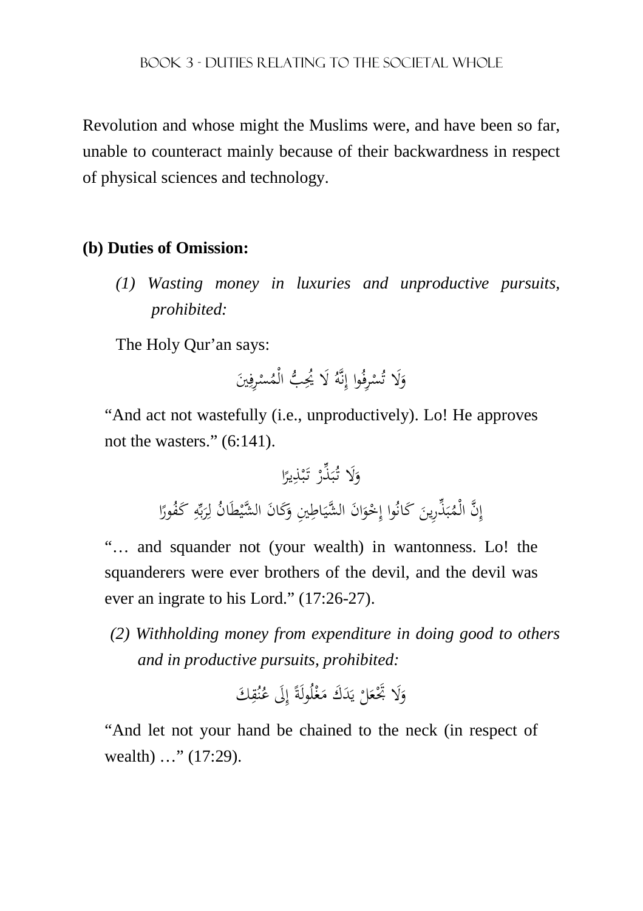Revolution and whose might the Muslims were, and have been so far, unable to counteract mainly because of their backwardness in respect of physical sciences and technology.

**(b) Duties of Omission:**

*(1) Wasting money in luxuries and unproductive pursuits, prohibited:*

The Holy Qur'an says:

وَلَا تُسْرِفُوا إِنَّهُ لَا يُحِبُّ الْمُسْرِفِينَ

"And act not wastefully (i.e., unproductively). Lo! He approves not the wasters." (6:141).

وَلَا تُبَذِّرْ تَبْذِيرًا

إِنَّ الْمُبَذِّرِينَ كَانُوا إِخْوَانَ الشَّيَاطِينِ وَكَانَ الشَّيْطَانُ لِرَبِّهِ كَفُورًا

"… and squander not (your wealth) in wantonness. Lo! the squanderers were ever brothers of the devil, and the devil was ever an ingrate to his Lord." (17:26-27).

*(2) Withholding money from expenditure in doing good to others and in productive pursuits, prohibited:*

وَلَا تَجْعَلْ يَدَكَ مَغْلُولَةً إِلَى عُنُقِكَ

"And let not your hand be chained to the neck (in respect of wealth) …" (17:29).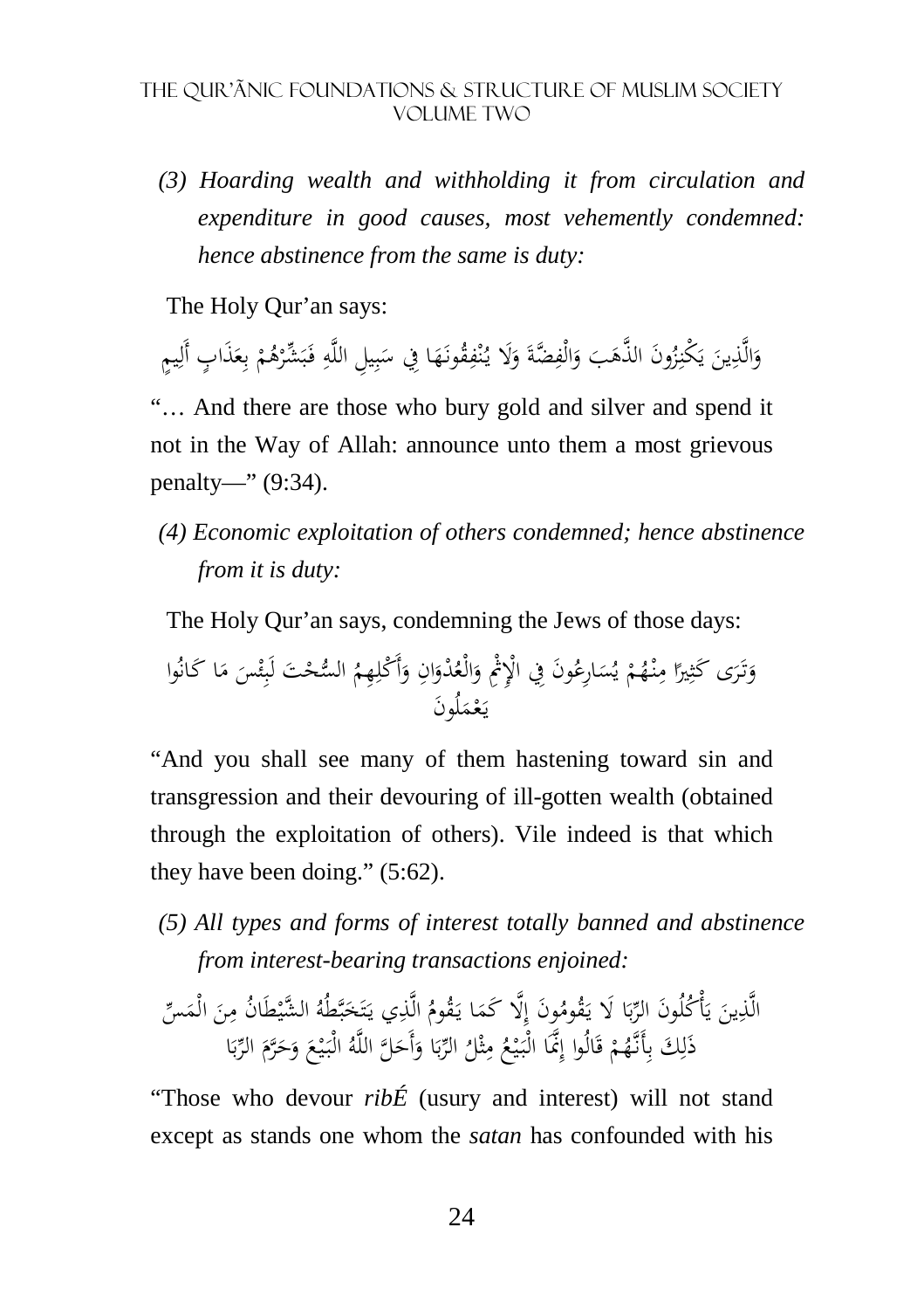*(3) Hoarding wealth and withholding it from circulation and expenditure in good causes, most vehemently condemned: hence abstinence from the same is duty:*

The Holy Qur'an says:

وَالَّذِينَ يَكْنِزُونَ الذَّهَبَ وَالْفِضَّةَ وَلَا يُنْفِقُونَهَا فِي سَبِيلِ اللَّهِ فَبَشِّرْهُمْ بِعَذَابٍ أَلِيمٍ

"… And there are those who bury gold and silver and spend it not in the Way of Allah: announce unto them a most grievous penalty—" (9:34).

*(4) Economic exploitation of others condemned; hence abstinence from it is duty:*

The Holy Qur'an says, condemning the Jews of those days:

وَتَرَى كَثِيرًا مِنْهُمْ يُسَارِعُونَ فِي الْإِثْمِ وَالْعُدْوَانِ وَأَكْلِهِمُ السُّحْتَ لَبِئْسَ مَا كَانُوا يَعْمَلُونَ

"And you shall see many of them hastening toward sin and transgression and their devouring of ill-gotten wealth (obtained through the exploitation of others). Vile indeed is that which they have been doing." (5:62).

*(5) All types and forms of interest totally banned and abstinence from interest-bearing transactions enjoined:*

الَّذِينَ يَأْكُلُونَ الرِّبَا لَا يَقُومُونَ إِلَّا كَمَا يَقُومُ الَّذِي يَتَخَبَّطُهُ الشَّيْطَانُ مِنَ الْمَسِّ ذَلِكَ بِأَنَّهُمْ قَالُوا إِنَّمَا الْبَيْعُ مِثْلُ الرِّبَا وَأَحَلَّ اللَّهُ الْبَيْعَ وَحَرَّمَ الرِّبَا

"Those who devour *ribÉ* (usury and interest) will not stand except as stands one whom the *satan* has confounded with his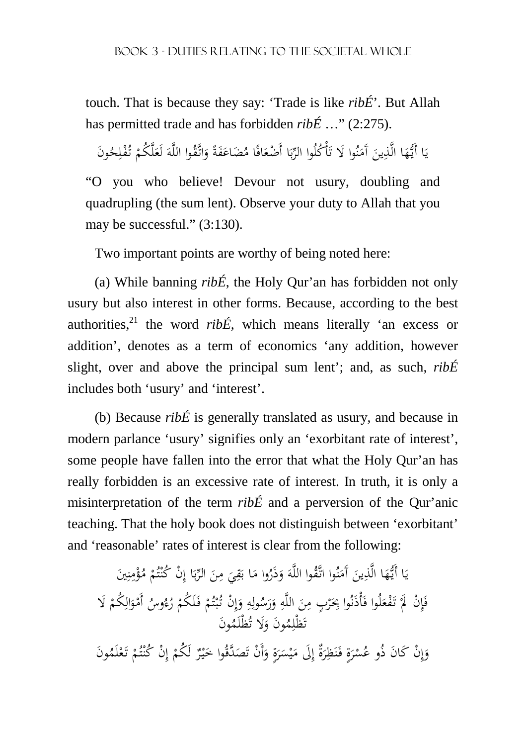touch. That is because they say: 'Trade is like *ribÉ*'. But Allah has permitted trade and has forbidden *ribÉ* …" (2:275).

يَا أَيُّهَا الَّذِينَ آمَنُوا لَا تَأْكُلُوا الرِّبَا أَضْعَافًا مُضَاعَفَةً وَاتَّقُوا اللَّهَ لَعَلَّكُمْ تُفْلِحُونَ

"O you who believe! Devour not usury, doubling and quadrupling (the sum lent). Observe your duty to Allah that you may be successful." (3:130).

Two important points are worthy of being noted here:

(a) While banning *ribÉ*, the Holy Qur'an has forbidden not only usury but also interest in other forms. Because, according to the best authorities,[21] the word *ribÉ*, which means literally 'an excess or addition', denotes as a term of economics 'any addition, however slight, over and above the principal sum lent'; and, as such, *ribÉ* includes both 'usury' and 'interest'.

(b) Because *ribÉ* is generally translated as usury, and because in modern parlance 'usury' signifies only an 'exorbitant rate of interest', some people have fallen into the error that what the Holy Qur'an has really forbidden is an excessive rate of interest. In truth, it is only a misinterpretation of the term *ribÉ* and a perversion of the Qur'anic teaching. That the holy book does not distinguish between 'exorbitant' and 'reasonable' rates of interest is clear from the following:

يَا أَيُّهَا الَّذِينَ آمَنُوا اتَّقُوا اللَّهَ وَذَرُوا مَا بَقِيَ مِنَ الرِّبَا إِنْ كُنْتُمْ مُؤْمِنِينَ

فَإِنْ لَمْ تَفْعَلُوا فَأْذَنُوا بِحَرْبٍ مِنَ اللَّهِ وَرَسُولِهِ وَإِنْ تُبْتُمْ فَلَكُمْ رُءُوسُ أَمْوَالِكُمْ لَا تَظْلِمُونَ وَلَا تُظْلَمُونَ

وَإِنْ كَانَ ذُو عُسْرَةٍ فَنَظِرَةٌ إِلَى مَيْسَرَةٍ وَأَنْ تَصَدَّقُوا خَيْرٌ لَكُمْ إِنْ كُنْتُمْ تَعْلَمُونَ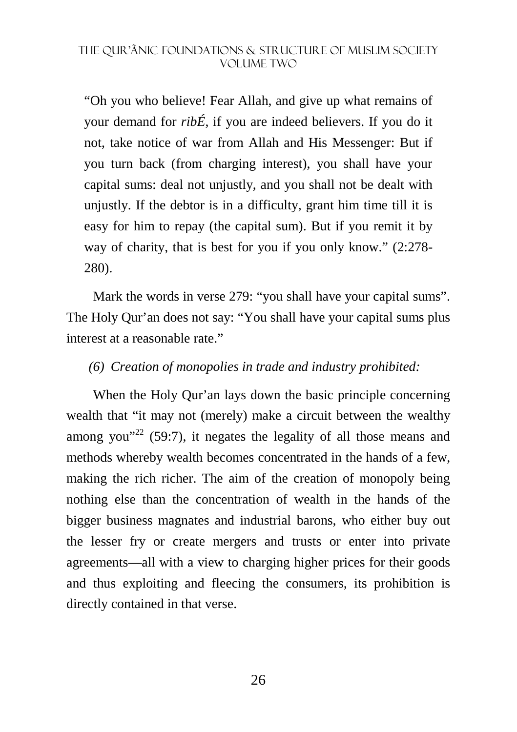"Oh you who believe! Fear Allah, and give up what remains of your demand for *ribÉ*, if you are indeed believers. If you do it not, take notice of war from Allah and His Messenger: But if you turn back (from charging interest), you shall have your capital sums: deal not unjustly, and you shall not be dealt with unjustly. If the debtor is in a difficulty, grant him time till it is easy for him to repay (the capital sum). But if you remit it by way of charity, that is best for you if you only know." (2:278-280).

Mark the words in verse 279: "you shall have your capital sums". The Holy Qur'an does not say: "You shall have your capital sums plus interest at a reasonable rate."

*(6) Creation of monopolies in trade and industry prohibited:*

When the Holy Qur'an lays down the basic principle concerning wealth that "it may not (merely) make a circuit between the wealthy among you"[22] (59:7), it negates the legality of all those means and methods whereby wealth becomes concentrated in the hands of a few, making the rich richer. The aim of the creation of monopoly being nothing else than the concentration of wealth in the hands of the bigger business magnates and industrial barons, who either buy out the lesser fry or create mergers and trusts or enter into private agreements—all with a view to charging higher prices for their goods and thus exploiting and fleecing the consumers, its prohibition is directly contained in that verse.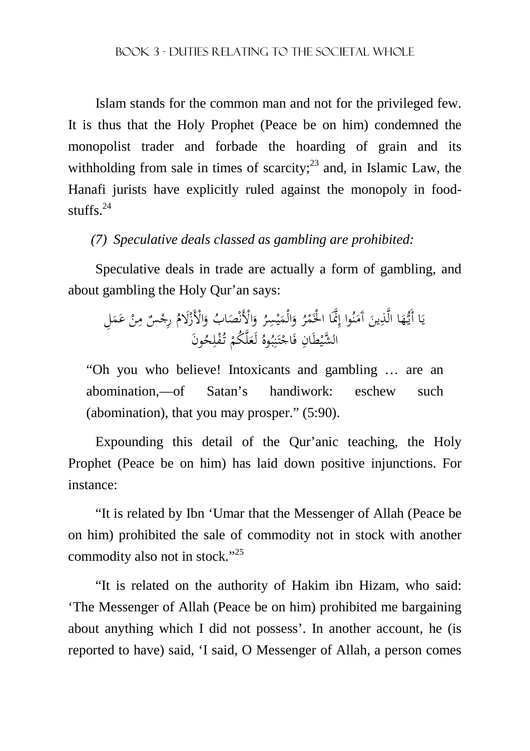Islam stands for the common man and not for the privileged few. It is thus that the Holy Prophet (Peace be on him) condemned the monopolist trader and forbade the hoarding of grain and its withholding from sale in times of scarcity;[23] and, in Islamic Law, the Hanafi jurists have explicitly ruled against the monopoly in food-stuffs.[24]

*(7) Speculative deals classed as gambling are prohibited:*

Speculative deals in trade are actually a form of gambling, and about gambling the Holy Qur'an says:

يَا أَيُّهَا الَّذِينَ آمَنُوا إِنَّمَا الْخَمْرُ وَالْمَيْسِرُ وَالْأَنْصَابُ وَالْأَزْلَامُ رِجْسٌ مِنْ عَمَلِ الشَّيْطَانِ فَاجْتَنِبُوهُ لَعَلَّكُمْ تُفْلِحُونَ

> "Oh you who believe! Intoxicants and gambling … are an abomination,—of Satan's handiwork: eschew such (abomination), that you may prosper." (5:90).

Expounding this detail of the Qur'anic teaching, the Holy Prophet (Peace be on him) has laid down positive injunctions. For instance:

"It is related by Ibn 'Umar that the Messenger of Allah (Peace be on him) prohibited the sale of commodity not in stock with another commodity also not in stock."[25]

"It is related on the authority of Hakim ibn Hizam, who said: 'The Messenger of Allah (Peace be on him) prohibited me bargaining about anything which I did not possess'. In another account, he (is reported to have) said, 'I said, O Messenger of Allah, a person comes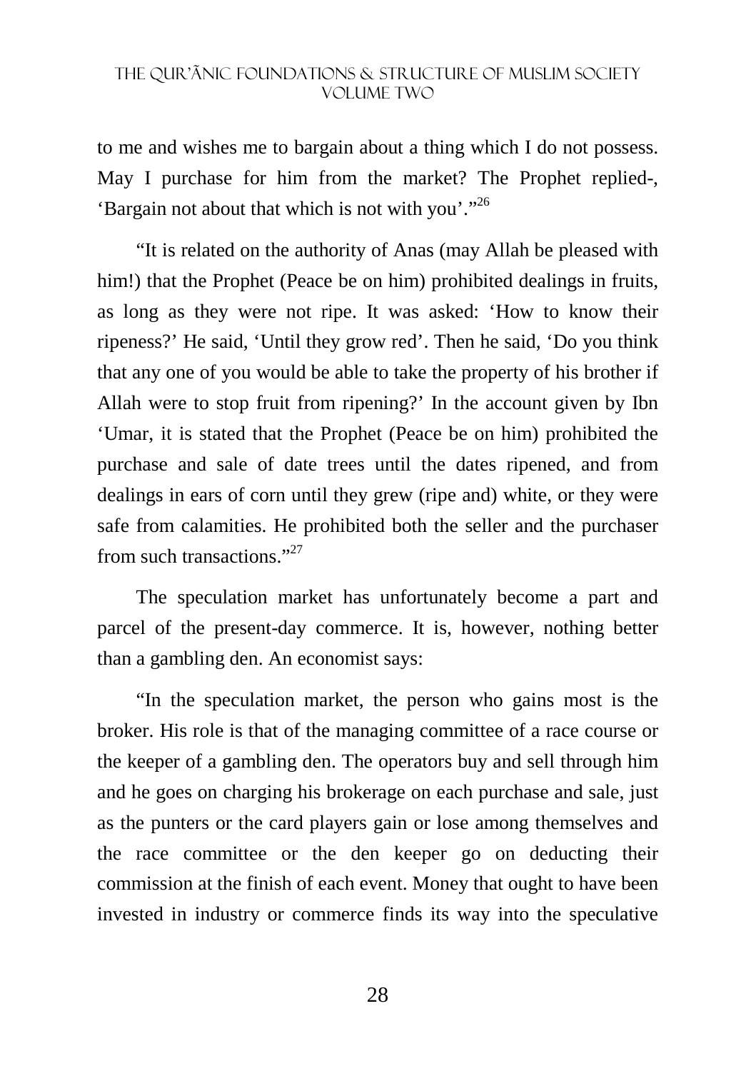to me and wishes me to bargain about a thing which I do not possess. May I purchase for him from the market? The Prophet replied-, 'Bargain not about that which is not with you'."[26]

"It is related on the authority of Anas (may Allah be pleased with him!) that the Prophet (Peace be on him) prohibited dealings in fruits, as long as they were not ripe. It was asked: 'How to know their ripeness?' He said, 'Until they grow red'. Then he said, 'Do you think that any one of you would be able to take the property of his brother if Allah were to stop fruit from ripening?' In the account given by Ibn 'Umar, it is stated that the Prophet (Peace be on him) prohibited the purchase and sale of date trees until the dates ripened, and from dealings in ears of corn until they grew (ripe and) white, or they were safe from calamities. He prohibited both the seller and the purchaser from such transactions."[27]

The speculation market has unfortunately become a part and parcel of the present-day commerce. It is, however, nothing better than a gambling den. An economist says:

"In the speculation market, the person who gains most is the broker. His role is that of the managing committee of a race course or the keeper of a gambling den. The operators buy and sell through him and he goes on charging his brokerage on each purchase and sale, just as the punters or the card players gain or lose among themselves and the race committee or the den keeper go on deducting their commission at the finish of each event. Money that ought to have been invested in industry or commerce finds its way into the speculative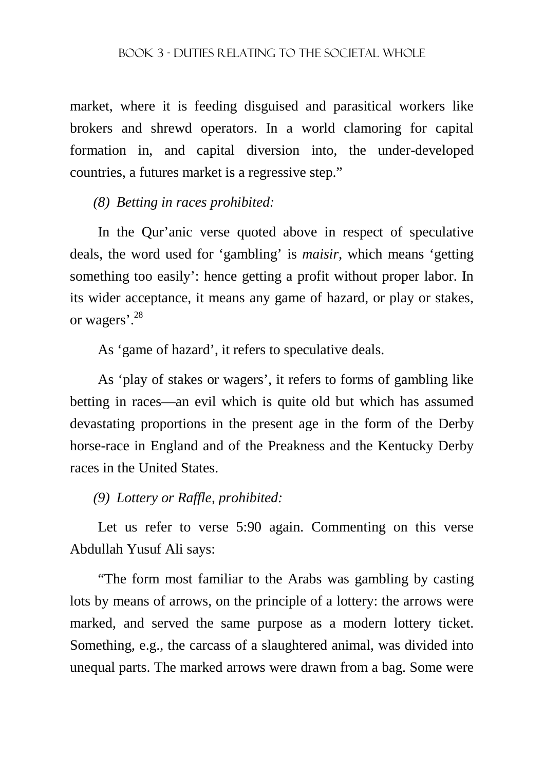market, where it is feeding disguised and parasitical workers like brokers and shrewd operators. In a world clamoring for capital formation in, and capital diversion into, the under-developed countries, a futures market is a regressive step."

*(8) Betting in races prohibited:*

In the Qur'anic verse quoted above in respect of speculative deals, the word used for 'gambling' is *maisir*, which means 'getting something too easily': hence getting a profit without proper labor. In its wider acceptance, it means any game of hazard, or play or stakes, or wagers'.[28]

As 'game of hazard', it refers to speculative deals.

As 'play of stakes or wagers', it refers to forms of gambling like betting in races—an evil which is quite old but which has assumed devastating proportions in the present age in the form of the Derby horse-race in England and of the Preakness and the Kentucky Derby races in the United States.

*(9) Lottery or Raffle, prohibited:*

Let us refer to verse 5:90 again. Commenting on this verse Abdullah Yusuf Ali says:

"The form most familiar to the Arabs was gambling by casting lots by means of arrows, on the principle of a lottery: the arrows were marked, and served the same purpose as a modern lottery ticket. Something, e.g., the carcass of a slaughtered animal, was divided into unequal parts. The marked arrows were drawn from a bag. Some were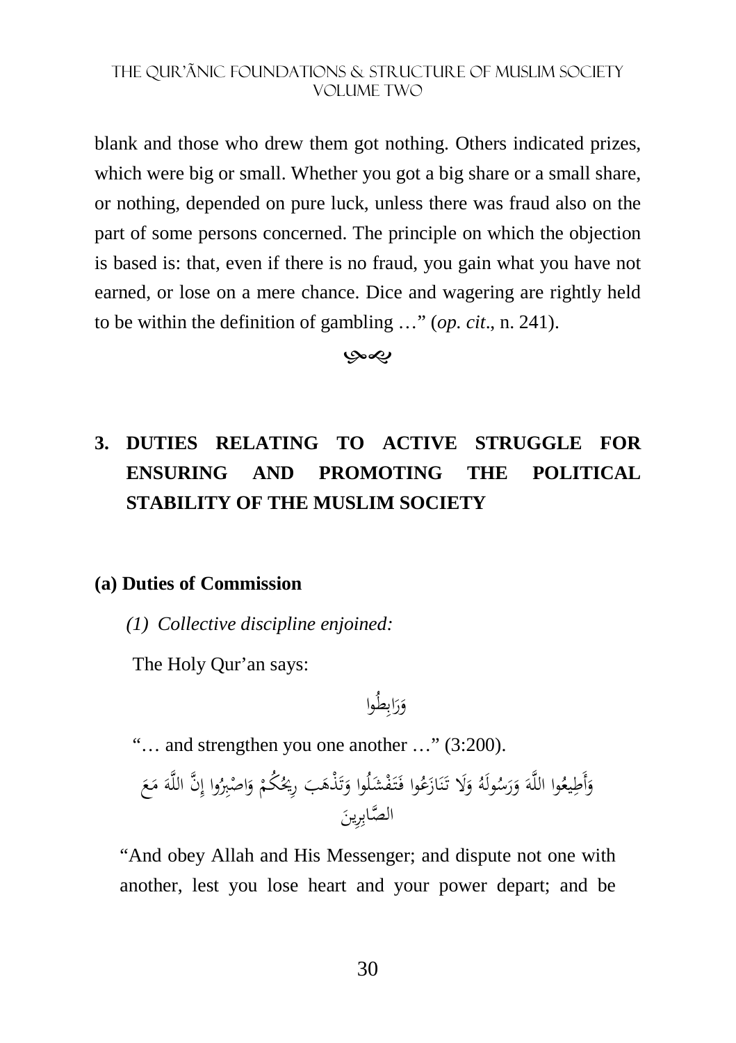blank and those who drew them got nothing. Others indicated prizes, which were big or small. Whether you got a big share or a small share, or nothing, depended on pure luck, unless there was fraud also on the part of some persons concerned. The principle on which the objection is based is: that, even if there is no fraud, you gain what you have not earned, or lose on a mere chance. Dice and wagering are rightly held to be within the definition of gambling …" (*op. cit*., n. 241).

## 3. DUTIES RELATING TO ACTIVE STRUGGLE FOR ENSURING AND PROMOTING THE POLITICAL STABILITY OF THE MUSLIM SOCIETY

### (a) Duties of Commission

*(1) Collective discipline enjoined:*

The Holy Qur'an says:

وَرَابِطُوا

"… and strengthen you one another …" (3:200).

وَأَطِيعُوا اللَّهَ وَرَسُولَهُ وَلَا تَنَازَعُوا فَتَفْشَلُوا وَتَذْهَبَ رِيحُكُمْ وَاصْبِرُوا إِنَّ اللَّهَ مَعَ الصَّابِرِينَ

"And obey Allah and His Messenger; and dispute not one with another, lest you lose heart and your power depart; and be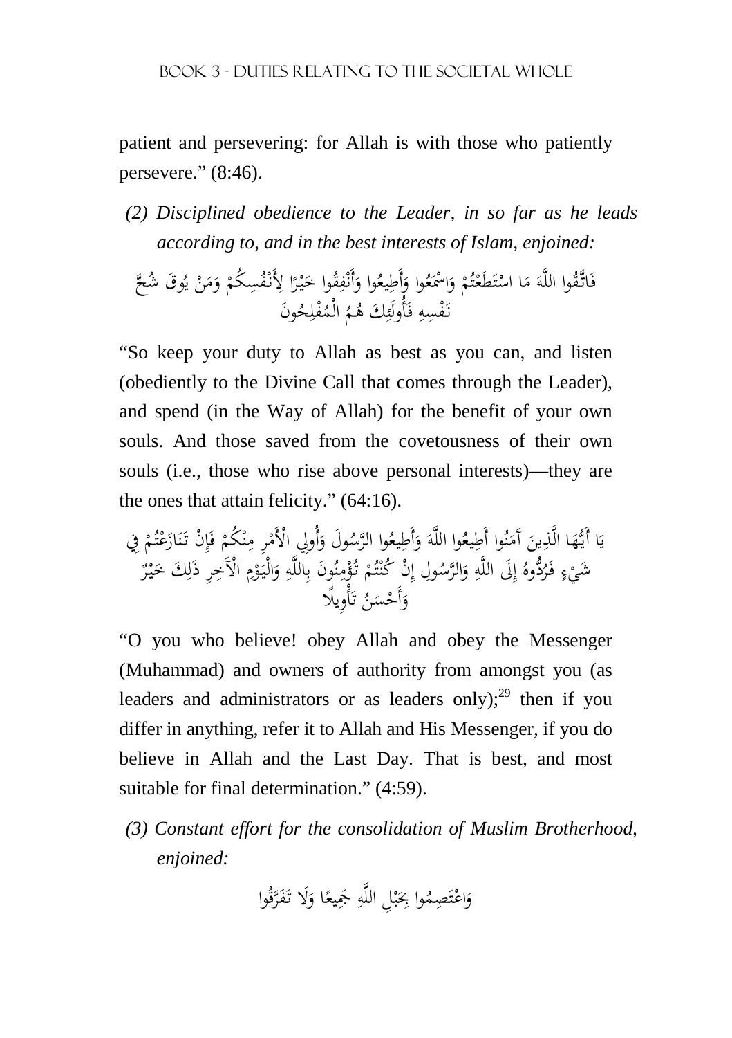patient and persevering: for Allah is with those who patiently persevere." (8:46).

*(2) Disciplined obedience to the Leader, in so far as he leads according to, and in the best interests of Islam, enjoined:*

فَاتَّقُوا اللَّهَ مَا اسْتَطَعْتُمْ وَاسْمَعُوا وَأَطِيعُوا وَأَنْفِقُوا خَيْرًا لِأَنْفُسِكُمْ وَمَنْ يُوقَ شُحَّ نَفْسِهِ فَأُولَئِكَ هُمُ الْمُفْلِحُونَ

"So keep your duty to Allah as best as you can, and listen (obediently to the Divine Call that comes through the Leader), and spend (in the Way of Allah) for the benefit of your own souls. And those saved from the covetousness of their own souls (i.e., those who rise above personal interests)—they are the ones that attain felicity." (64:16).

يَا أَيُّهَا الَّذِينَ آَمَنُوا أَطِيعُوا اللَّهَ وَأَطِيعُوا الرَّسُولَ وَأُولِي الْأَمْرِ مِنْكُمْ فَإِنْ تَنَازَعْتُمْ فِي شَيْءٍ فَرُدُّوهُ إِلَى اللَّهِ وَالرَّسُولِ إِنْ كُنْتُمْ تُؤْمِنُونَ بِاللَّهِ وَالْيَوْمِ الْآَخِرِ ذَلِكَ خَيْرٌ وَأَحْسَنُ تَأْوِيلًا

"O you who believe! obey Allah and obey the Messenger (Muhammad) and owners of authority from amongst you (as leaders and administrators or as leaders only);[29] then if you differ in anything, refer it to Allah and His Messenger, if you do believe in Allah and the Last Day. That is best, and most suitable for final determination." (4:59).

*(3) Constant effort for the consolidation of Muslim Brotherhood, enjoined:*

وَاعْتَصِمُوا بِحَبْلِ اللَّهِ جَمِيعًا وَلَا تَفَرَّقُوا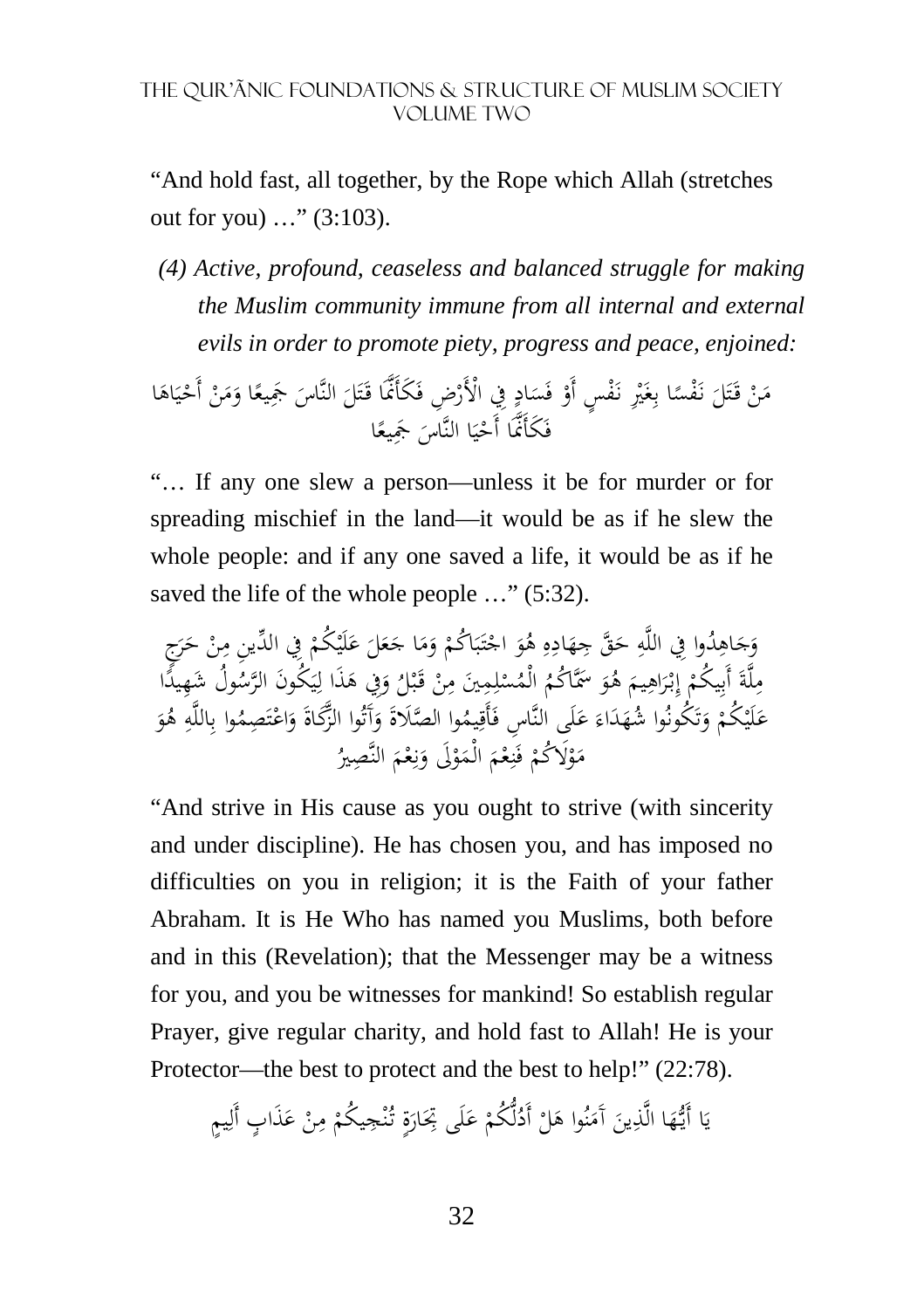“And hold fast, all together, by the Rope which Allah (stretches out for you) …” (3:103).

*(4) Active, profound, ceaseless and balanced struggle for making the Muslim community immune from all internal and external evils in order to promote piety, progress and peace, enjoined:*

مَنْ قَتَلَ نَفْسًا بِغَيْرِ نَفْسٍ أَوْ فَسَادٍ فِي الْأَرْضِ فَكَأَنَّمَا قَتَلَ النَّاسَ جَمِيعًا وَمَنْ أَحْيَاهَا فَكَأَنَّمَا أَحْيَا النَّاسَ جَمِيعًا

“… If any one slew a person—unless it be for murder or for spreading mischief in the land—it would be as if he slew the whole people: and if any one saved a life, it would be as if he saved the life of the whole people …” (5:32).

وَجَاهِدُوا فِي اللَّهِ حَقَّ جِهَادِهِ هُوَ اجْتَبَاكُمْ وَمَا جَعَلَ عَلَيْكُمْ فِي الدِّينِ مِنْ حَرَجٍ مِلَّةَ أَبِيكُمْ إِبْرَاهِيمَ هُوَ سَمَّاكُمُ الْمُسْلِمِينَ مِنْ قَبْلُ وَفِي هَذَا لِيَكُونَ الرَّسُولُ شَهِيدًا عَلَيْكُمْ وَتَكُونُوا شُهَدَاءَ عَلَى النَّاسِ فَأَقِيمُوا الصَّلَاةَ وَآتُوا الزَّكَاةَ وَاعْتَصِمُوا بِاللَّهِ هُوَ مَوْلَاكُمْ فَنِعْمَ الْمَوْلَى وَنِعْمَ النَّصِيرُ

“And strive in His cause as you ought to strive (with sincerity and under discipline). He has chosen you, and has imposed no difficulties on you in religion; it is the Faith of your father Abraham. It is He Who has named you Muslims, both before and in this (Revelation); that the Messenger may be a witness for you, and you be witnesses for mankind! So establish regular Prayer, give regular charity, and hold fast to Allah! He is your Protector—the best to protect and the best to help!” (22:78).

يَا أَيُّهَا الَّذِينَ آمَنُوا هَلْ أَدُلُّكُمْ عَلَى تِجَارَةٍ تُنْجِيكُمْ مِنْ عَذَابٍ أَلِيمٍ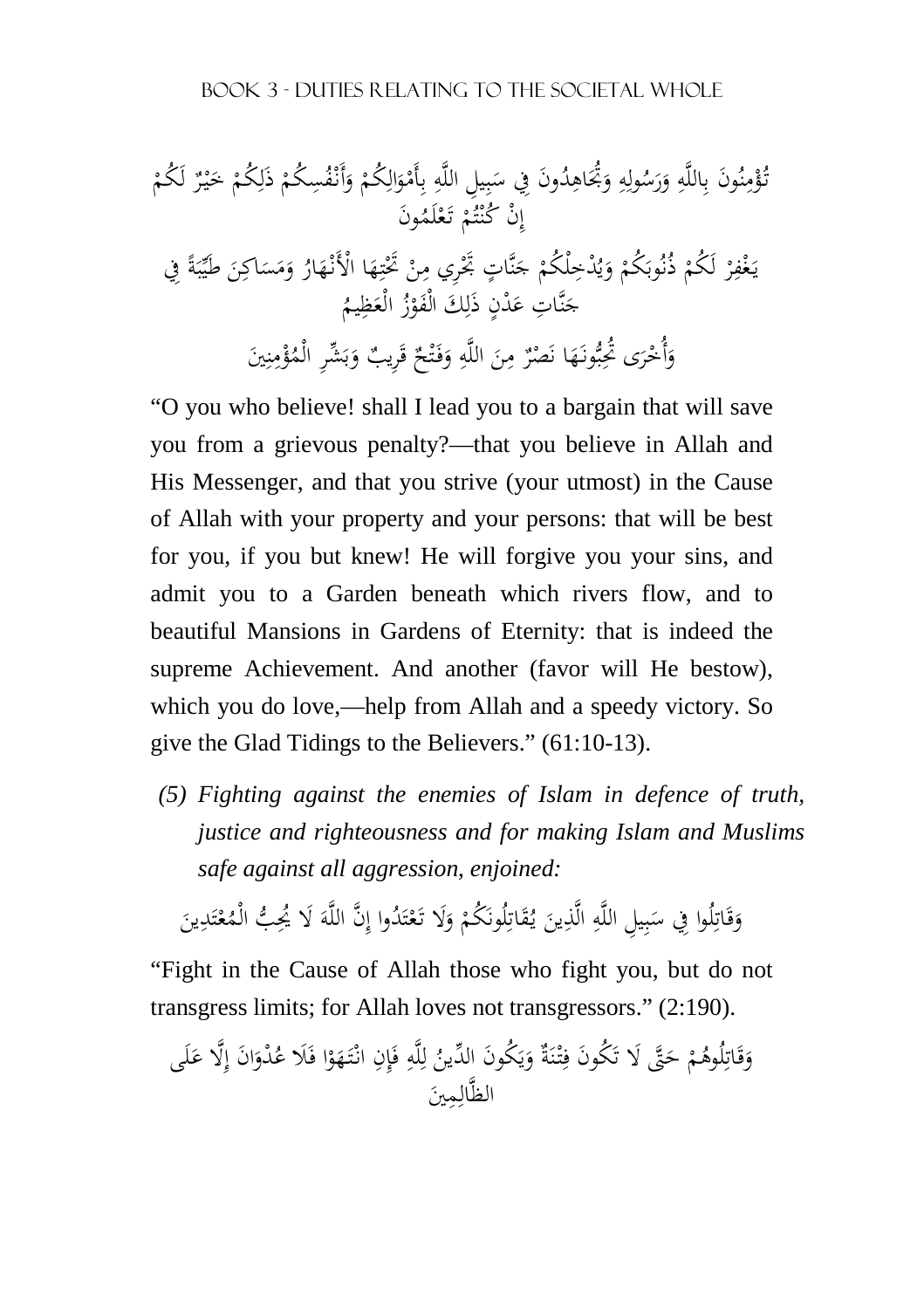تُؤْمِنُونَ بِاللَّهِ وَرَسُولِهِ وَتُجَاهِدُونَ فِي سَبِيلِ اللَّهِ بِأَمْوَالِكُمْ وَأَنْفُسِكُمْ ذَلِكُمْ خَيْرٌ لَكُمْ إِنْ كُنْتُمْ تَعْلَمُونَ

يَغْفِرْ لَكُمْ ذُنُوبَكُمْ وَيُدْخِلْكُمْ جَنَّاتٍ تَجْرِي مِنْ تَحْتِهَا الْأَنْهَارُ وَمَسَاكِنَ طَيِّبَةً فِي جَنَّاتِ عَدْنٍ ذَلِكَ الْفَوْزُ الْعَظِيمُ

وَأُخْرَى تُحِبُّونَهَا نَصْرٌ مِنَ اللَّهِ وَفَتْحٌ قَرِيبٌ وَبَشِّرِ الْمُؤْمِنِينَ

"O you who believe! shall I lead you to a bargain that will save you from a grievous penalty?—that you believe in Allah and His Messenger, and that you strive (your utmost) in the Cause of Allah with your property and your persons: that will be best for you, if you but knew! He will forgive you your sins, and admit you to a Garden beneath which rivers flow, and to beautiful Mansions in Gardens of Eternity: that is indeed the supreme Achievement. And another (favor will He bestow), which you do love,—help from Allah and a speedy victory. So give the Glad Tidings to the Believers." (61:10-13).

*(5) Fighting against the enemies of Islam in defence of truth, justice and righteousness and for making Islam and Muslims safe against all aggression, enjoined:*

وَقَاتِلُوا فِي سَبِيلِ اللَّهِ الَّذِينَ يُقَاتِلُونَكُمْ وَلَا تَعْتَدُوا إِنَّ اللَّهَ لَا يُحِبُّ الْمُعْتَدِينَ

"Fight in the Cause of Allah those who fight you, but do not transgress limits; for Allah loves not transgressors." (2:190).

وَقَاتِلُوهُمْ حَتَّى لَا تَكُونَ فِتْنَةٌ وَيَكُونَ الدِّينُ لِلَّهِ فَإِنِ انْتَهَوْا فَلَا عُدْوَانَ إِلَّا عَلَى الظَّالِمِينَ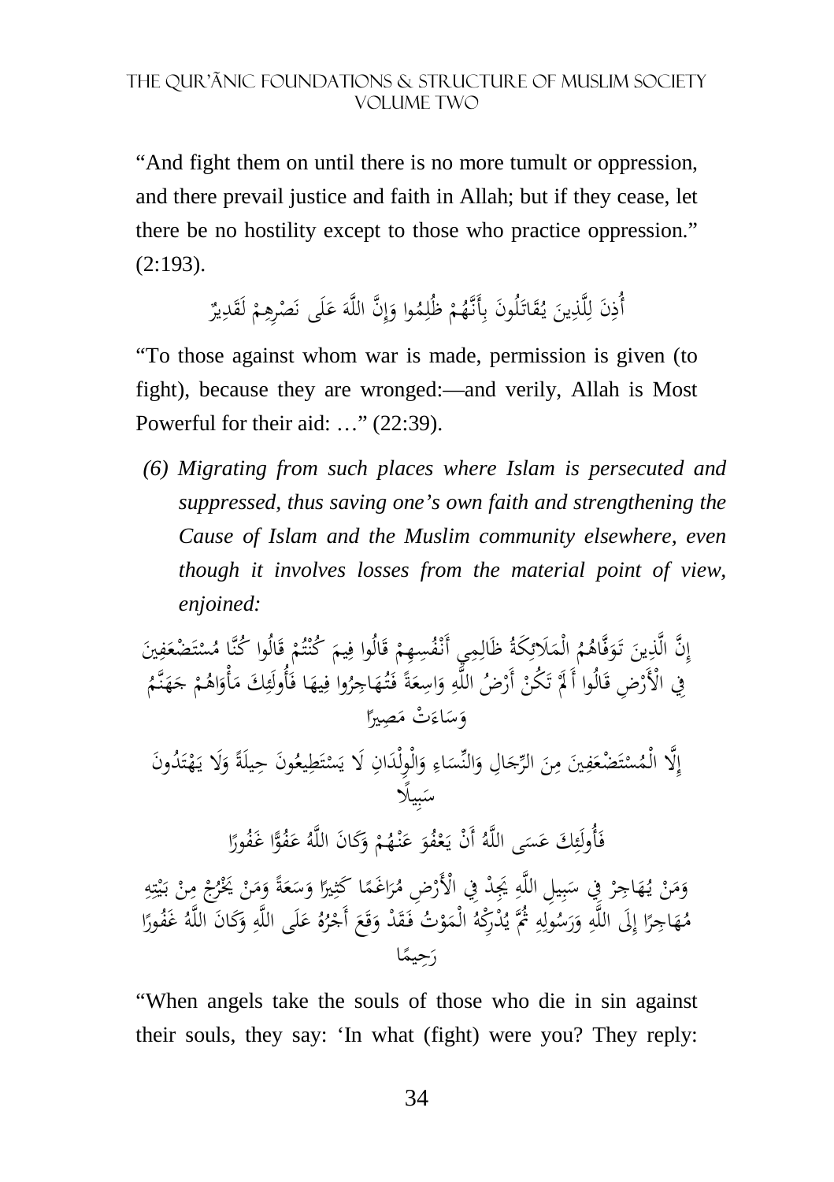"And fight them on until there is no more tumult or oppression, and there prevail justice and faith in Allah; but if they cease, let there be no hostility except to those who practice oppression." (2:193).

أُذِنَ لِلَّذِينَ يُقَاتَلُونَ بِأَنَّهُمْ ظُلِمُوا وَإِنَّ اللَّهَ عَلَى نَصْرِهِمْ لَقَدِيرٌ

"To those against whom war is made, permission is given (to fight), because they are wronged:—and verily, Allah is Most Powerful for their aid: …" (22:39).

*(6) Migrating from such places where Islam is persecuted and suppressed, thus saving one's own faith and strengthening the Cause of Islam and the Muslim community elsewhere, even though it involves losses from the material point of view, enjoined:*

إِنَّ الَّذِينَ تَوَفَّاهُمُ الْمَلَائِكَةُ ظَالِمِي أَنْفُسِهِمْ قَالُوا فِيمَ كُنْتُمْ قَالُوا كُنَّا مُسْتَضْعَفِينَ فِي الْأَرْضِ قَالُوا أَلَمْ تَكُنْ أَرْضُ اللَّهِ وَاسِعَةً فَتُهَاجِرُوا فِيهَا فَأُولَئِكَ مَأْوَاهُمْ جَهَنَّمُ وَسَاءَتْ مَصِيرًا

إِلَّا الْمُسْتَضْعَفِينَ مِنَ الرِّجَالِ وَالنِّسَاءِ وَالْوِلْدَانِ لَا يَسْتَطِيعُونَ حِيلَةً وَلَا يَهْتَدُونَ سَبِيلًا

فَأُولَئِكَ عَسَى اللَّهُ أَنْ يَعْفُوَ عَنْهُمْ وَكَانَ اللَّهُ عَفُوًّا غَفُورًا

وَمَنْ يُهَاجِرْ فِي سَبِيلِ اللَّهِ يَجِدْ فِي الْأَرْضِ مُرَاغَمًا كَثِيرًا وَسَعَةً وَمَنْ يَخْرُجْ مِنْ بَيْتِهِ مُهَاجِرًا إِلَى اللَّهِ وَرَسُولِهِ ثُمَّ يُدْرِكْهُ الْمَوْتُ فَقَدْ وَقَعَ أَجْرُهُ عَلَى اللَّهِ وَكَانَ اللَّهُ غَفُورًا رَحِيمًا

"When angels take the souls of those who die in sin against their souls, they say: 'In what (fight) were you? They reply: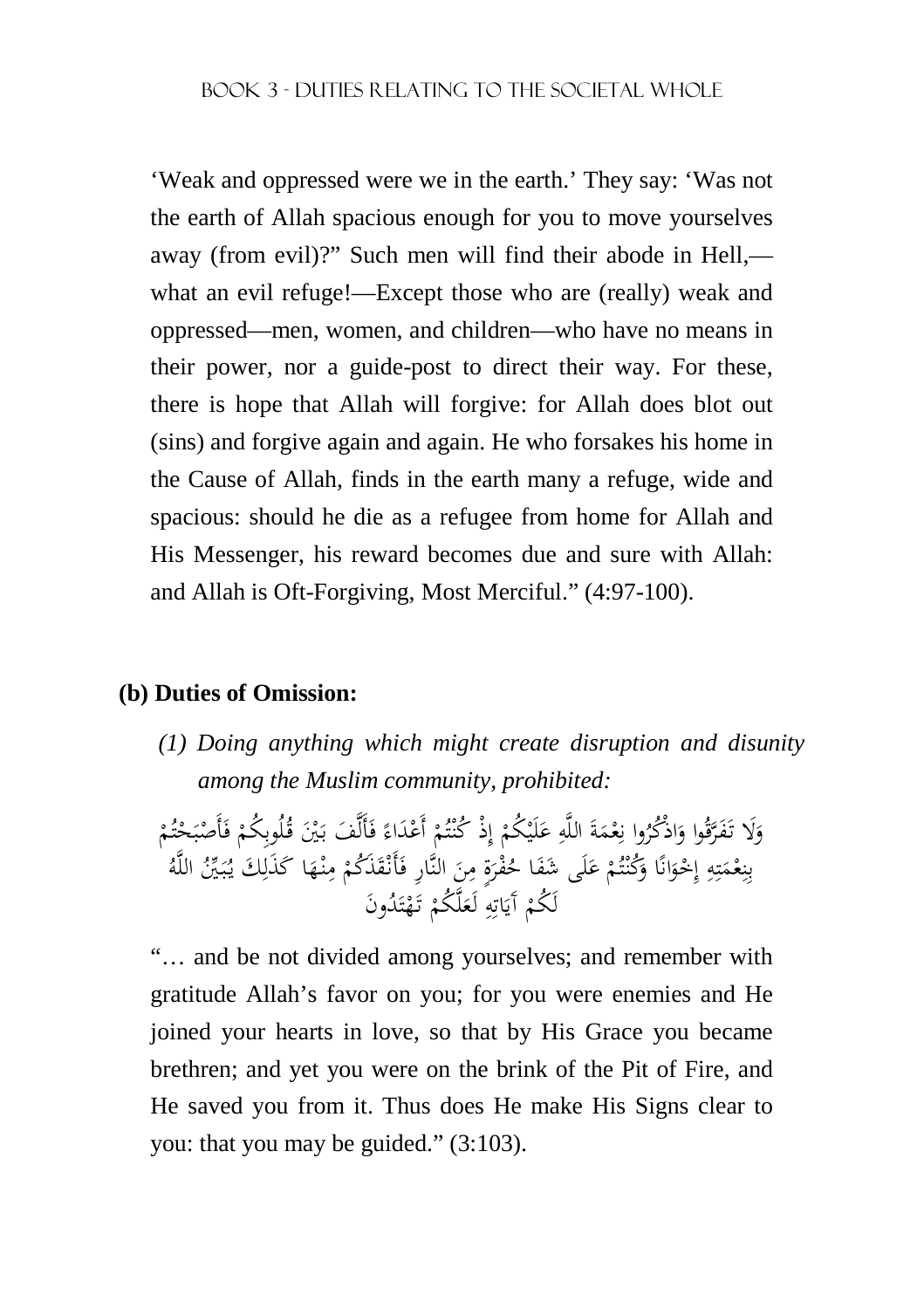'Weak and oppressed were we in the earth.' They say: 'Was not the earth of Allah spacious enough for you to move yourselves away (from evil)?" Such men will find their abode in Hell,—what an evil refuge!—Except those who are (really) weak and oppressed—men, women, and children—who have no means in their power, nor a guide-post to direct their way. For these, there is hope that Allah will forgive: for Allah does blot out (sins) and forgive again and again. He who forsakes his home in the Cause of Allah, finds in the earth many a refuge, wide and spacious: should he die as a refugee from home for Allah and His Messenger, his reward becomes due and sure with Allah: and Allah is Oft-Forgiving, Most Merciful." (4:97-100).

**(b) Duties of Omission:**

*(1) Doing anything which might create disruption and disunity among the Muslim community, prohibited:*

وَلَا تَفَرَّقُوا وَاذْكُرُوا نِعْمَةَ اللَّهِ عَلَيْكُمْ إِذْ كُنْتُمْ أَعْدَاءً فَأَلَّفَ بَيْنَ قُلُوبِكُمْ فَأَصْبَحْتُمْ بِنِعْمَتِهِ إِخْوَانًا وَكُنْتُمْ عَلَى شَفَا حُفْرَةٍ مِنَ النَّارِ فَأَنْقَذَكُمْ مِنْهَا كَذَلِكَ يُبَيِّنُ اللَّهُ لَكُمْ آيَاتِهِ لَعَلَّكُمْ تَهْتَدُونَ

"… and be not divided among yourselves; and remember with gratitude Allah's favor on you; for you were enemies and He joined your hearts in love, so that by His Grace you became brethren; and yet you were on the brink of the Pit of Fire, and He saved you from it. Thus does He make His Signs clear to you: that you may be guided." (3:103).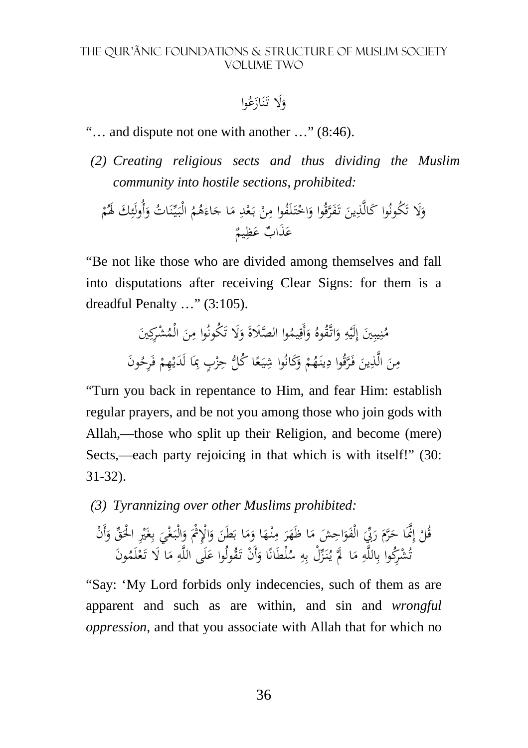وَلَا تَنَازَعُوا

"… and dispute not one with another …" (8:46).

*(2) Creating religious sects and thus dividing the Muslim community into hostile sections, prohibited:*

وَلَا تَكُونُوا كَالَّذِينَ تَفَرَّقُوا وَاخْتَلَفُوا مِنْ بَعْدِ مَا جَاءَهُمُ الْبَيِّنَاتُ وَأُولَئِكَ لَهُمْ عَذَابٌ عَظِيمٌ

"Be not like those who are divided among themselves and fall into disputations after receiving Clear Signs: for them is a dreadful Penalty …" (3:105).

مُنِيبِينَ إِلَيْهِ وَاتَّقُوهُ وَأَقِيمُوا الصَّلَاةَ وَلَا تَكُونُوا مِنَ الْمُشْرِكِينَ

مِنَ الَّذِينَ فَرَّقُوا دِينَهُمْ وَكَانُوا شِيَعًا كُلُّ حِزْبٍ بِمَا لَدَيْهِمْ فَرِحُونَ

"Turn you back in repentance to Him, and fear Him: establish regular prayers, and be not you among those who join gods with Allah,—those who split up their Religion, and become (mere) Sects,—each party rejoicing in that which is with itself!" (30: 31-32).

*(3) Tyrannizing over other Muslims prohibited:*

قُلْ إِنَّمَا حَرَّمَ رَبِّيَ الْفَوَاحِشَ مَا ظَهَرَ مِنْهَا وَمَا بَطَنَ وَالْإِثْمَ وَالْبَغْيَ بِغَيْرِ الْحَقِّ وَأَنْ تُشْرِكُوا بِاللَّهِ مَا لَمْ يُنَزِّلْ بِهِ سُلْطَانًا وَأَنْ تَقُولُوا عَلَى اللَّهِ مَا لَا تَعْلَمُونَ

"Say: 'My Lord forbids only indecencies, such of them as are apparent and such as are within, and sin and *wrongful oppression*, and that you associate with Allah that for which no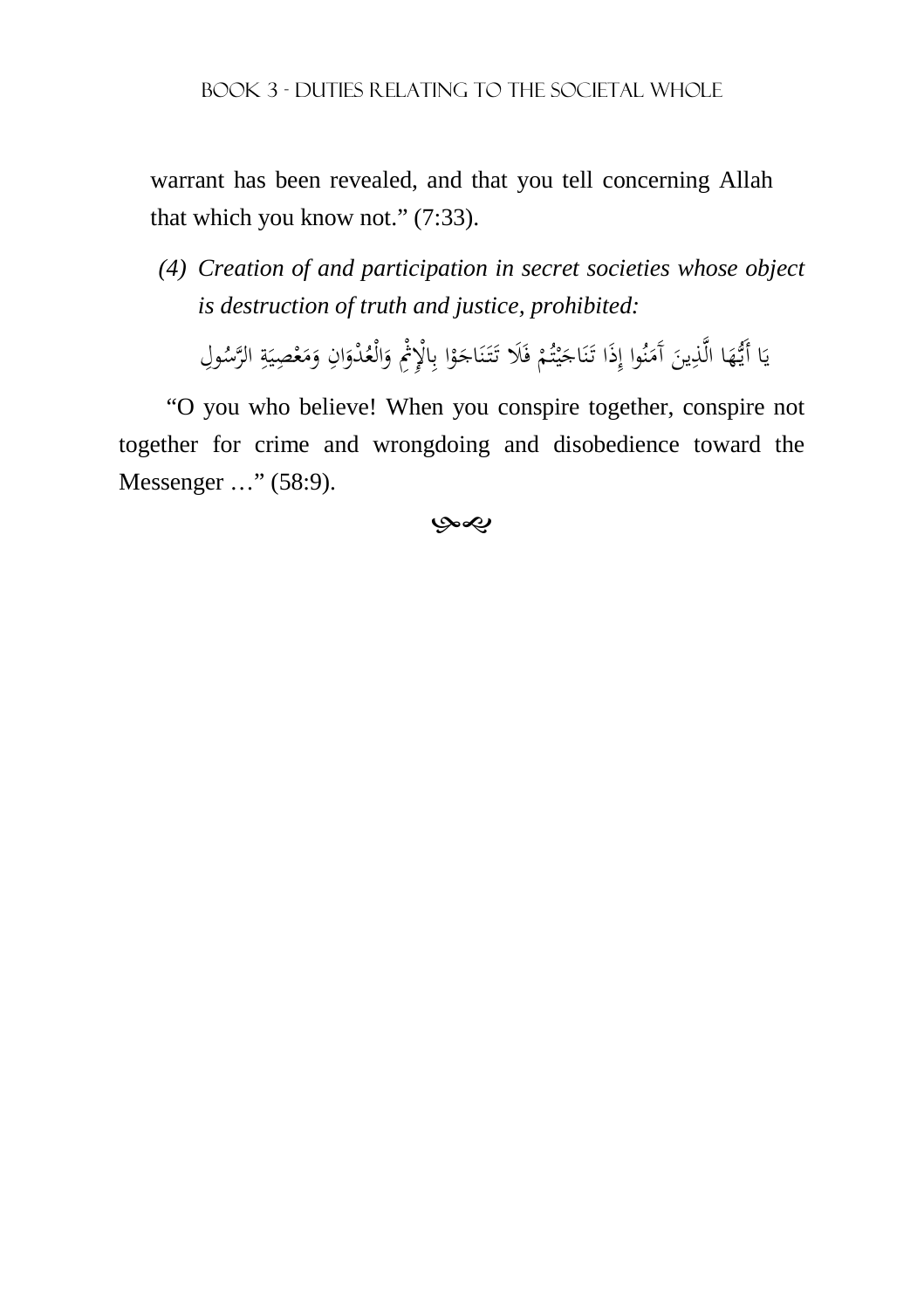warrant has been revealed, and that you tell concerning Allah that which you know not.” (7:33).

(4) *Creation of and participation in secret societies whose object is destruction of truth and justice, prohibited:*

يَا أَيُّهَا الَّذِينَ آمَنُوا إِذَا تَنَاجَيْتُمْ فَلَا تَتَنَاجَوْا بِالْإِثْمِ وَالْعُدْوَانِ وَمَعْصِيَةِ الرَّسُولِ

“O you who believe! When you conspire together, conspire not together for crime and wrongdoing and disobedience toward the Messenger …” (58:9).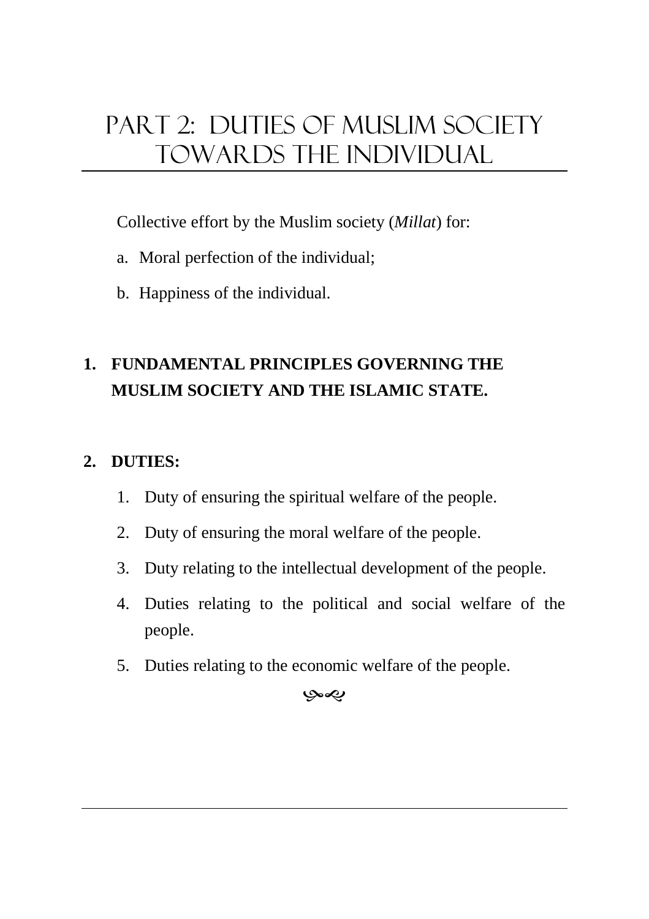# Part 2: Duties of Muslim Society Towards the Individual

Collective effort by the Muslim society (*Millat*) for:

a. Moral perfection of the individual;

b. Happiness of the individual.

## 1. FUNDAMENTAL PRINCIPLES GOVERNING THE MUSLIM SOCIETY AND THE ISLAMIC STATE.

## 2. DUTIES:

1. Duty of ensuring the spiritual welfare of the people.
2. Duty of ensuring the moral welfare of the people.
3. Duty relating to the intellectual development of the people.
4. Duties relating to the political and social welfare of the people.
5. Duties relating to the economic welfare of the people.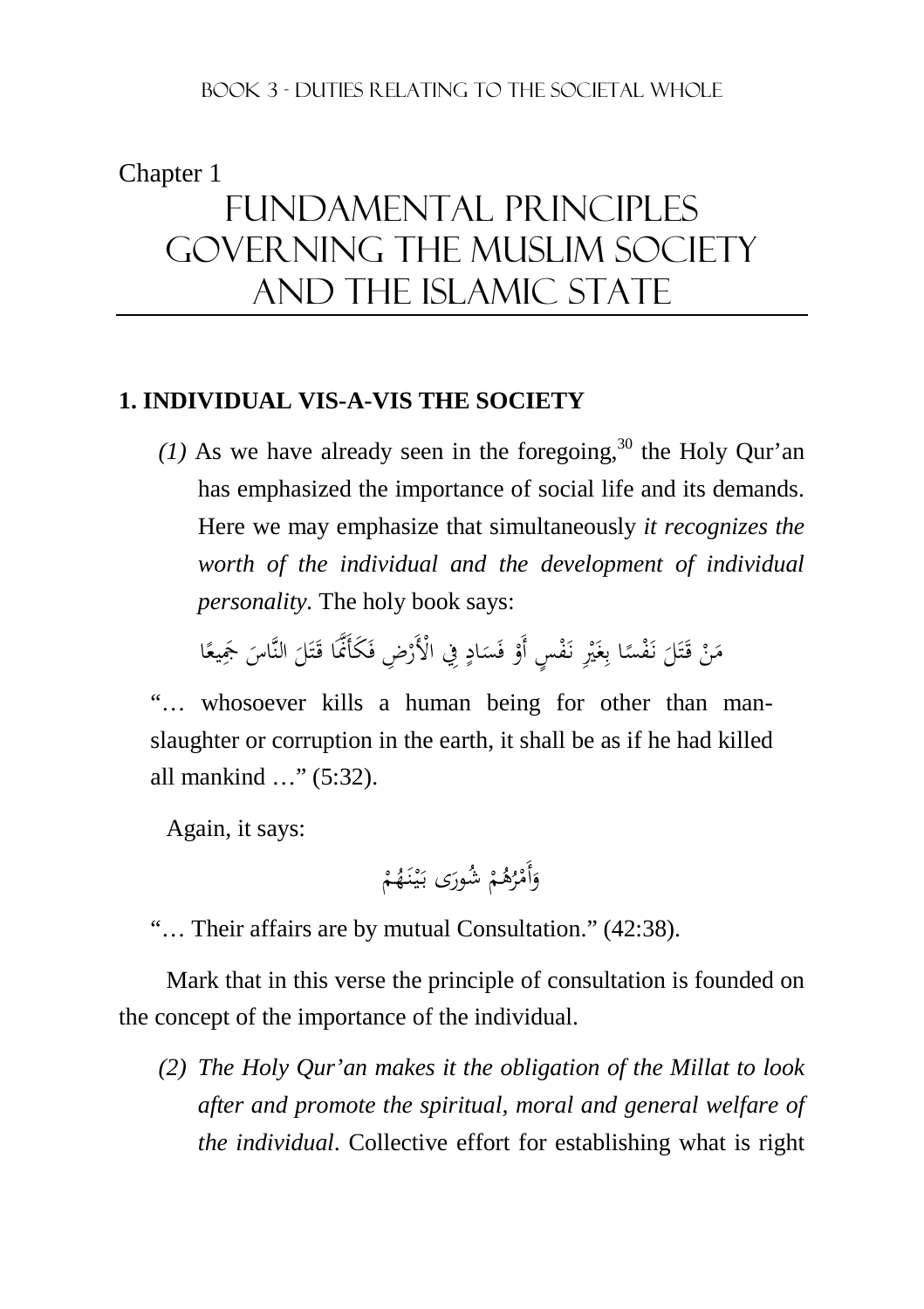Chapter 1

# FUNDAMENTAL PRINCIPLES GOVERNING THE MUSLIM SOCIETY AND THE ISLAMIC STATE

## 1. INDIVIDUAL VIS-A-VIS THE SOCIETY

*(1)* As we have already seen in the foregoing,[30] the Holy Qur'an has emphasized the importance of social life and its demands. Here we may emphasize that simultaneously *it recognizes the worth of the individual and the development of individual personality.* The holy book says:

مَنْ قَتَلَ نَفْسًا بِغَيْرِ نَفْسٍ أَوْ فَسَادٍ فِي الْأَرْضِ فَكَأَنَّمَا قَتَلَ النَّاسَ جَمِيعًا

"… whosoever kills a human being for other than man-slaughter or corruption in the earth, it shall be as if he had killed all mankind …" (5:32).

Again, it says:

وَأَمْرُهُمْ شُورَى بَيْنَهُمْ

"… Their affairs are by mutual Consultation." (42:38).

Mark that in this verse the principle of consultation is founded on the concept of the importance of the individual.

*(2) The Holy Qur'an makes it the obligation of the Millat to look after and promote the spiritual, moral and general welfare of the individual.* Collective effort for establishing what is right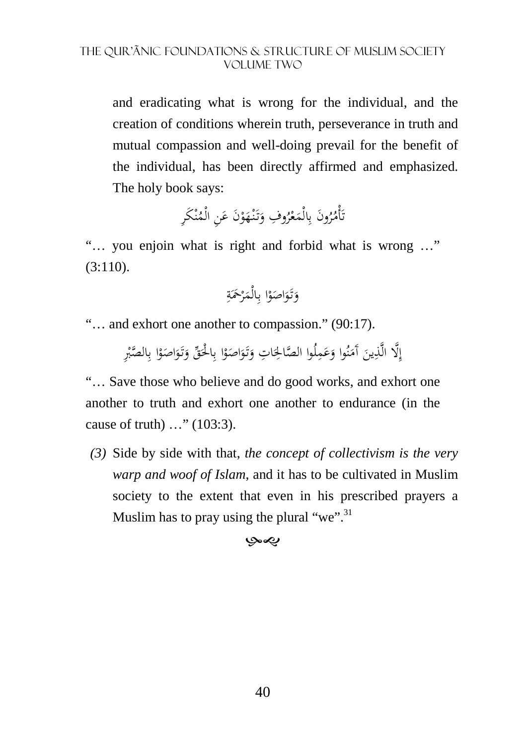and eradicating what is wrong for the individual, and the creation of conditions wherein truth, perseverance in truth and mutual compassion and well-doing prevail for the benefit of the individual, has been directly affirmed and emphasized. The holy book says:

تَأْمُرُونَ بِالْمَعْرُوفِ وَتَنْهَوْنَ عَنِ الْمُنْكَرِ

"… you enjoin what is right and forbid what is wrong …" (3:110).

وَتَوَاصَوْا بِالْمَرْحَمَةِ

"… and exhort one another to compassion." (90:17).

إِلَّا الَّذِينَ آمَنُوا وَعَمِلُوا الصَّالِحَاتِ وَتَوَاصَوْا بِالْحَقِّ وَتَوَاصَوْا بِالصَّبْرِ

"… Save those who believe and do good works, and exhort one another to truth and exhort one another to endurance (in the cause of truth) …" (103:3).

(3) Side by side with that, *the concept of collectivism is the very warp and woof of Islam*, and it has to be cultivated in Muslim society to the extent that even in his prescribed prayers a Muslim has to pray using the plural "we".[31]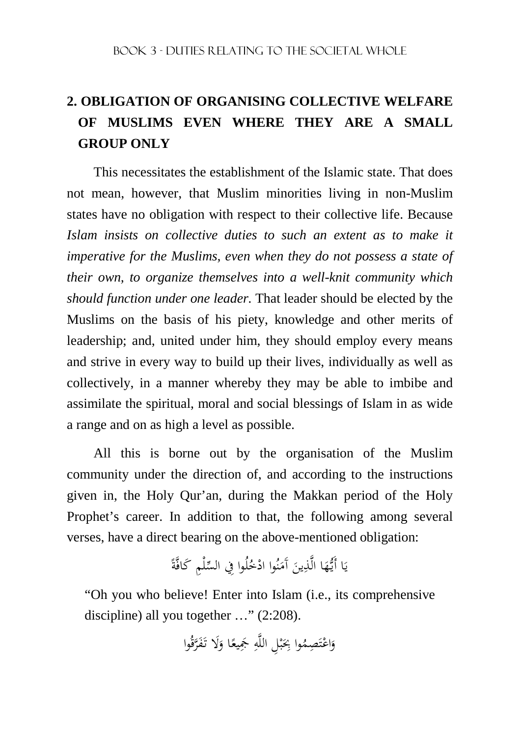## 2. OBLIGATION OF ORGANISING COLLECTIVE WELFARE OF MUSLIMS EVEN WHERE THEY ARE A SMALL GROUP ONLY

This necessitates the establishment of the Islamic state. That does not mean, however, that Muslim minorities living in non-Muslim states have no obligation with respect to their collective life. Because *Islam insists on collective duties to such an extent as to make it imperative for the Muslims, even when they do not possess a state of their own, to organize themselves into a well-knit community which should function under one leader.* That leader should be elected by the Muslims on the basis of his piety, knowledge and other merits of leadership; and, united under him, they should employ every means and strive in every way to build up their lives, individually as well as collectively, in a manner whereby they may be able to imbibe and assimilate the spiritual, moral and social blessings of Islam in as wide a range and on as high a level as possible.

All this is borne out by the organisation of the Muslim community under the direction of, and according to the instructions given in, the Holy Qur'an, during the Makkan period of the Holy Prophet's career. In addition to that, the following among several verses, have a direct bearing on the above-mentioned obligation:

يَا أَيُّهَا الَّذِينَ آمَنُوا ادْخُلُوا فِي السِّلْمِ كَافَّةً

"Oh you who believe! Enter into Islam (i.e., its comprehensive discipline) all you together …" (2:208).

وَاعْتَصِمُوا بِحَبْلِ اللَّهِ جَمِيعًا وَلَا تَفَرَّقُوا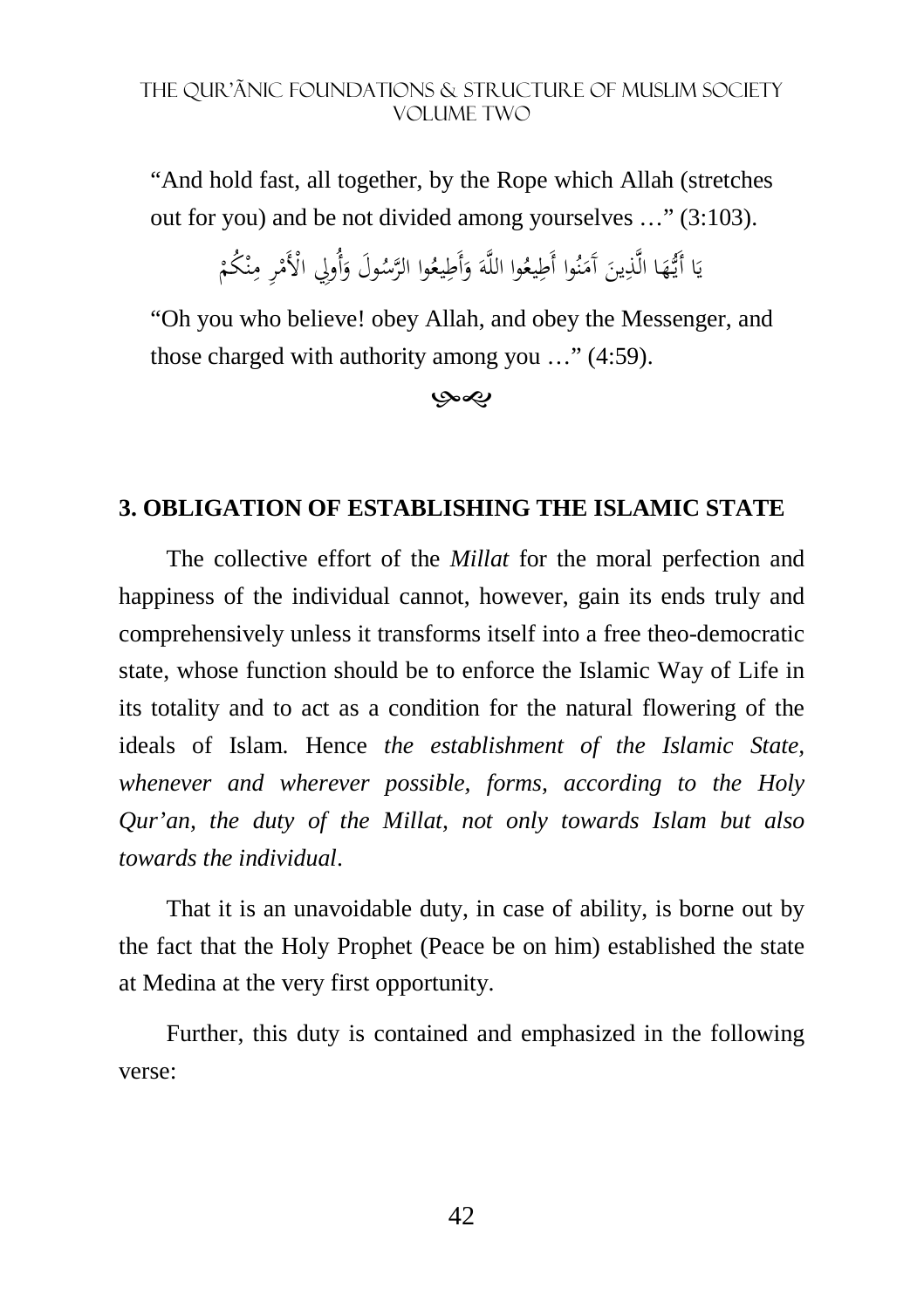"And hold fast, all together, by the Rope which Allah (stretches out for you) and be not divided among yourselves …" (3:103).

يَا أَيُّهَا الَّذِينَ آمَنُوا أَطِيعُوا اللَّهَ وَأَطِيعُوا الرَّسُولَ وَأُولِي الْأَمْرِ مِنْكُمْ

"Oh you who believe! obey Allah, and obey the Messenger, and those charged with authority among you …" (4:59).

## 3. OBLIGATION OF ESTABLISHING THE ISLAMIC STATE

The collective effort of the *Millat* for the moral perfection and happiness of the individual cannot, however, gain its ends truly and comprehensively unless it transforms itself into a free theo-democratic state, whose function should be to enforce the Islamic Way of Life in its totality and to act as a condition for the natural flowering of the ideals of Islam. Hence *the establishment of the Islamic State, whenever and wherever possible, forms, according to the Holy Qur'an, the duty of the Millat, not only towards Islam but also towards the individual*.

That it is an unavoidable duty, in case of ability, is borne out by the fact that the Holy Prophet (Peace be on him) established the state at Medina at the very first opportunity.

Further, this duty is contained and emphasized in the following verse: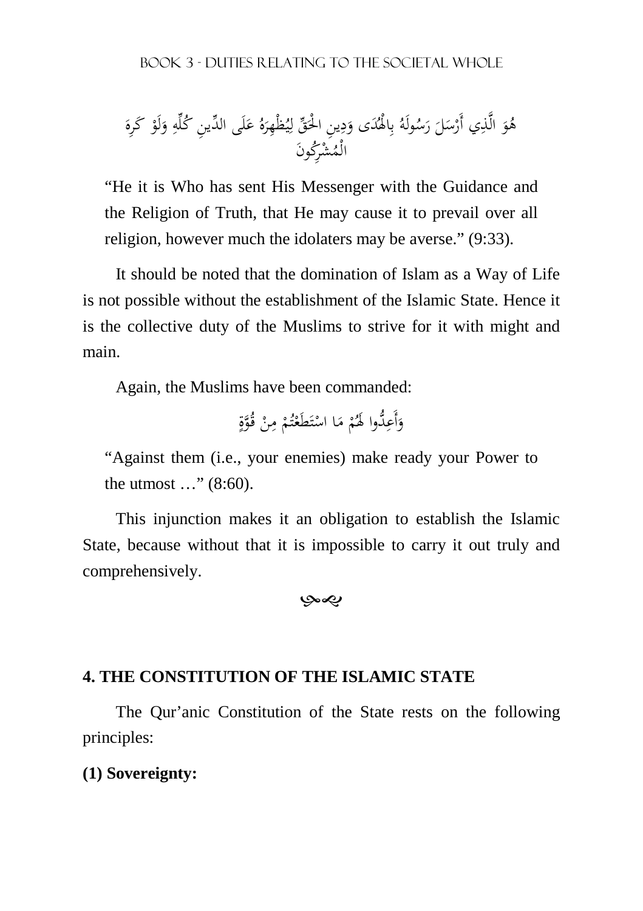هُوَ الَّذِي أَرْسَلَ رَسُولَهُ بِالْهُدَى وَدِينِ الْحَقِّ لِيُظْهِرَهُ عَلَى الدِّينِ كُلِّهِ وَلَوْ كَرِهَ الْمُشْرِكُونَ

"He it is Who has sent His Messenger with the Guidance and the Religion of Truth, that He may cause it to prevail over all religion, however much the idolaters may be averse." (9:33).

It should be noted that the domination of Islam as a Way of Life is not possible without the establishment of the Islamic State. Hence it is the collective duty of the Muslims to strive for it with might and main.

Again, the Muslims have been commanded:

وَأَعِدُّوا لَهُمْ مَا اسْتَطَعْتُمْ مِنْ قُوَّةٍ

"Against them (i.e., your enemies) make ready your Power to the utmost …" (8:60).

This injunction makes it an obligation to establish the Islamic State, because without that it is impossible to carry it out truly and comprehensively.

## 4. THE CONSTITUTION OF THE ISLAMIC STATE

The Qur'anic Constitution of the State rests on the following principles:

**(1) Sovereignty:**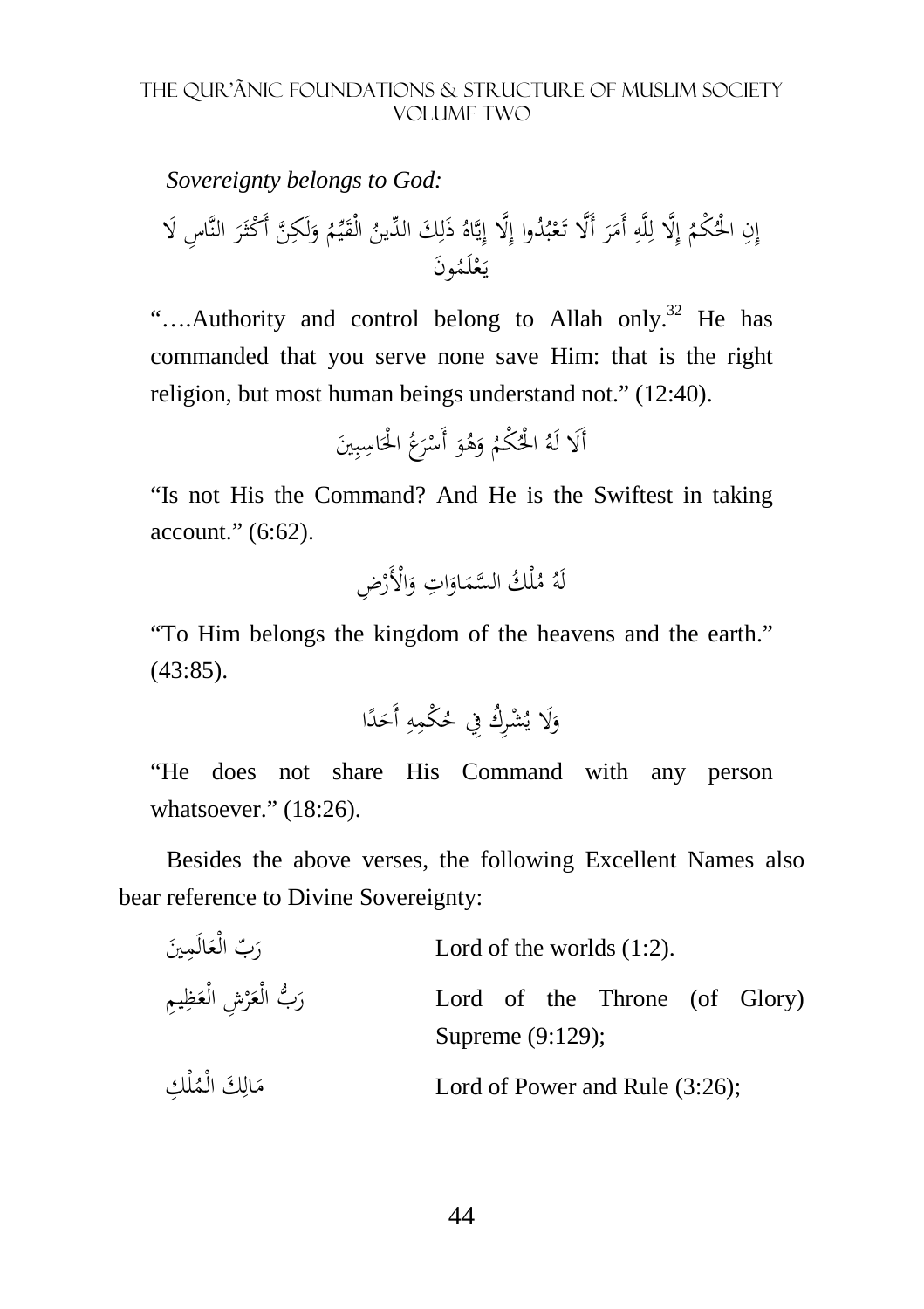*Sovereignty belongs to God:*

إِنِ الْحُكْمُ إِلَّا لِلَّهِ أَمَرَ أَلَّا تَعْبُدُوا إِلَّا إِيَّاهُ ذَلِكَ الدِّينُ الْقَيِّمُ وَلَكِنَّ أَكْثَرَ النَّاسِ لَا يَعْلَمُونَ

"….Authority and control belong to Allah only.[32] He has commanded that you serve none save Him: that is the right religion, but most human beings understand not." (12:40).

أَلَا لَهُ الْحُكْمُ وَهُوَ أَسْرَعُ الْحَاسِبِينَ

"Is not His the Command? And He is the Swiftest in taking account." (6:62).

لَهُ مُلْكُ السَّمَاوَاتِ وَالْأَرْضِ

"To Him belongs the kingdom of the heavens and the earth." (43:85).

وَلَا يُشْرِكُ فِي حُكْمِهِ أَحَدًا

"He does not share His Command with any person whatsoever." (18:26).

Besides the above verses, the following Excellent Names also bear reference to Divine Sovereignty:

| | |
|---|---|
| رَبِّ الْعَالَمِينَ | Lord of the worlds (1:2). |
| رَبُّ الْعَرْشِ الْعَظِيمِ | Lord of the Throne (of Glory) Supreme (9:129); |
| مَالِكَ الْمُلْكِ | Lord of Power and Rule (3:26); |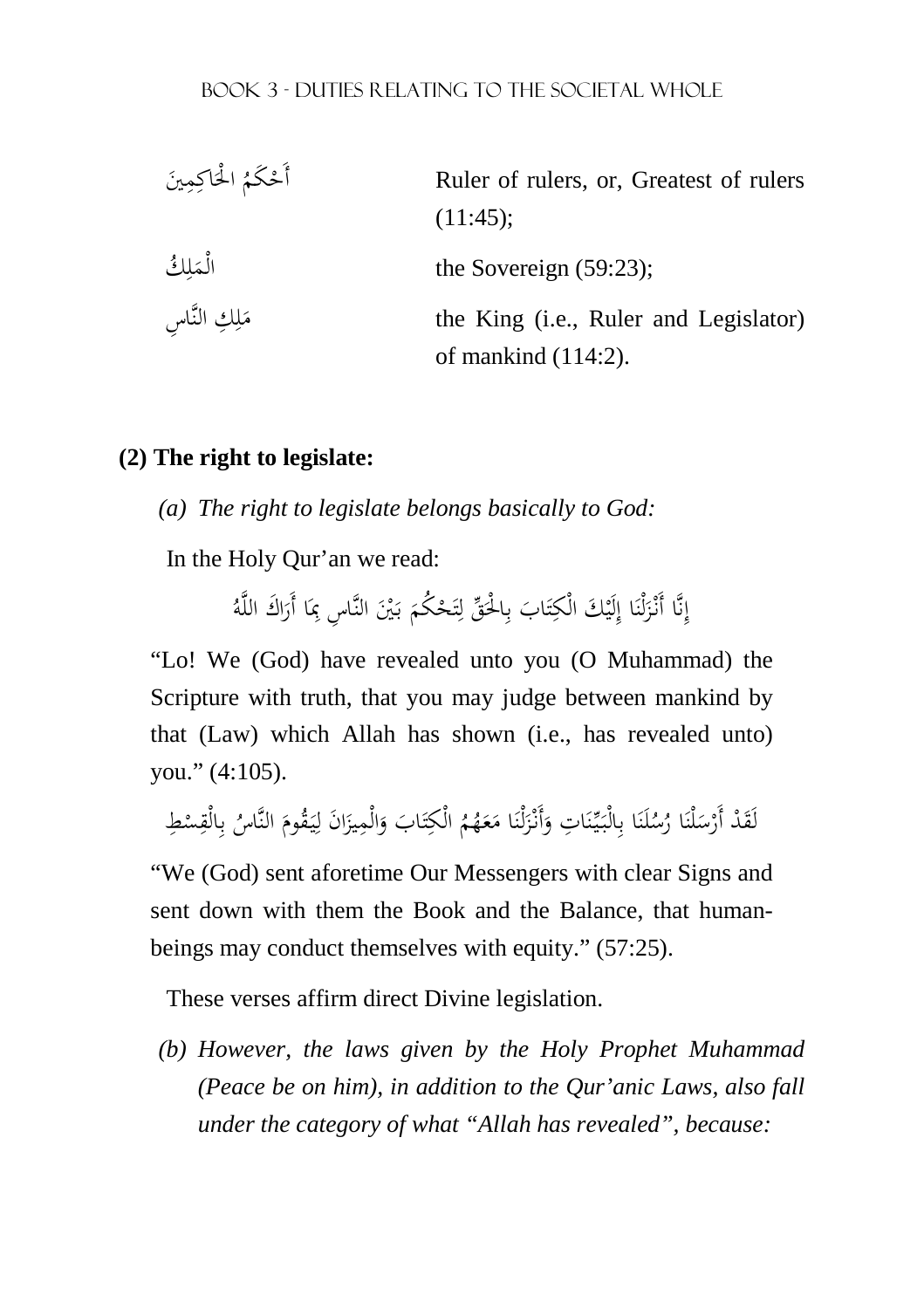| | |
|---|---|
| أَحْكَمُ الْحَاكِمِينَ | Ruler of rulers, or, Greatest of rulers (11:45); |
| الْمَلِكُ | the Sovereign (59:23); |
| مَلِكِ النَّاسِ | the King (i.e., Ruler and Legislator) of mankind (114:2). |

**(2) The right to legislate:**

*(a) The right to legislate belongs basically to God:*

In the Holy Qur'an we read:

إِنَّا أَنْزَلْنَا إِلَيْكَ الْكِتَابَ بِالْحَقِّ لِتَحْكُمَ بَيْنَ النَّاسِ بِمَا أَرَاكَ اللَّهُ

"Lo! We (God) have revealed unto you (O Muhammad) the Scripture with truth, that you may judge between mankind by that (Law) which Allah has shown (i.e., has revealed unto) you." (4:105).

لَقَدْ أَرْسَلْنَا رُسُلَنَا بِالْبَيِّنَاتِ وَأَنْزَلْنَا مَعَهُمُ الْكِتَابَ وَالْمِيزَانَ لِيَقُومَ النَّاسُ بِالْقِسْطِ

"We (God) sent aforetime Our Messengers with clear Signs and sent down with them the Book and the Balance, that human-beings may conduct themselves with equity." (57:25).

These verses affirm direct Divine legislation.

*(b) However, the laws given by the Holy Prophet Muhammad (Peace be on him), in addition to the Qur'anic Laws, also fall under the category of what "Allah has revealed", because:*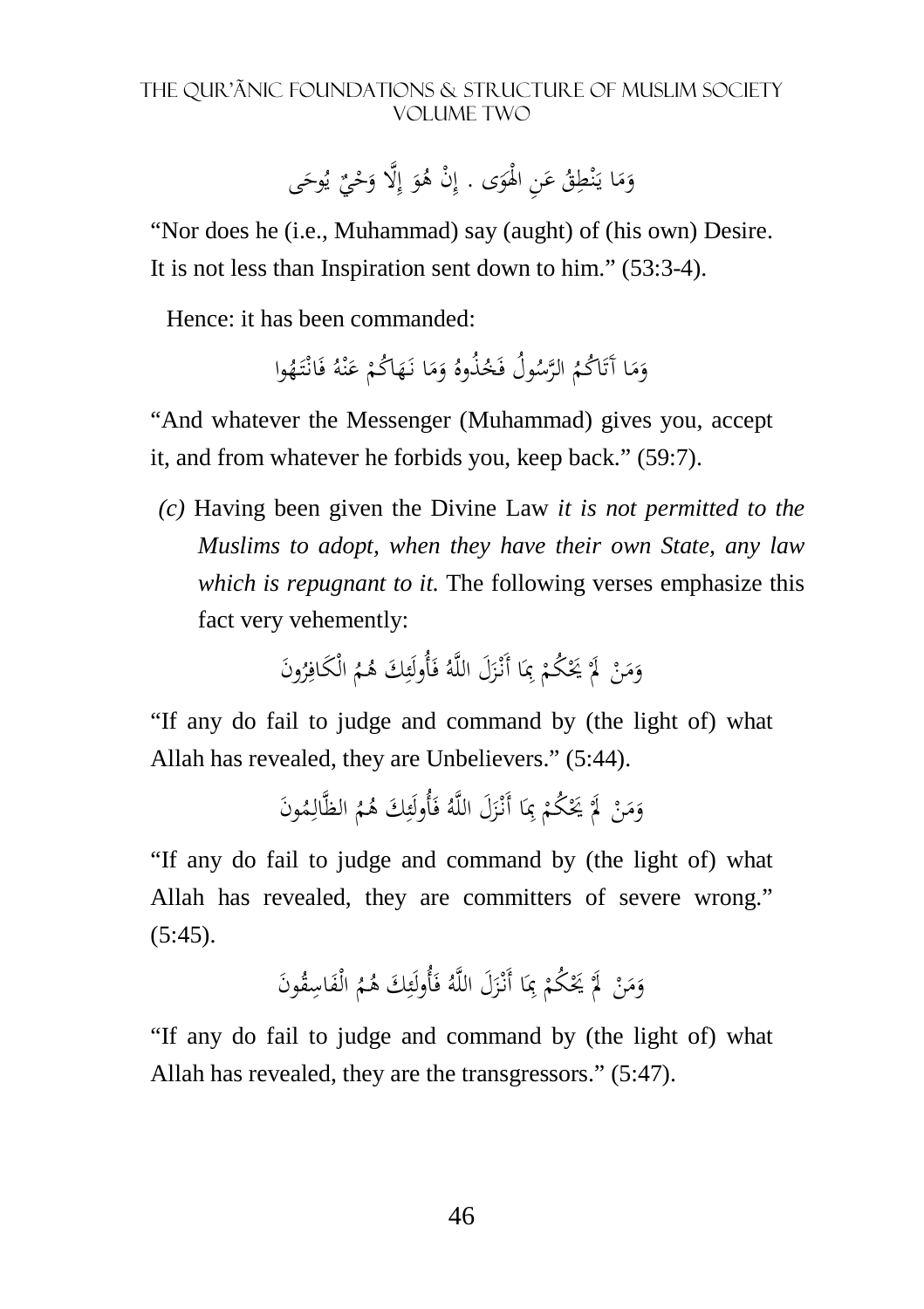وَمَا يَنْطِقُ عَنِ الْهَوَى . إِنْ هُوَ إِلَّا وَحْيٌ يُوحَى

"Nor does he (i.e., Muhammad) say (aught) of (his own) Desire. It is not less than Inspiration sent down to him." (53:3-4).

Hence: it has been commanded:

وَمَا آتَاكُمُ الرَّسُولُ فَخُذُوهُ وَمَا نَهَاكُمْ عَنْهُ فَانْتَهُوا

"And whatever the Messenger (Muhammad) gives you, accept it, and from whatever he forbids you, keep back." (59:7).

*(c)* Having been given the Divine Law *it is not permitted to the Muslims to adopt, when they have their own State, any law which is repugnant to it.* The following verses emphasize this fact very vehemently:

وَمَنْ لَمْ يَحْكُمْ بِمَا أَنْزَلَ اللَّهُ فَأُولَئِكَ هُمُ الْكَافِرُونَ

"If any do fail to judge and command by (the light of) what Allah has revealed, they are Unbelievers." (5:44).

وَمَنْ لَمْ يَحْكُمْ بِمَا أَنْزَلَ اللَّهُ فَأُولَئِكَ هُمُ الظَّالِمُونَ

"If any do fail to judge and command by (the light of) what Allah has revealed, they are committers of severe wrong." (5:45).

وَمَنْ لَمْ يَحْكُمْ بِمَا أَنْزَلَ اللَّهُ فَأُولَئِكَ هُمُ الْفَاسِقُونَ

"If any do fail to judge and command by (the light of) what Allah has revealed, they are the transgressors." (5:47).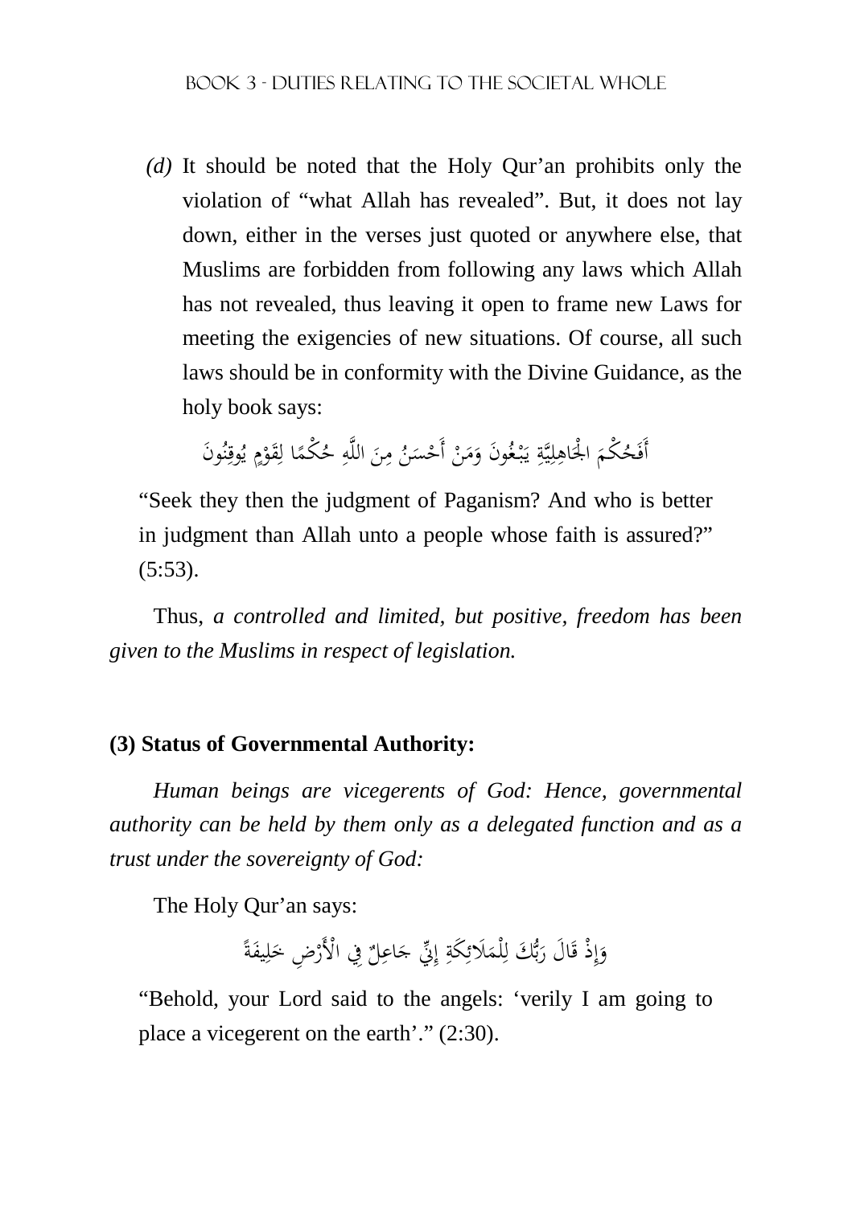*(d)* It should be noted that the Holy Qur'an prohibits only the violation of "what Allah has revealed". But, it does not lay down, either in the verses just quoted or anywhere else, that Muslims are forbidden from following any laws which Allah has not revealed, thus leaving it open to frame new Laws for meeting the exigencies of new situations. Of course, all such laws should be in conformity with the Divine Guidance, as the holy book says:

أَفَحُكْمَ الْجَاهِلِيَّةِ يَبْغُونَ وَمَنْ أَحْسَنُ مِنَ اللَّهِ حُكْمًا لِقَوْمٍ يُوقِنُونَ

"Seek they then the judgment of Paganism? And who is better in judgment than Allah unto a people whose faith is assured?" (5:53).

Thus, *a controlled and limited, but positive, freedom has been given to the Muslims in respect of legislation.*

**(3) Status of Governmental Authority:**

*Human beings are vicegerents of God: Hence, governmental authority can be held by them only as a delegated function and as a trust under the sovereignty of God:*

The Holy Qur'an says:

وَإِذْ قَالَ رَبُّكَ لِلْمَلَائِكَةِ إِنِّي جَاعِلٌ فِي الْأَرْضِ خَلِيفَةً

"Behold, your Lord said to the angels: 'verily I am going to place a vicegerent on the earth'." (2:30).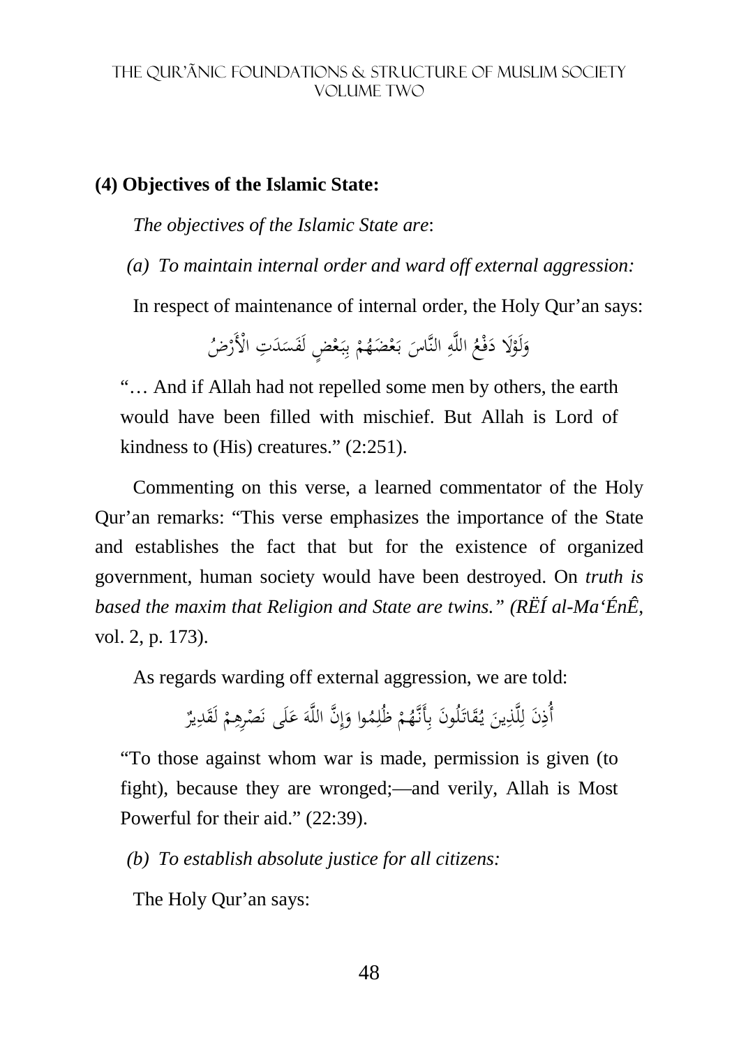**(4) Objectives of the Islamic State:**

*The objectives of the Islamic State are*:

*(a) To maintain internal order and ward off external aggression:*

In respect of maintenance of internal order, the Holy Qur'an says:

وَلَوْلَا دَفْعُ اللَّهِ النَّاسَ بَعْضَهُمْ بِبَعْضٍ لَفَسَدَتِ الْأَرْضُ

"… And if Allah had not repelled some men by others, the earth would have been filled with mischief. But Allah is Lord of kindness to (His) creatures." (2:251).

Commenting on this verse, a learned commentator of the Holy Qur'an remarks: "This verse emphasizes the importance of the State and establishes the fact that but for the existence of organized government, human society would have been destroyed. On *truth is based the maxim that Religion and State are twins." (RËÍ al-Ma'ÉnÊ,* vol. 2, p. 173).

As regards warding off external aggression, we are told:

أُذِنَ لِلَّذِينَ يُقَاتَلُونَ بِأَنَّهُمْ ظُلِمُوا وَإِنَّ اللَّهَ عَلَى نَصْرِهِمْ لَقَدِيرٌ

"To those against whom war is made, permission is given (to fight), because they are wronged;—and verily, Allah is Most Powerful for their aid." (22:39).

*(b) To establish absolute justice for all citizens:*

The Holy Qur'an says: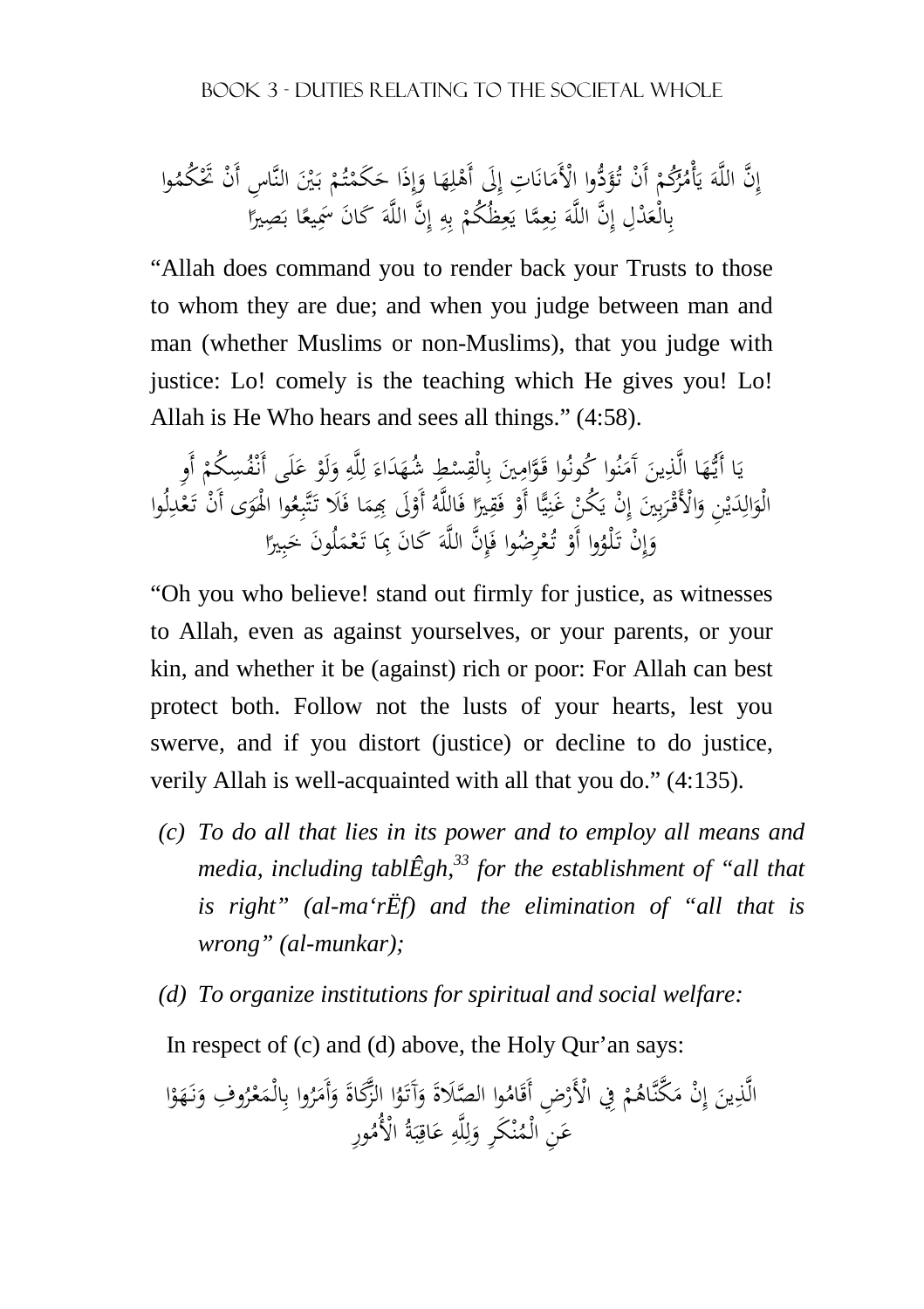إِنَّ اللَّهَ يَأْمُرُكُمْ أَنْ تُؤَدُّوا الْأَمَانَاتِ إِلَى أَهْلِهَا وَإِذَا حَكَمْتُمْ بَيْنَ النَّاسِ أَنْ تَحْكُمُوا بِالْعَدْلِ إِنَّ اللَّهَ نِعِمَّا يَعِظُكُمْ بِهِ إِنَّ اللَّهَ كَانَ سَمِيعًا بَصِيرًا

"Allah does command you to render back your Trusts to those to whom they are due; and when you judge between man and man (whether Muslims or non-Muslims), that you judge with justice: Lo! comely is the teaching which He gives you! Lo! Allah is He Who hears and sees all things." (4:58).

يَا أَيُّهَا الَّذِينَ آَمَنُوا كُونُوا قَوَّامِينَ بِالْقِسْطِ شُهَدَاءَ لِلَّهِ وَلَوْ عَلَى أَنْفُسِكُمْ أَوِ الْوَالِدَيْنِ وَالْأَقْرَبِينَ إِنْ يَكُنْ غَنِيًّا أَوْ فَقِيرًا فَاللَّهُ أَوْلَى بِهِمَا فَلَا تَتَّبِعُوا الْهَوَى أَنْ تَعْدِلُوا وَإِنْ تَلْوُوا أَوْ تُعْرِضُوا فَإِنَّ اللَّهَ كَانَ بِمَا تَعْمَلُونَ خَبِيرًا

"Oh you who believe! stand out firmly for justice, as witnesses to Allah, even as against yourselves, or your parents, or your kin, and whether it be (against) rich or poor: For Allah can best protect both. Follow not the lusts of your hearts, lest you swerve, and if you distort (justice) or decline to do justice, verily Allah is well-acquainted with all that you do." (4:135).

*(c) To do all that lies in its power and to employ all means and media, including tablÊgh,*[33] *for the establishment of "all that is right" (al-ma'rËf) and the elimination of "all that is wrong" (al-munkar);*

*(d) To organize institutions for spiritual and social welfare:*

In respect of (c) and (d) above, the Holy Qur'an says:

الَّذِينَ إِنْ مَكَّنَّاهُمْ فِي الْأَرْضِ أَقَامُوا الصَّلَاةَ وَآَتَوُا الزَّكَاةَ وَأَمَرُوا بِالْمَعْرُوفِ وَنَهَوْا عَنِ الْمُنْكَرِ وَلِلَّهِ عَاقِبَةُ الْأُمُورِ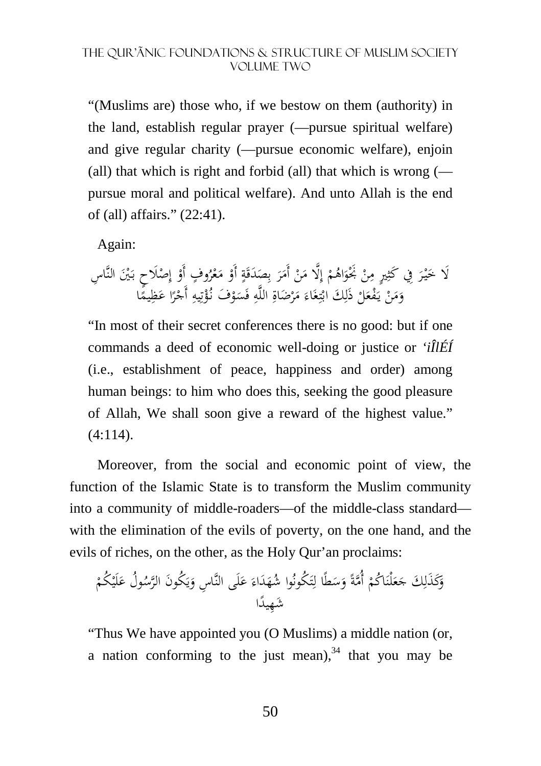"(Muslims are) those who, if we bestow on them (authority) in the land, establish regular prayer (—pursue spiritual welfare) and give regular charity (—pursue economic welfare), enjoin (all) that which is right and forbid (all) that which is wrong (—pursue moral and political welfare). And unto Allah is the end of (all) affairs." (22:41).

Again:

لَا خَيْرَ فِي كَثِيرٍ مِنْ نَجْوَاهُمْ إِلَّا مَنْ أَمَرَ بِصَدَقَةٍ أَوْ مَعْرُوفٍ أَوْ إِصْلَاحٍ بَيْنَ النَّاسِ وَمَنْ يَفْعَلْ ذَلِكَ ابْتِغَاءَ مَرْضَاةِ اللَّهِ فَسَوْفَ نُؤْتِيهِ أَجْرًا عَظِيمًا

"In most of their secret conferences there is no good: but if one commands a deed of economic well-doing or justice or *'iÎlÉÍ* (i.e., establishment of peace, happiness and order) among human beings: to him who does this, seeking the good pleasure of Allah, We shall soon give a reward of the highest value." (4:114).

Moreover, from the social and economic point of view, the function of the Islamic State is to transform the Muslim community into a community of middle-roaders—of the middle-class standard—with the elimination of the evils of poverty, on the one hand, and the evils of riches, on the other, as the Holy Qur'an proclaims:

وَكَذَلِكَ جَعَلْنَاكُمْ أُمَّةً وَسَطًا لِتَكُونُوا شُهَدَاءَ عَلَى النَّاسِ وَيَكُونَ الرَّسُولُ عَلَيْكُمْ شَهِيدًا

"Thus We have appointed you (O Muslims) a middle nation (or, a nation conforming to the just mean),[34] that you may be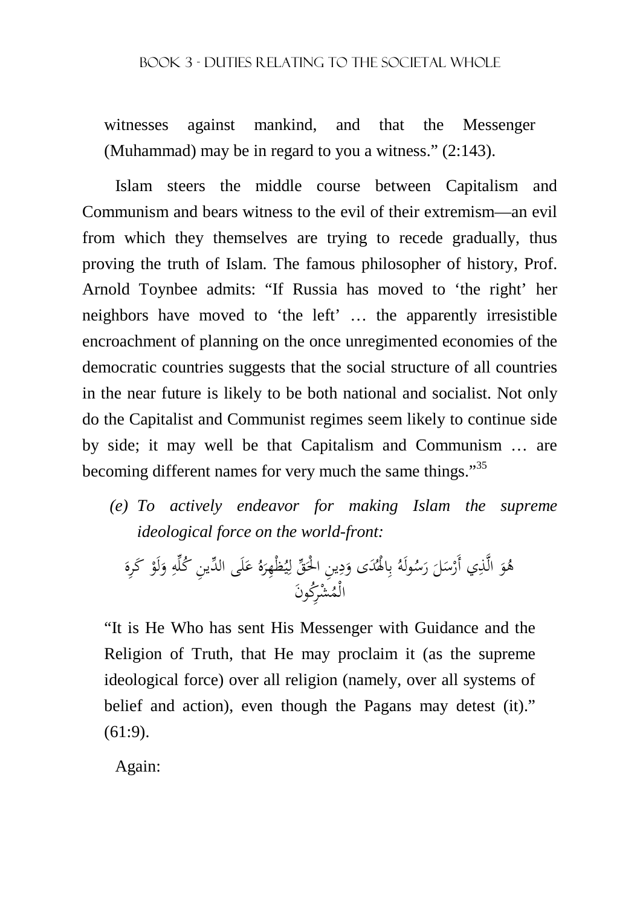witnesses against mankind, and that the Messenger (Muhammad) may be in regard to you a witness." (2:143).

Islam steers the middle course between Capitalism and Communism and bears witness to the evil of their extremism—an evil from which they themselves are trying to recede gradually, thus proving the truth of Islam. The famous philosopher of history, Prof. Arnold Toynbee admits: "If Russia has moved to 'the right' her neighbors have moved to 'the left' … the apparently irresistible encroachment of planning on the once unregimented economies of the democratic countries suggests that the social structure of all countries in the near future is likely to be both national and socialist. Not only do the Capitalist and Communist regimes seem likely to continue side by side; it may well be that Capitalism and Communism … are becoming different names for very much the same things."[35]

*(e) To actively endeavor for making Islam the supreme ideological force on the world-front:*

هُوَ الَّذِي أَرْسَلَ رَسُولَهُ بِالْهُدَى وَدِينِ الْحَقِّ لِيُظْهِرَهُ عَلَى الدِّينِ كُلِّهِ وَلَوْ كَرِهَ الْمُشْرِكُونَ

"It is He Who has sent His Messenger with Guidance and the Religion of Truth, that He may proclaim it (as the supreme ideological force) over all religion (namely, over all systems of belief and action), even though the Pagans may detest (it)." (61:9).

Again: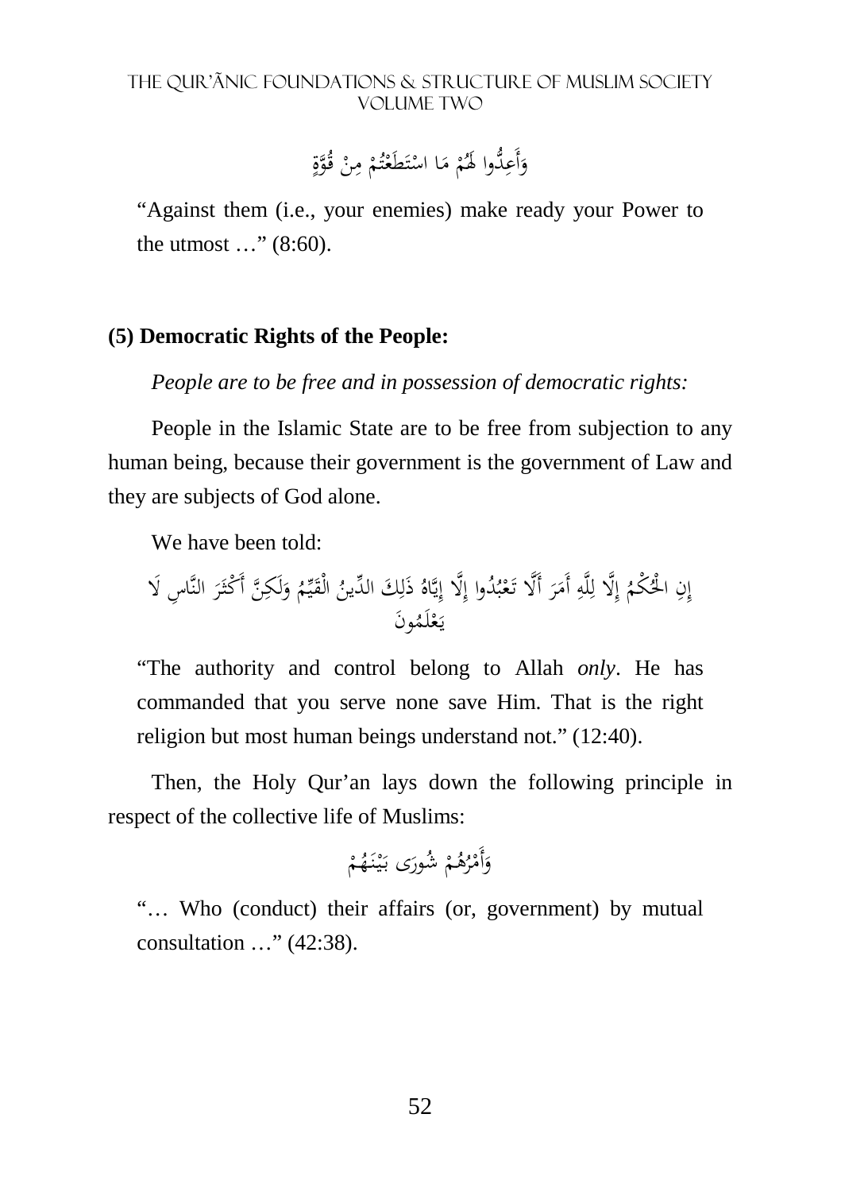وَأَعِدُّوا لَهُمْ مَا اسْتَطَعْتُمْ مِنْ قُوَّةٍ

"Against them (i.e., your enemies) make ready your Power to the utmost …" (8:60).

**(5) Democratic Rights of the People:**

*People are to be free and in possession of democratic rights:*

People in the Islamic State are to be free from subjection to any human being, because their government is the government of Law and they are subjects of God alone.

We have been told:

إِنِ الْحُكْمُ إِلَّا لِلَّهِ أَمَرَ أَلَّا تَعْبُدُوا إِلَّا إِيَّاهُ ذَلِكَ الدِّينُ الْقَيِّمُ وَلَكِنَّ أَكْثَرَ النَّاسِ لَا يَعْلَمُونَ

"The authority and control belong to Allah *only*. He has commanded that you serve none save Him. That is the right religion but most human beings understand not." (12:40).

Then, the Holy Qur'an lays down the following principle in respect of the collective life of Muslims:

وَأَمْرُهُمْ شُورَى بَيْنَهُمْ

"… Who (conduct) their affairs (or, government) by mutual consultation …" (42:38).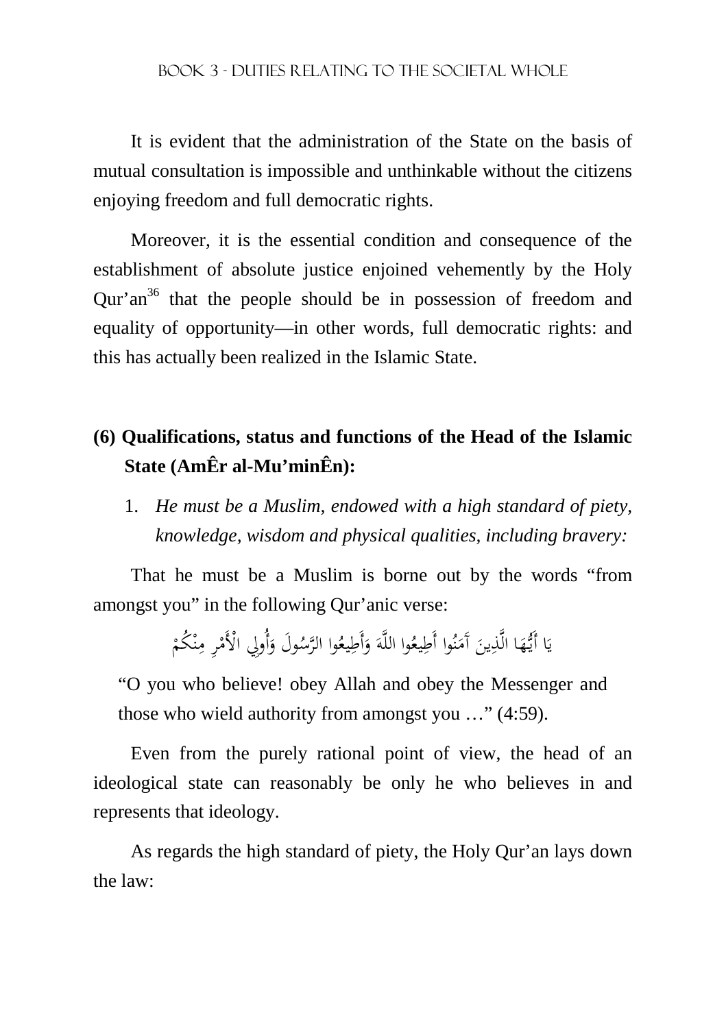It is evident that the administration of the State on the basis of mutual consultation is impossible and unthinkable without the citizens enjoying freedom and full democratic rights.

Moreover, it is the essential condition and consequence of the establishment of absolute justice enjoined vehemently by the Holy Qur'an[36] that the people should be in possession of freedom and equality of opportunity—in other words, full democratic rights: and this has actually been realized in the Islamic State.

## (6) Qualifications, status and functions of the Head of the Islamic State (AmÊr al-Mu'minÊn):

1. *He must be a Muslim, endowed with a high standard of piety, knowledge, wisdom and physical qualities, including bravery:*

That he must be a Muslim is borne out by the words "from amongst you" in the following Qur'anic verse:

يَا أَيُّهَا الَّذِينَ آمَنُوا أَطِيعُوا اللَّهَ وَأَطِيعُوا الرَّسُولَ وَأُولِي الْأَمْرِ مِنْكُمْ

"O you who believe! obey Allah and obey the Messenger and those who wield authority from amongst you …" (4:59).

Even from the purely rational point of view, the head of an ideological state can reasonably be only he who believes in and represents that ideology.

As regards the high standard of piety, the Holy Qur'an lays down the law: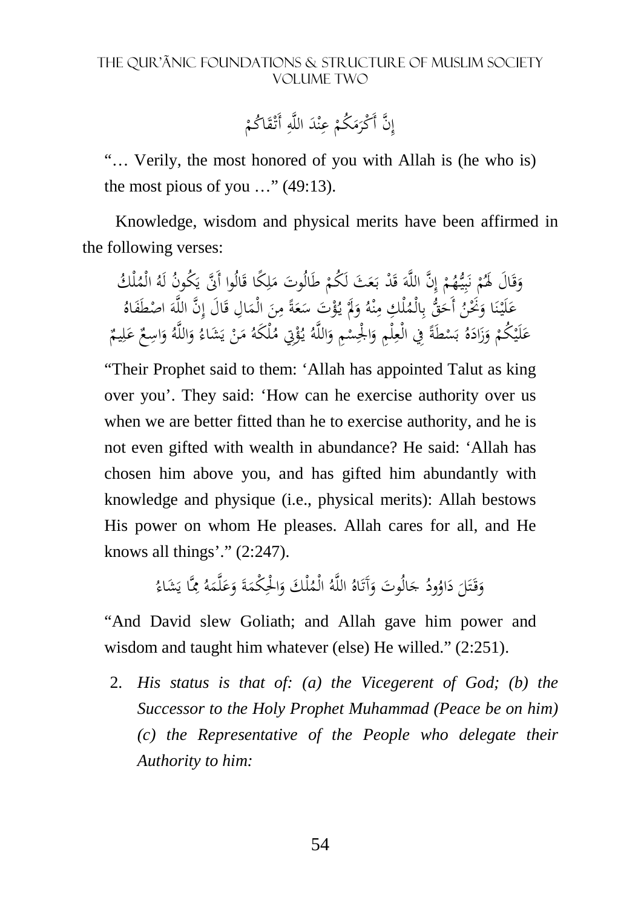إِنَّ أَكْرَمَكُمْ عِنْدَ اللَّهِ أَتْقَاكُمْ

"… Verily, the most honored of you with Allah is (he who is) the most pious of you …" (49:13).

Knowledge, wisdom and physical merits have been affirmed in the following verses:

وَقَالَ لَهُمْ نَبِيُّهُمْ إِنَّ اللَّهَ قَدْ بَعَثَ لَكُمْ طَالُوتَ مَلِكًا قَالُوا أَنَّى يَكُونُ لَهُ الْمُلْكُ عَلَيْنَا وَنَحْنُ أَحَقُّ بِالْمُلْكِ مِنْهُ وَلَمْ يُؤْتَ سَعَةً مِنَ الْمَالِ قَالَ إِنَّ اللَّهَ اصْطَفَاهُ عَلَيْكُمْ وَزَادَهُ بَسْطَةً فِي الْعِلْمِ وَالْجِسْمِ وَاللَّهُ يُؤْتِي مُلْكَهُ مَنْ يَشَاءُ وَاللَّهُ وَاسِعٌ عَلِيمٌ

"Their Prophet said to them: 'Allah has appointed Talut as king over you'. They said: 'How can he exercise authority over us when we are better fitted than he to exercise authority, and he is not even gifted with wealth in abundance? He said: 'Allah has chosen him above you, and has gifted him abundantly with knowledge and physique (i.e., physical merits): Allah bestows His power on whom He pleases. Allah cares for all, and He knows all things'." (2:247).

وَقَتَلَ دَاوُودُ جَالُوتَ وَآتَاهُ اللَّهُ الْمُلْكَ وَالْحِكْمَةَ وَعَلَّمَهُ مِمَّا يَشَاءُ

"And David slew Goliath; and Allah gave him power and wisdom and taught him whatever (else) He willed." (2:251).

2. *His status is that of: (a) the Vicegerent of God; (b) the Successor to the Holy Prophet Muhammad (Peace be on him) (c) the Representative of the People who delegate their Authority to him:*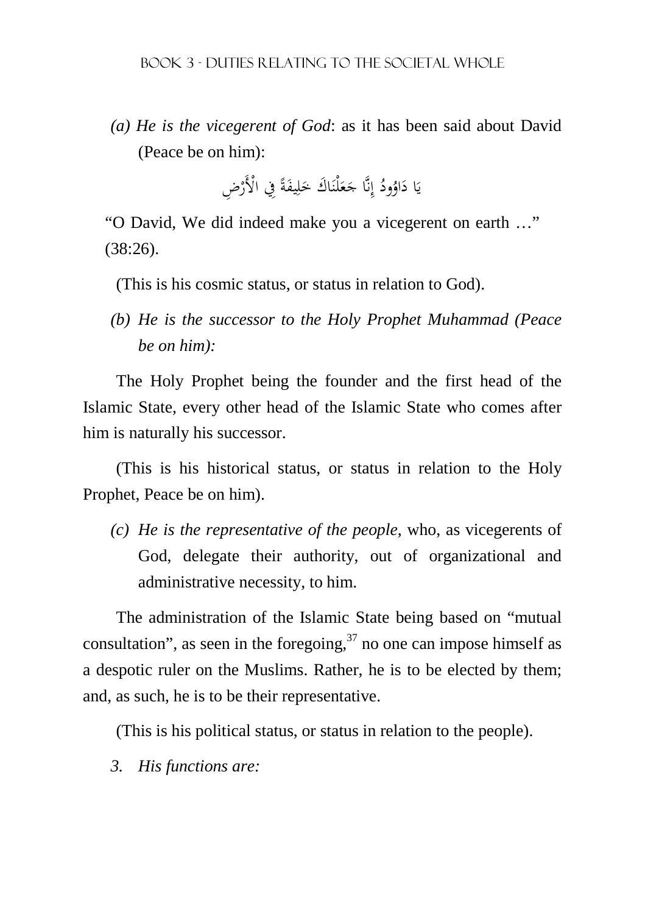*(a) He is the vicegerent of God*: as it has been said about David (Peace be on him):

يَا دَاوُودُ إِنَّا جَعَلْنَاكَ خَلِيفَةً فِي الْأَرْضِ

"O David, We did indeed make you a vicegerent on earth …" (38:26).

(This is his cosmic status, or status in relation to God).

*(b) He is the successor to the Holy Prophet Muhammad (Peace be on him):*

The Holy Prophet being the founder and the first head of the Islamic State, every other head of the Islamic State who comes after him is naturally his successor.

(This is his historical status, or status in relation to the Holy Prophet, Peace be on him).

*(c) He is the representative of the people,* who, as vicegerents of God, delegate their authority, out of organizational and administrative necessity, to him.

The administration of the Islamic State being based on "mutual consultation", as seen in the foregoing,[37] no one can impose himself as a despotic ruler on the Muslims. Rather, he is to be elected by them; and, as such, he is to be their representative.

(This is his political status, or status in relation to the people).

3. *His functions are:*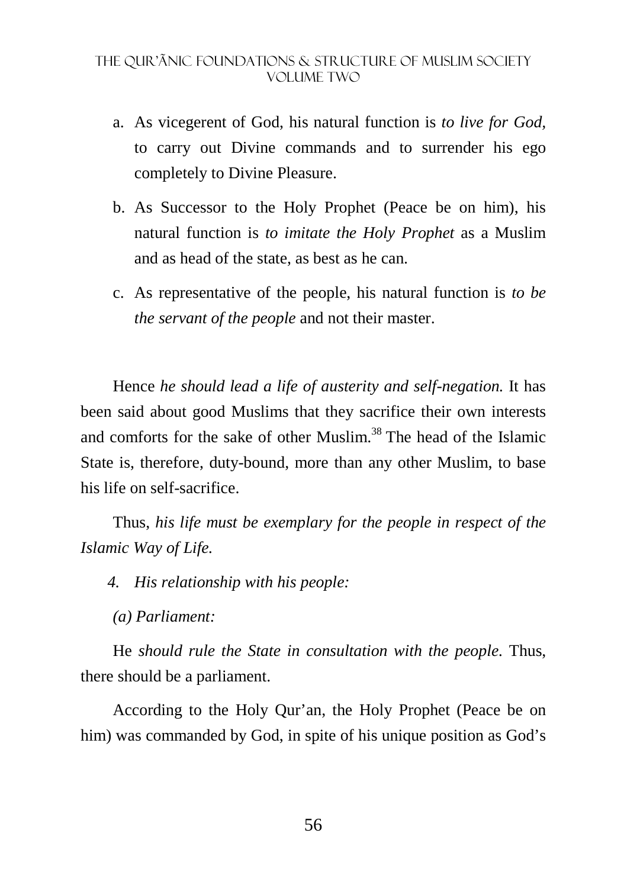a. As vicegerent of God, his natural function is *to live for God,* to carry out Divine commands and to surrender his ego completely to Divine Pleasure.

b. As Successor to the Holy Prophet (Peace be on him), his natural function is *to imitate the Holy Prophet* as a Muslim and as head of the state, as best as he can.

c. As representative of the people, his natural function is *to be the servant of the people* and not their master.

Hence *he should lead a life of austerity and self-negation.* It has been said about good Muslims that they sacrifice their own interests and comforts for the sake of other Muslim.[38] The head of the Islamic State is, therefore, duty-bound, more than any other Muslim, to base his life on self-sacrifice.

Thus, *his life must be exemplary for the people in respect of the Islamic Way of Life.*

4. *His relationship with his people:*

*(a) Parliament:*

He *should rule the State in consultation with the people.* Thus, there should be a parliament.

According to the Holy Qur'an, the Holy Prophet (Peace be on him) was commanded by God, in spite of his unique position as God's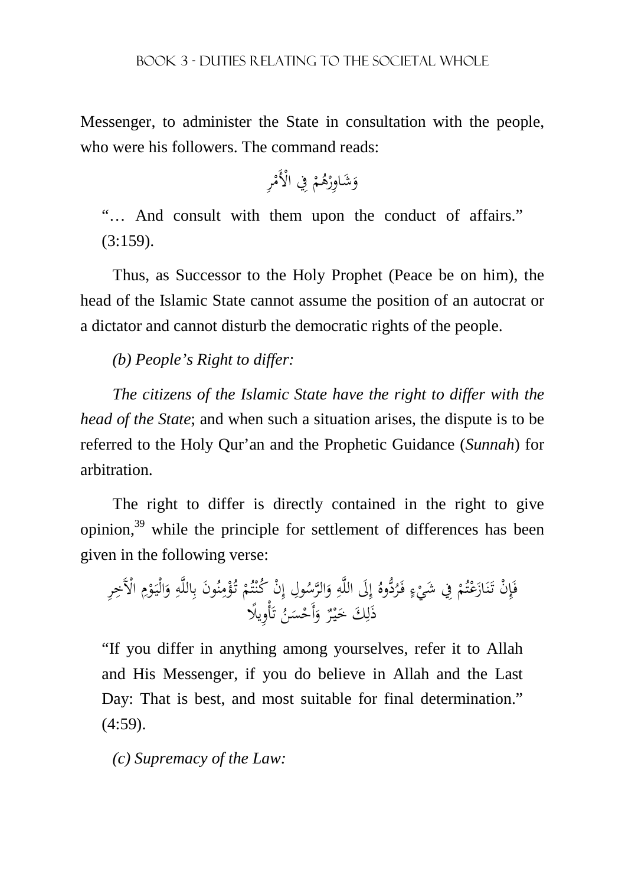Messenger, to administer the State in consultation with the people, who were his followers. The command reads:

وَشَاوِرْهُمْ فِي الْأَمْرِ

"… And consult with them upon the conduct of affairs." (3:159).

Thus, as Successor to the Holy Prophet (Peace be on him), the head of the Islamic State cannot assume the position of an autocrat or a dictator and cannot disturb the democratic rights of the people.

*(b) People's Right to differ:*

*The citizens of the Islamic State have the right to differ with the head of the State*; and when such a situation arises, the dispute is to be referred to the Holy Qur'an and the Prophetic Guidance (*Sunnah*) for arbitration.

The right to differ is directly contained in the right to give opinion,[39] while the principle for settlement of differences has been given in the following verse:

فَإِنْ تَنَازَعْتُمْ فِي شَيْءٍ فَرُدُّوهُ إِلَى اللَّهِ وَالرَّسُولِ إِنْ كُنْتُمْ تُؤْمِنُونَ بِاللَّهِ وَالْيَوْمِ الْآَخِرِ ذَلِكَ خَيْرٌ وَأَحْسَنُ تَأْوِيلًا

"If you differ in anything among yourselves, refer it to Allah and His Messenger, if you do believe in Allah and the Last Day: That is best, and most suitable for final determination." (4:59).

*(c) Supremacy of the Law:*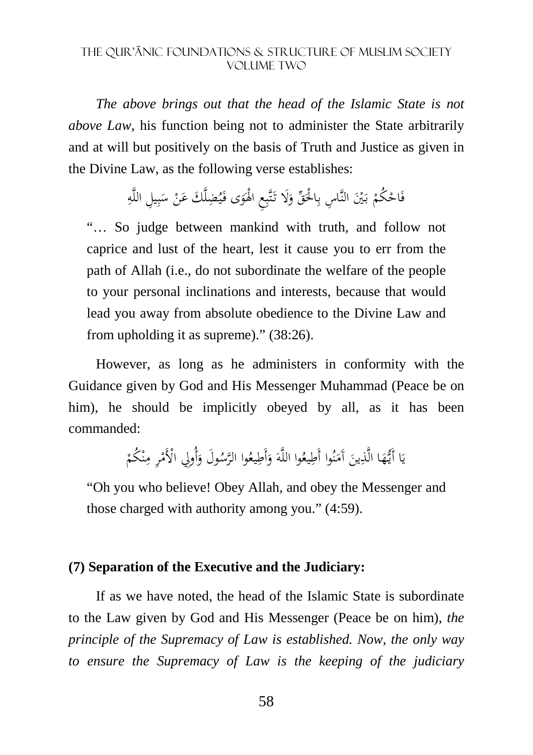*The above brings out that the head of the Islamic State is not above Law*, his function being not to administer the State arbitrarily and at will but positively on the basis of Truth and Justice as given in the Divine Law, as the following verse establishes:

فَاحْكُمْ بَيْنَ النَّاسِ بِالْحَقِّ وَلَا تَتَّبِعِ الْهَوَى فَيُضِلَّكَ عَنْ سَبِيلِ اللَّهِ

"… So judge between mankind with truth, and follow not caprice and lust of the heart, lest it cause you to err from the path of Allah (i.e., do not subordinate the welfare of the people to your personal inclinations and interests, because that would lead you away from absolute obedience to the Divine Law and from upholding it as supreme)." (38:26).

However, as long as he administers in conformity with the Guidance given by God and His Messenger Muhammad (Peace be on him), he should be implicitly obeyed by all, as it has been commanded:

يَا أَيُّهَا الَّذِينَ آمَنُوا أَطِيعُوا اللَّهَ وَأَطِيعُوا الرَّسُولَ وَأُولِي الْأَمْرِ مِنْكُمْ

"Oh you who believe! Obey Allah, and obey the Messenger and those charged with authority among you." (4:59).

**(7) Separation of the Executive and the Judiciary:**

If as we have noted, the head of the Islamic State is subordinate to the Law given by God and His Messenger (Peace be on him), *the principle of the Supremacy of Law is established. Now, the only way to ensure the Supremacy of Law is the keeping of the judiciary*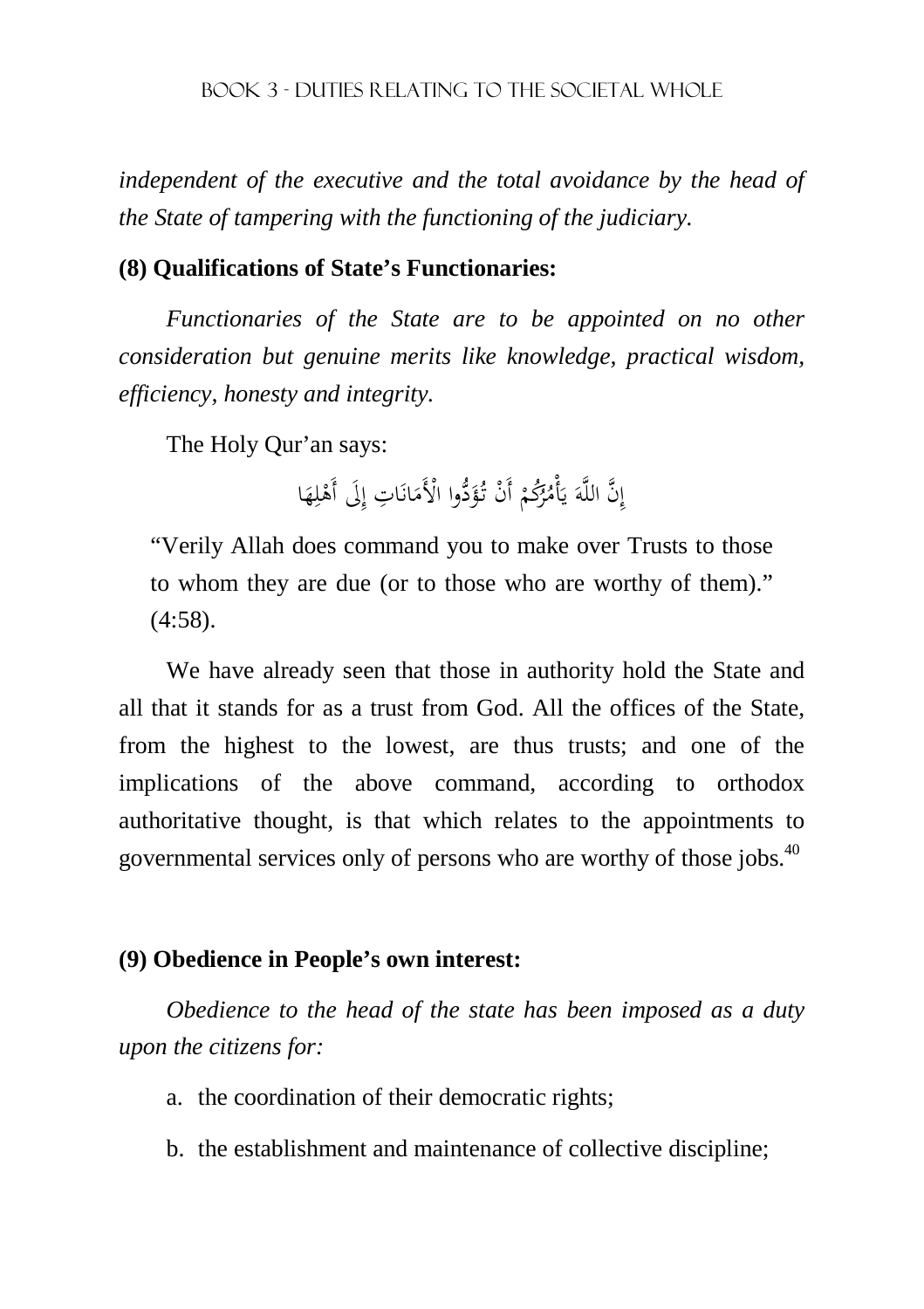*independent of the executive and the total avoidance by the head of the State of tampering with the functioning of the judiciary.*

**(8) Qualifications of State's Functionaries:**

*Functionaries of the State are to be appointed on no other consideration but genuine merits like knowledge, practical wisdom, efficiency, honesty and integrity.*

The Holy Qur'an says:

إِنَّ اللَّهَ يَأْمُرُكُمْ أَنْ تُؤَدُّوا الْأَمَانَاتِ إِلَى أَهْلِهَا

"Verily Allah does command you to make over Trusts to those to whom they are due (or to those who are worthy of them)." (4:58).

We have already seen that those in authority hold the State and all that it stands for as a trust from God. All the offices of the State, from the highest to the lowest, are thus trusts; and one of the implications of the above command, according to orthodox authoritative thought, is that which relates to the appointments to governmental services only of persons who are worthy of those jobs.[40]

**(9) Obedience in People's own interest:**

*Obedience to the head of the state has been imposed as a duty upon the citizens for:*

a. the coordination of their democratic rights;

b. the establishment and maintenance of collective discipline;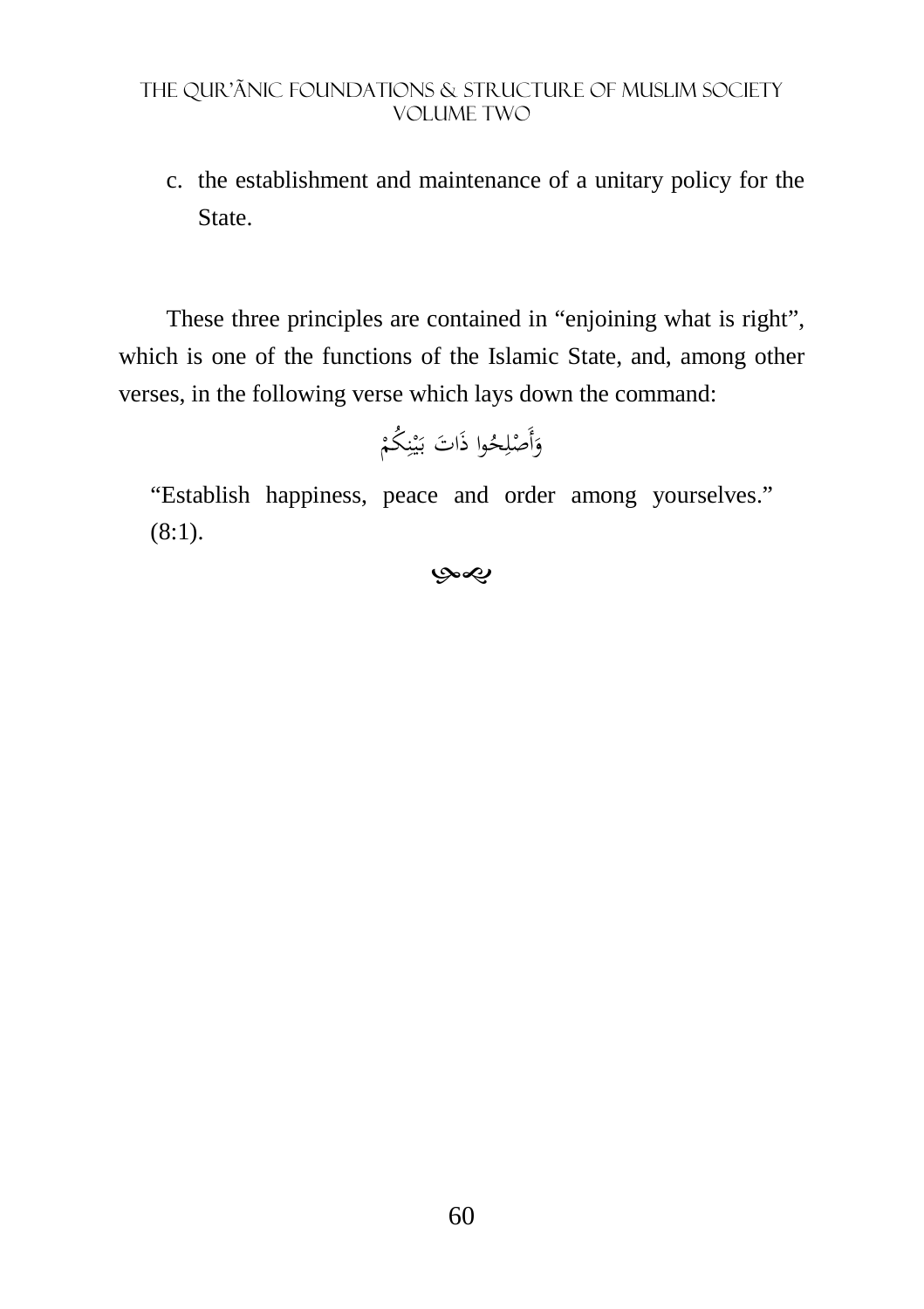c. the establishment and maintenance of a unitary policy for the State.

These three principles are contained in “enjoining what is right”, which is one of the functions of the Islamic State, and, among other verses, in the following verse which lays down the command:

وَأَصْلِحُوا ذَاتَ بَيْنِكُمْ

“Establish happiness, peace and order among yourselves.” (8:1).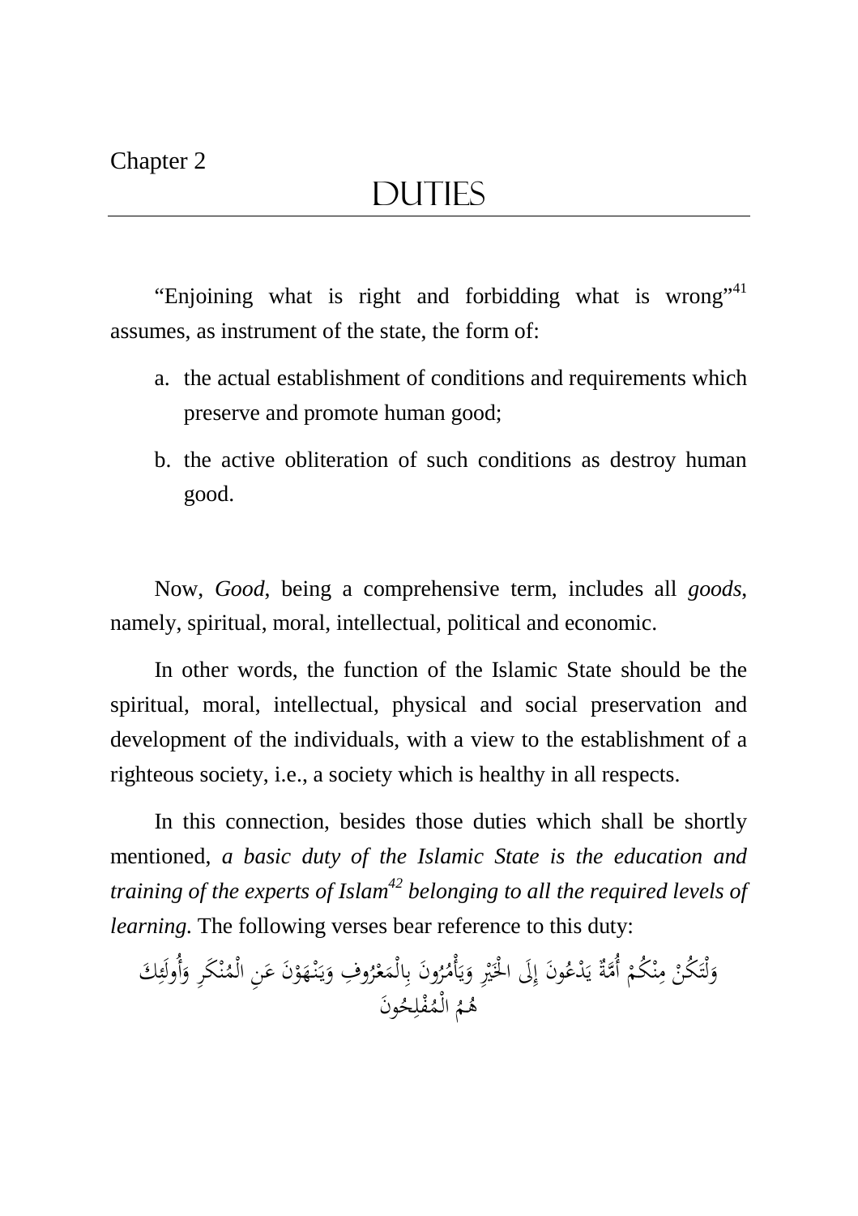Chapter 2

# DUTIES

"Enjoining what is right and forbidding what is wrong"[41] assumes, as instrument of the state, the form of:

a. the actual establishment of conditions and requirements which preserve and promote human good;

b. the active obliteration of such conditions as destroy human good.

Now, *Good*, being a comprehensive term, includes all *goods*, namely, spiritual, moral, intellectual, political and economic.

In other words, the function of the Islamic State should be the spiritual, moral, intellectual, physical and social preservation and development of the individuals, with a view to the establishment of a righteous society, i.e., a society which is healthy in all respects.

In this connection, besides those duties which shall be shortly mentioned, *a basic duty of the Islamic State is the education and training of the experts of Islam*[42] *belonging to all the required levels of learning.* The following verses bear reference to this duty:

وَلْتَكُنْ مِنْكُمْ أُمَّةٌ يَدْعُونَ إِلَى الْخَيْرِ وَيَأْمُرُونَ بِالْمَعْرُوفِ وَيَنْهَوْنَ عَنِ الْمُنْكَرِ وَأُولَئِكَ هُمُ الْمُفْلِحُونَ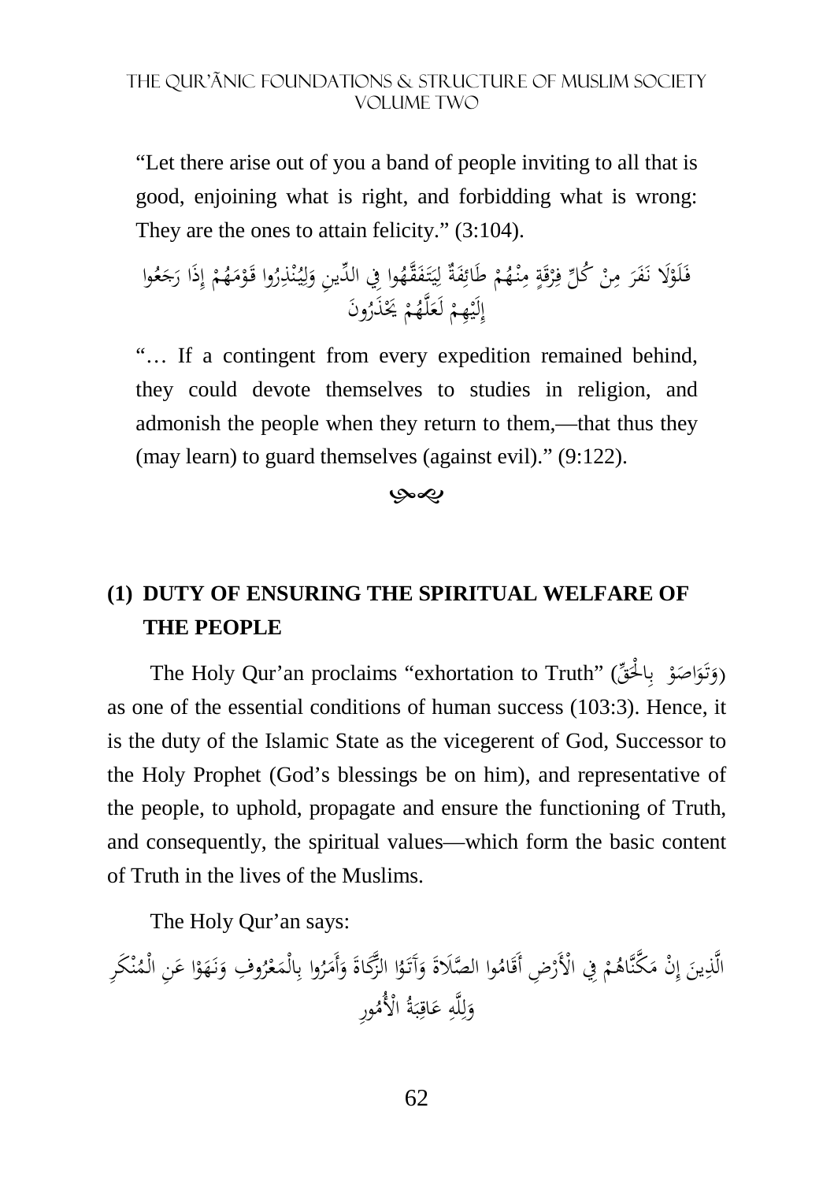"Let there arise out of you a band of people inviting to all that is good, enjoining what is right, and forbidding what is wrong: They are the ones to attain felicity." (3:104).

فَلَوْلَا نَفَرَ مِنْ كُلِّ فِرْقَةٍ مِنْهُمْ طَائِفَةٌ لِيَتَفَقَّهُوا فِي الدِّينِ وَلِيُنْذِرُوا قَوْمَهُمْ إِذَا رَجَعُوا إِلَيْهِمْ لَعَلَّهُمْ يَحْذَرُونَ

"… If a contingent from every expedition remained behind, they could devote themselves to studies in religion, and admonish the people when they return to them,—that thus they (may learn) to guard themselves (against evil)." (9:122).

## (1) DUTY OF ENSURING THE SPIRITUAL WELFARE OF THE PEOPLE

The Holy Qur'an proclaims "exhortation to Truth" (وَتَوَاصَوْا بِالْحَقِّ) as one of the essential conditions of human success (103:3). Hence, it is the duty of the Islamic State as the vicegerent of God, Successor to the Holy Prophet (God's blessings be on him), and representative of the people, to uphold, propagate and ensure the functioning of Truth, and consequently, the spiritual values—which form the basic content of Truth in the lives of the Muslims.

The Holy Qur'an says:

الَّذِينَ إِنْ مَكَّنَّاهُمْ فِي الْأَرْضِ أَقَامُوا الصَّلَاةَ وَآتَوُا الزَّكَاةَ وَأَمَرُوا بِالْمَعْرُوفِ وَنَهَوْا عَنِ الْمُنْكَرِ وَلِلَّهِ عَاقِبَةُ الْأُمُورِ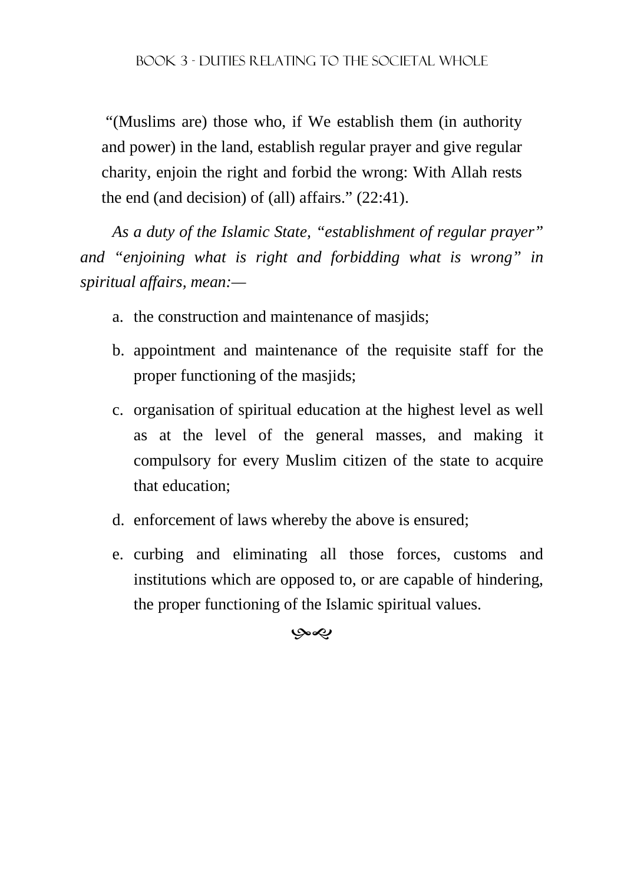"(Muslims are) those who, if We establish them (in authority and power) in the land, establish regular prayer and give regular charity, enjoin the right and forbid the wrong: With Allah rests the end (and decision) of (all) affairs." (22:41).

*As a duty of the Islamic State, "establishment of regular prayer" and "enjoining what is right and forbidding what is wrong" in spiritual affairs, mean:—*

a. the construction and maintenance of masjids;

b. appointment and maintenance of the requisite staff for the proper functioning of the masjids;

c. organisation of spiritual education at the highest level as well as at the level of the general masses, and making it compulsory for every Muslim citizen of the state to acquire that education;

d. enforcement of laws whereby the above is ensured;

e. curbing and eliminating all those forces, customs and institutions which are opposed to, or are capable of hindering, the proper functioning of the Islamic spiritual values.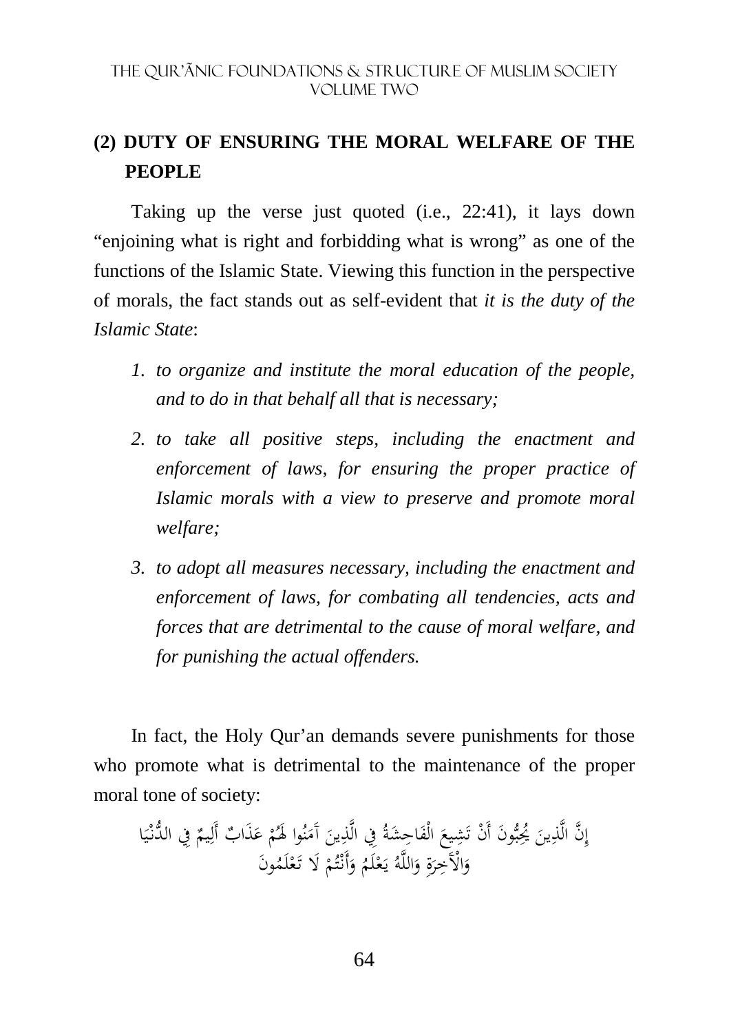## (2) DUTY OF ENSURING THE MORAL WELFARE OF THE PEOPLE

Taking up the verse just quoted (i.e., 22:41), it lays down "enjoining what is right and forbidding what is wrong" as one of the functions of the Islamic State. Viewing this function in the perspective of morals, the fact stands out as self-evident that *it is the duty of the Islamic State*:

1. *to organize and institute the moral education of the people, and to do in that behalf all that is necessary;*
2. *to take all positive steps, including the enactment and enforcement of laws, for ensuring the proper practice of Islamic morals with a view to preserve and promote moral welfare;*
3. *to adopt all measures necessary, including the enactment and enforcement of laws, for combating all tendencies, acts and forces that are detrimental to the cause of moral welfare, and for punishing the actual offenders.*

In fact, the Holy Qur'an demands severe punishments for those who promote what is detrimental to the maintenance of the proper moral tone of society:

إِنَّ الَّذِينَ يُحِبُّونَ أَنْ تَشِيعَ الْفَاحِشَةُ فِي الَّذِينَ آمَنُوا لَهُمْ عَذَابٌ أَلِيمٌ فِي الدُّنْيَا وَالْآخِرَةِ وَاللَّهُ يَعْلَمُ وَأَنْتُمْ لَا تَعْلَمُونَ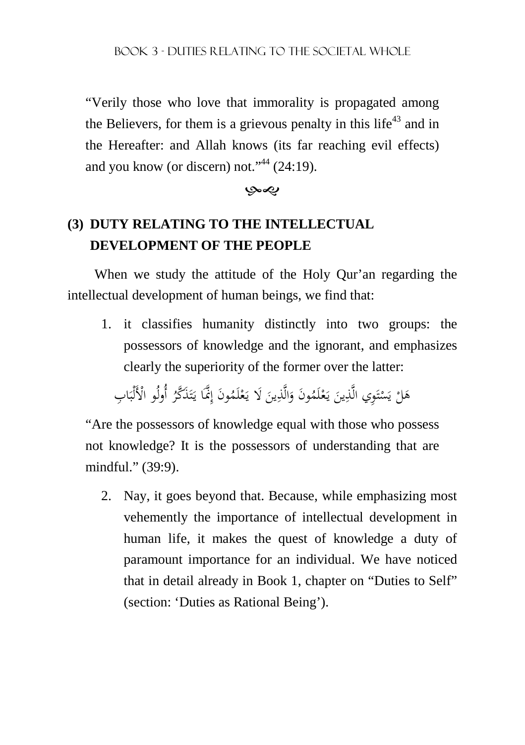"Verily those who love that immorality is propagated among the Believers, for them is a grievous penalty in this life[43] and in the Hereafter: and Allah knows (its far reaching evil effects) and you know (or discern) not."[44] (24:19).

## (3) DUTY RELATING TO THE INTELLECTUAL DEVELOPMENT OF THE PEOPLE

When we study the attitude of the Holy Qur'an regarding the intellectual development of human beings, we find that:

1. it classifies humanity distinctly into two groups: the possessors of knowledge and the ignorant, and emphasizes clearly the superiority of the former over the latter:

هَلْ يَسْتَوِي الَّذِينَ يَعْلَمُونَ وَالَّذِينَ لَا يَعْلَمُونَ إِنَّمَا يَتَذَكَّرُ أُولُو الْأَلْبَابِ

"Are the possessors of knowledge equal with those who possess not knowledge? It is the possessors of understanding that are mindful." (39:9).

2. Nay, it goes beyond that. Because, while emphasizing most vehemently the importance of intellectual development in human life, it makes the quest of knowledge a duty of paramount importance for an individual. We have noticed that in detail already in Book 1, chapter on "Duties to Self" (section: 'Duties as Rational Being').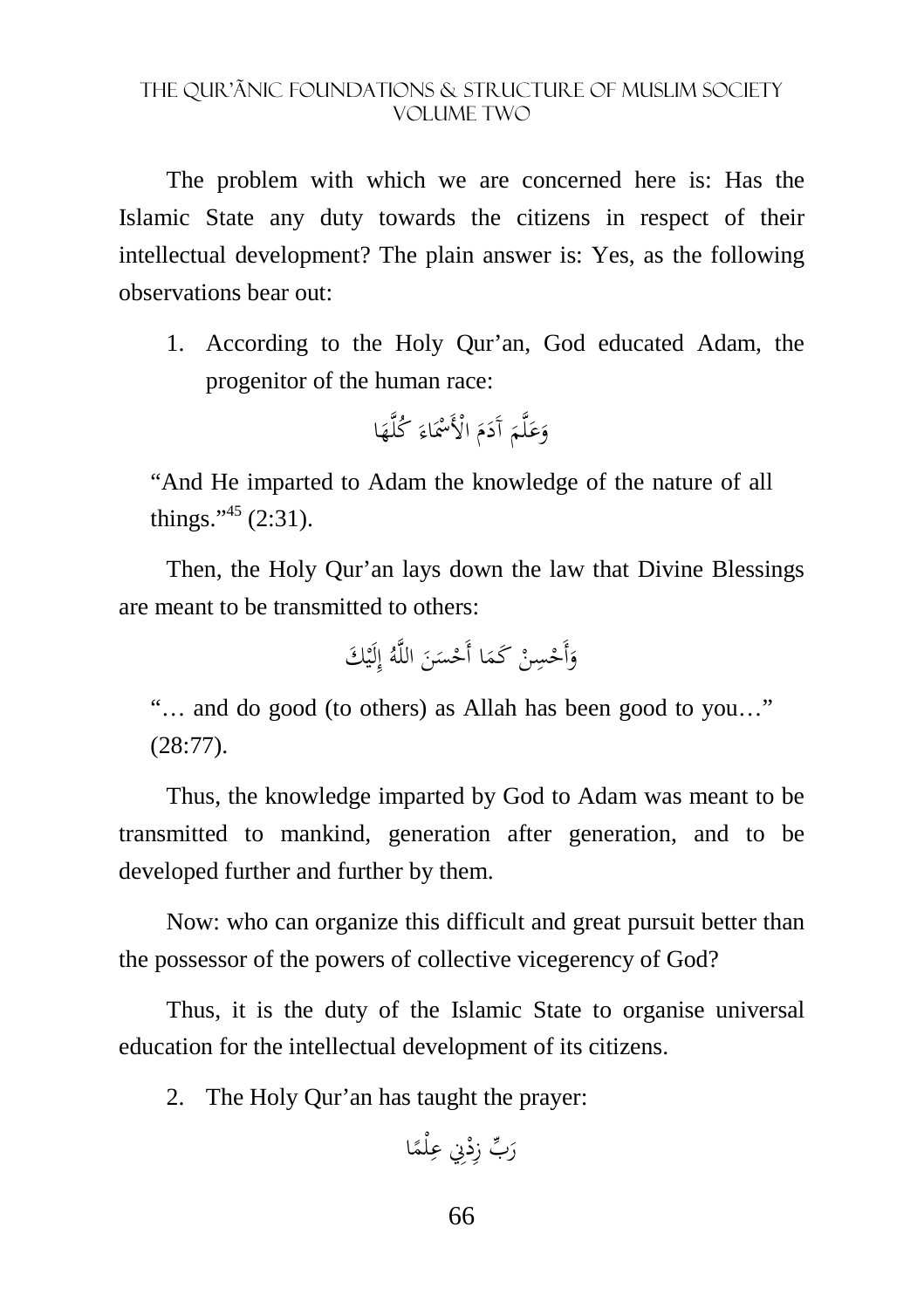The problem with which we are concerned here is: Has the Islamic State any duty towards the citizens in respect of their intellectual development? The plain answer is: Yes, as the following observations bear out:

1. According to the Holy Qur'an, God educated Adam, the progenitor of the human race:

وَعَلَّمَ آدَمَ الْأَسْمَاءَ كُلَّهَا

"And He imparted to Adam the knowledge of the nature of all things."[45] (2:31).

Then, the Holy Qur'an lays down the law that Divine Blessings are meant to be transmitted to others:

وَأَحْسِنْ كَمَا أَحْسَنَ اللَّهُ إِلَيْكَ

"… and do good (to others) as Allah has been good to you…" (28:77).

Thus, the knowledge imparted by God to Adam was meant to be transmitted to mankind, generation after generation, and to be developed further and further by them.

Now: who can organize this difficult and great pursuit better than the possessor of the powers of collective vicegerency of God?

Thus, it is the duty of the Islamic State to organise universal education for the intellectual development of its citizens.

2. The Holy Qur'an has taught the prayer:

رَبِّ زِدْنِي عِلْمًا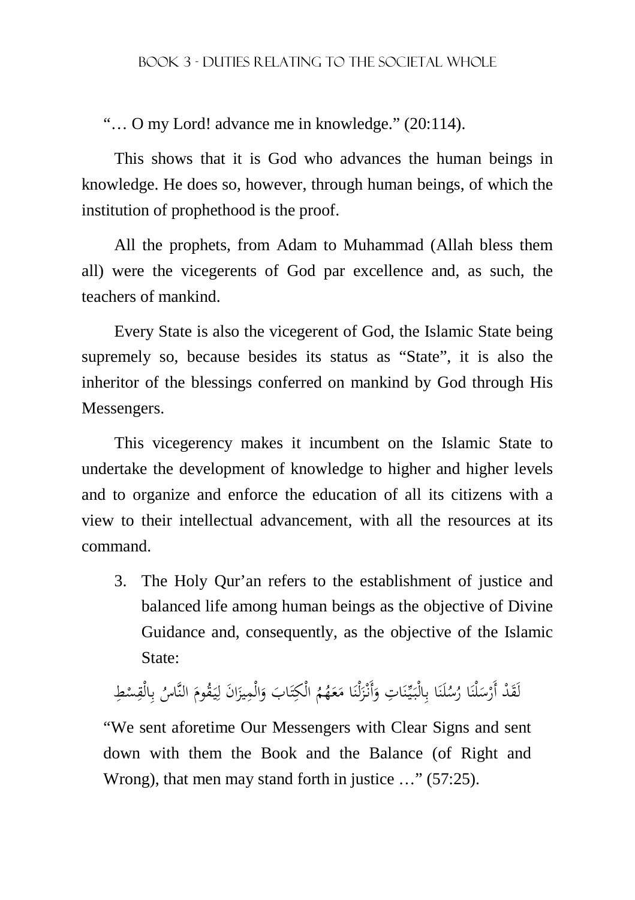"… O my Lord! advance me in knowledge." (20:114).

This shows that it is God who advances the human beings in knowledge. He does so, however, through human beings, of which the institution of prophethood is the proof.

All the prophets, from Adam to Muhammad (Allah bless them all) were the vicegerents of God par excellence and, as such, the teachers of mankind.

Every State is also the vicegerent of God, the Islamic State being supremely so, because besides its status as "State", it is also the inheritor of the blessings conferred on mankind by God through His Messengers.

This vicegerency makes it incumbent on the Islamic State to undertake the development of knowledge to higher and higher levels and to organize and enforce the education of all its citizens with a view to their intellectual advancement, with all the resources at its command.

3. The Holy Qur'an refers to the establishment of justice and balanced life among human beings as the objective of Divine Guidance and, consequently, as the objective of the Islamic State:

لَقَدْ أَرْسَلْنَا رُسُلَنَا بِالْبَيِّنَاتِ وَأَنْزَلْنَا مَعَهُمُ الْكِتَابَ وَالْمِيزَانَ لِيَقُومَ النَّاسُ بِالْقِسْطِ

"We sent aforetime Our Messengers with Clear Signs and sent down with them the Book and the Balance (of Right and Wrong), that men may stand forth in justice …" (57:25).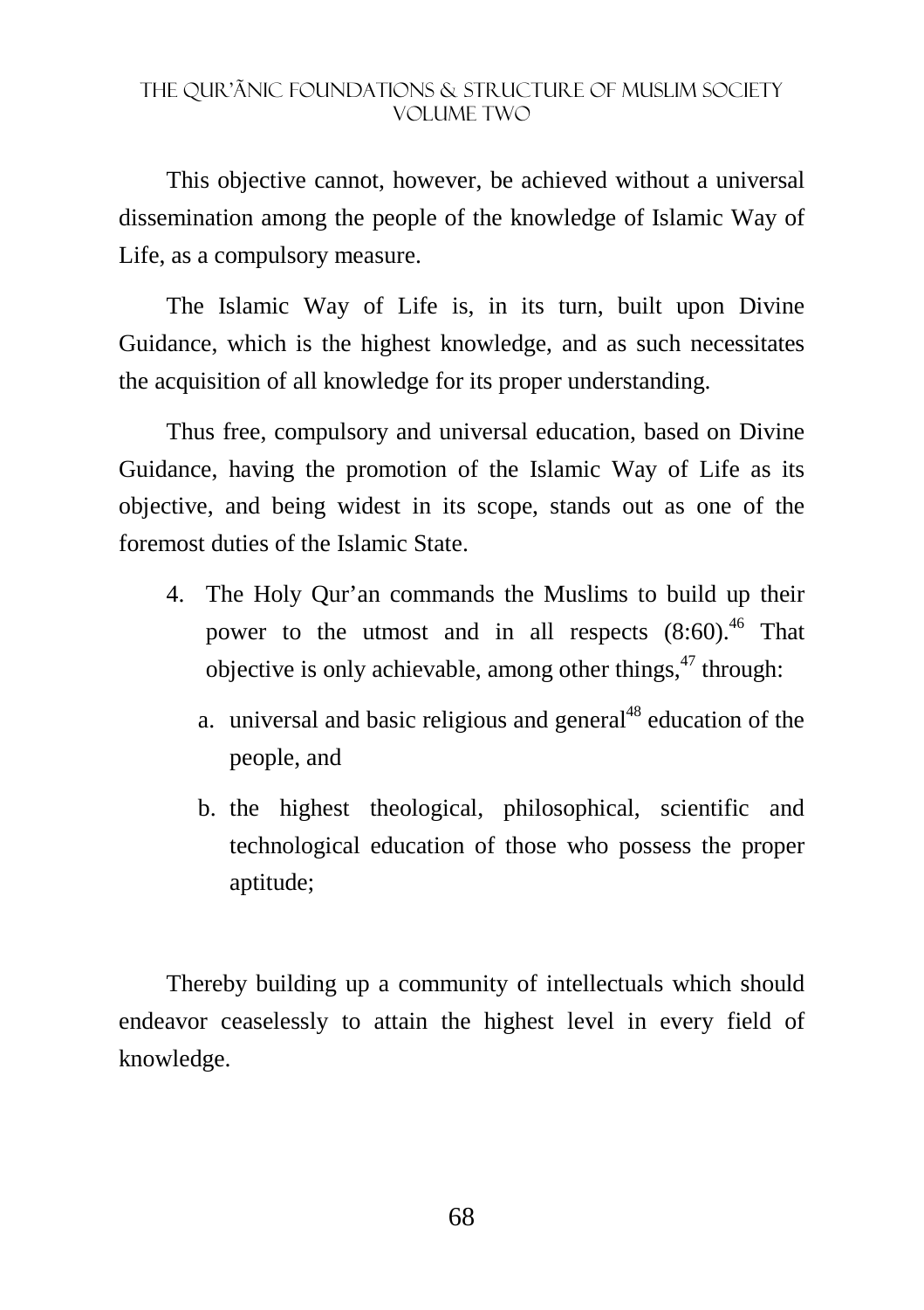This objective cannot, however, be achieved without a universal dissemination among the people of the knowledge of Islamic Way of Life, as a compulsory measure.

The Islamic Way of Life is, in its turn, built upon Divine Guidance, which is the highest knowledge, and as such necessitates the acquisition of all knowledge for its proper understanding.

Thus free, compulsory and universal education, based on Divine Guidance, having the promotion of the Islamic Way of Life as its objective, and being widest in its scope, stands out as one of the foremost duties of the Islamic State.

4. The Holy Qur'an commands the Muslims to build up their power to the utmost and in all respects (8:60).[46] That objective is only achievable, among other things,[47] through:

   a. universal and basic religious and general[48] education of the people, and

   b. the highest theological, philosophical, scientific and technological education of those who possess the proper aptitude;

Thereby building up a community of intellectuals which should endeavor ceaselessly to attain the highest level in every field of knowledge.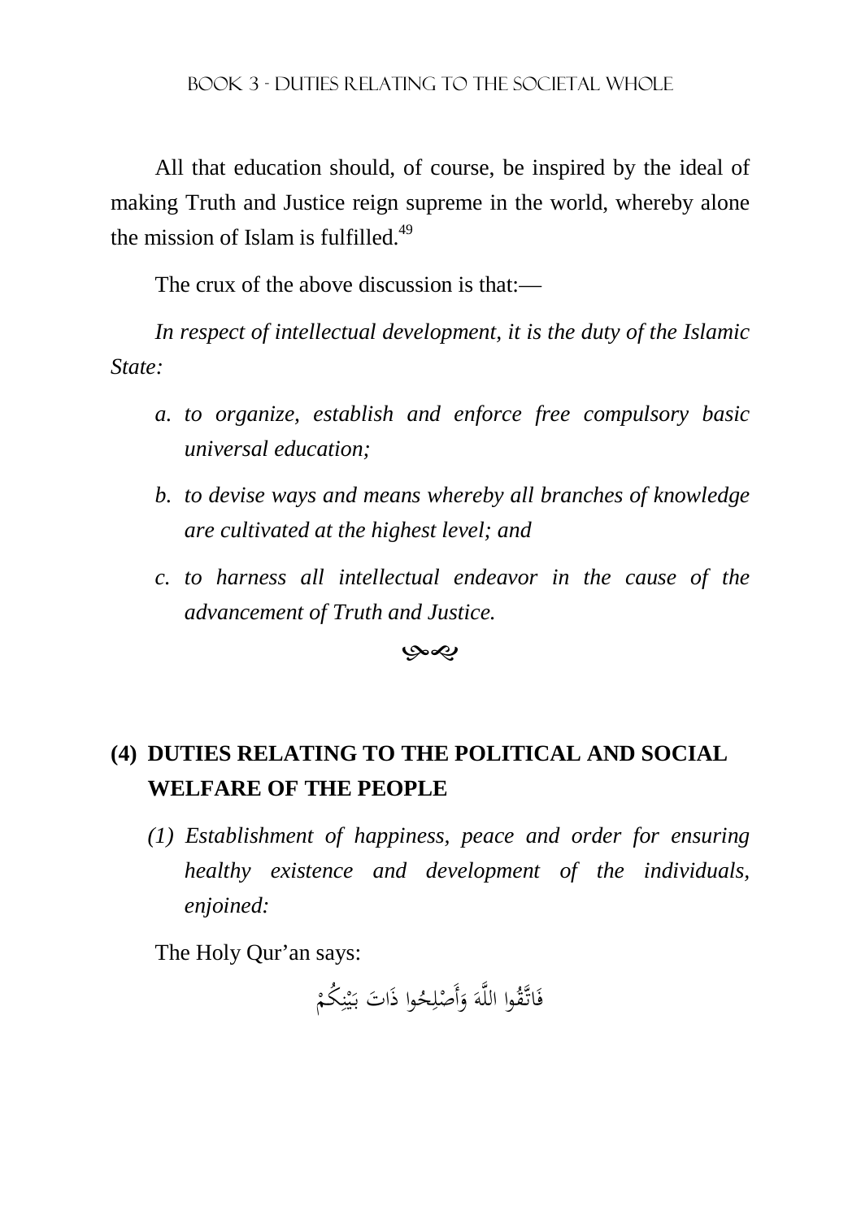All that education should, of course, be inspired by the ideal of making Truth and Justice reign supreme in the world, whereby alone the mission of Islam is fulfilled.[49]

The crux of the above discussion is that:—

*In respect of intellectual development, it is the duty of the Islamic State:*

*a. to organize, establish and enforce free compulsory basic universal education;*

*b. to devise ways and means whereby all branches of knowledge are cultivated at the highest level; and*

*c. to harness all intellectual endeavor in the cause of the advancement of Truth and Justice.*

## (4) DUTIES RELATING TO THE POLITICAL AND SOCIAL WELFARE OF THE PEOPLE

*(1) Establishment of happiness, peace and order for ensuring healthy existence and development of the individuals, enjoined:*

The Holy Qur'an says:

فَاتَّقُوا اللَّهَ وَأَصْلِحُوا ذَاتَ بَيْنِكُمْ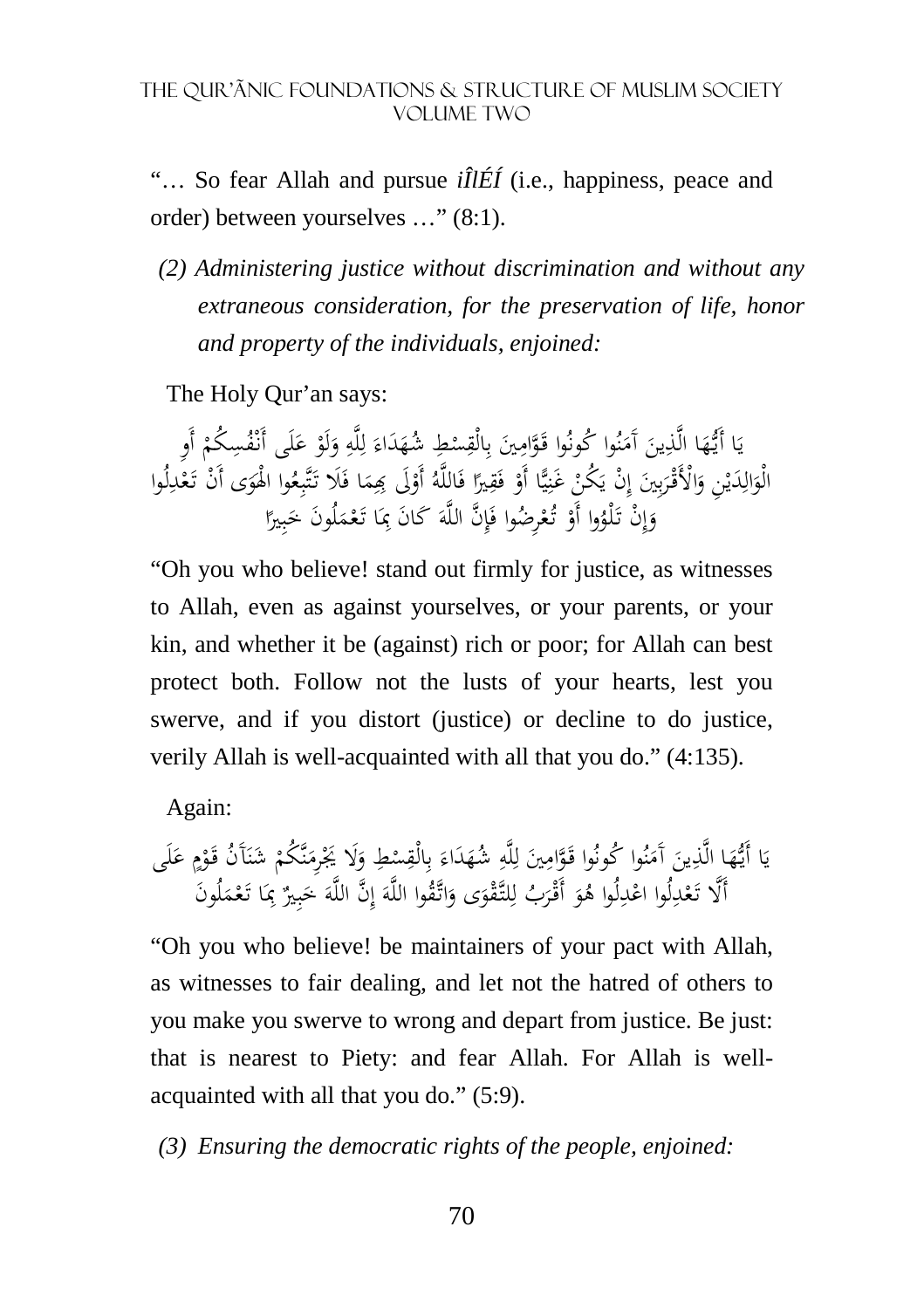"… So fear Allah and pursue *iÎlÉÍ* (i.e., happiness, peace and order) between yourselves …" (8:1).

*(2) Administering justice without discrimination and without any extraneous consideration, for the preservation of life, honor and property of the individuals, enjoined:*

The Holy Qur'an says:

يَا أَيُّهَا الَّذِينَ آَمَنُوا كُونُوا قَوَّامِينَ بِالْقِسْطِ شُهَدَاءَ لِلَّهِ وَلَوْ عَلَى أَنْفُسِكُمْ أَوِ الْوَالِدَيْنِ وَالْأَقْرَبِينَ إِنْ يَكُنْ غَنِيًّا أَوْ فَقِيرًا فَاللَّهُ أَوْلَى بِهِمَا فَلَا تَتَّبِعُوا الْهَوَى أَنْ تَعْدِلُوا وَإِنْ تَلْوُوا أَوْ تُعْرِضُوا فَإِنَّ اللَّهَ كَانَ بِمَا تَعْمَلُونَ خَبِيرًا

"Oh you who believe! stand out firmly for justice, as witnesses to Allah, even as against yourselves, or your parents, or your kin, and whether it be (against) rich or poor; for Allah can best protect both. Follow not the lusts of your hearts, lest you swerve, and if you distort (justice) or decline to do justice, verily Allah is well-acquainted with all that you do." (4:135).

Again:

يَا أَيُّهَا الَّذِينَ آَمَنُوا كُونُوا قَوَّامِينَ لِلَّهِ شُهَدَاءَ بِالْقِسْطِ وَلَا يَجْرِمَنَّكُمْ شَنَآَنُ قَوْمٍ عَلَى أَلَّا تَعْدِلُوا اعْدِلُوا هُوَ أَقْرَبُ لِلتَّقْوَى وَاتَّقُوا اللَّهَ إِنَّ اللَّهَ خَبِيرٌ بِمَا تَعْمَلُونَ

"Oh you who believe! be maintainers of your pact with Allah, as witnesses to fair dealing, and let not the hatred of others to you make you swerve to wrong and depart from justice. Be just: that is nearest to Piety: and fear Allah. For Allah is well-acquainted with all that you do." (5:9).

*(3) Ensuring the democratic rights of the people, enjoined:*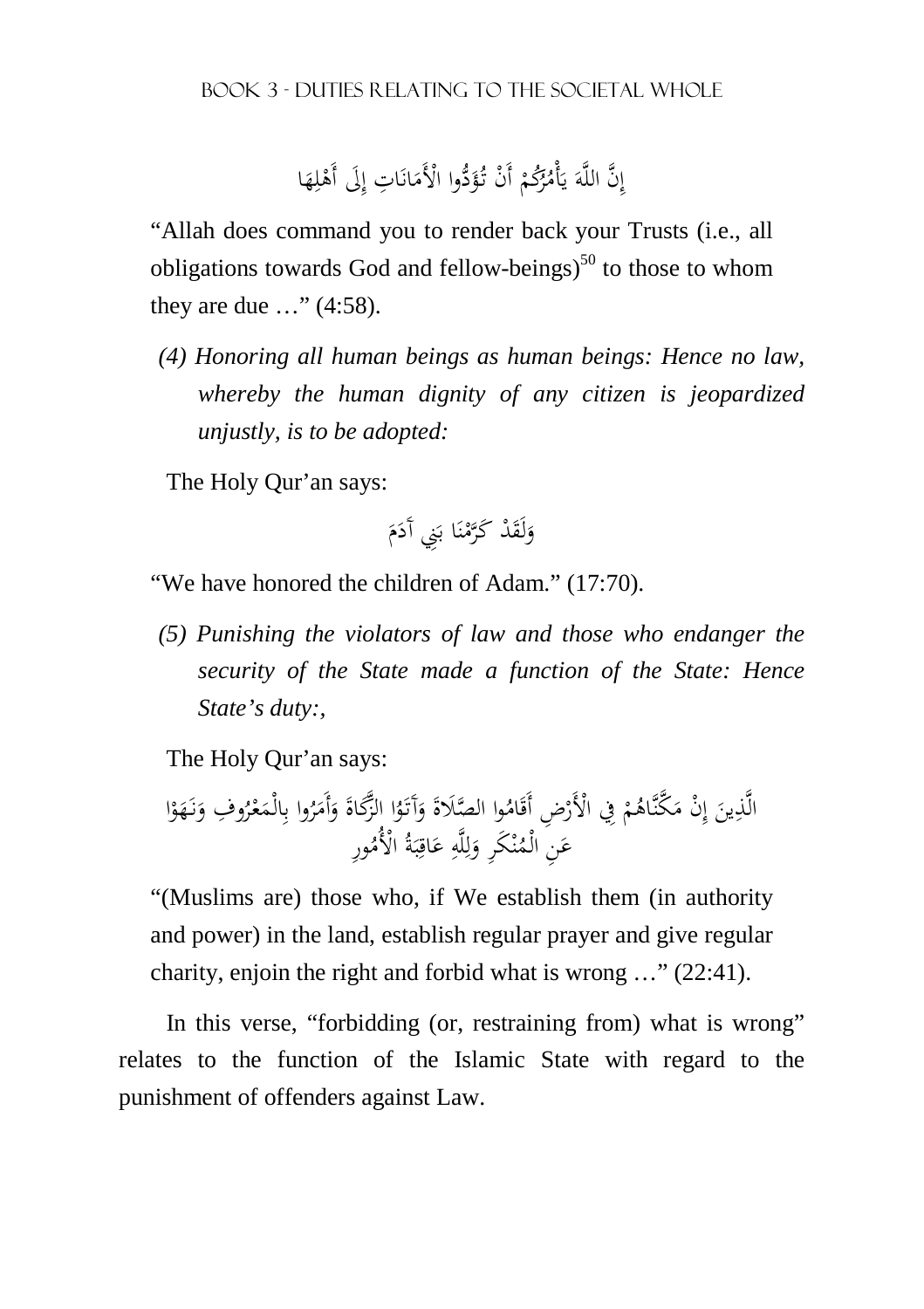إِنَّ اللَّهَ يَأْمُرُكُمْ أَنْ تُؤَدُّوا الْأَمَانَاتِ إِلَى أَهْلِهَا

"Allah does command you to render back your Trusts (i.e., all obligations towards God and fellow-beings)[50] to those to whom they are due …" (4:58).

*(4) Honoring all human beings as human beings: Hence no law, whereby the human dignity of any citizen is jeopardized unjustly, is to be adopted:*

The Holy Qur'an says:

وَلَقَدْ كَرَّمْنَا بَنِي آدَمَ

"We have honored the children of Adam." (17:70).

*(5) Punishing the violators of law and those who endanger the security of the State made a function of the State: Hence State's duty:,*

The Holy Qur'an says:

الَّذِينَ إِنْ مَكَّنَّاهُمْ فِي الْأَرْضِ أَقَامُوا الصَّلَاةَ وَآتَوُا الزَّكَاةَ وَأَمَرُوا بِالْمَعْرُوفِ وَنَهَوْا عَنِ الْمُنْكَرِ وَلِلَّهِ عَاقِبَةُ الْأُمُورِ

"(Muslims are) those who, if We establish them (in authority and power) in the land, establish regular prayer and give regular charity, enjoin the right and forbid what is wrong …" (22:41).

In this verse, "forbidding (or, restraining from) what is wrong" relates to the function of the Islamic State with regard to the punishment of offenders against Law.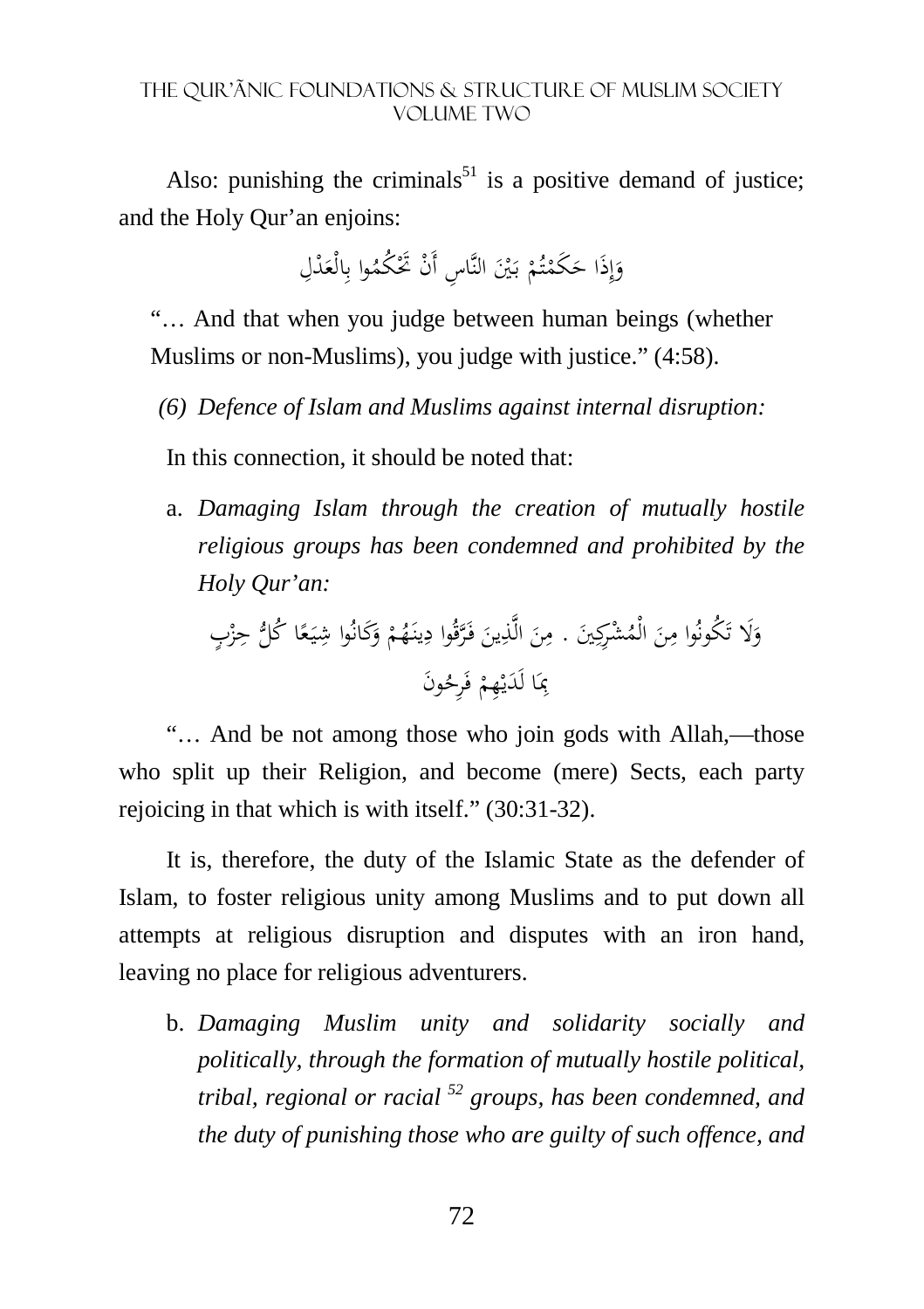Also: punishing the criminals[51] is a positive demand of justice; and the Holy Qur'an enjoins:

وَإِذَا حَكَمْتُمْ بَيْنَ النَّاسِ أَنْ تَحْكُمُوا بِالْعَدْلِ

"… And that when you judge between human beings (whether Muslims or non-Muslims), you judge with justice." (4:58).

*(6) Defence of Islam and Muslims against internal disruption:*

In this connection, it should be noted that:

a. *Damaging Islam through the creation of mutually hostile religious groups has been condemned and prohibited by the Holy Qur'an:*

وَلَا تَكُونُوا مِنَ الْمُشْرِكِينَ . مِنَ الَّذِينَ فَرَّقُوا دِينَهُمْ وَكَانُوا شِيَعًا كُلُّ حِزْبٍ بِمَا لَدَيْهِمْ فَرِحُونَ

"… And be not among those who join gods with Allah,—those who split up their Religion, and become (mere) Sects, each party rejoicing in that which is with itself." (30:31-32).

It is, therefore, the duty of the Islamic State as the defender of Islam, to foster religious unity among Muslims and to put down all attempts at religious disruption and disputes with an iron hand, leaving no place for religious adventurers.

b. *Damaging Muslim unity and solidarity socially and politically, through the formation of mutually hostile political, tribal, regional or racial [52] groups, has been condemned, and the duty of punishing those who are guilty of such offence, and*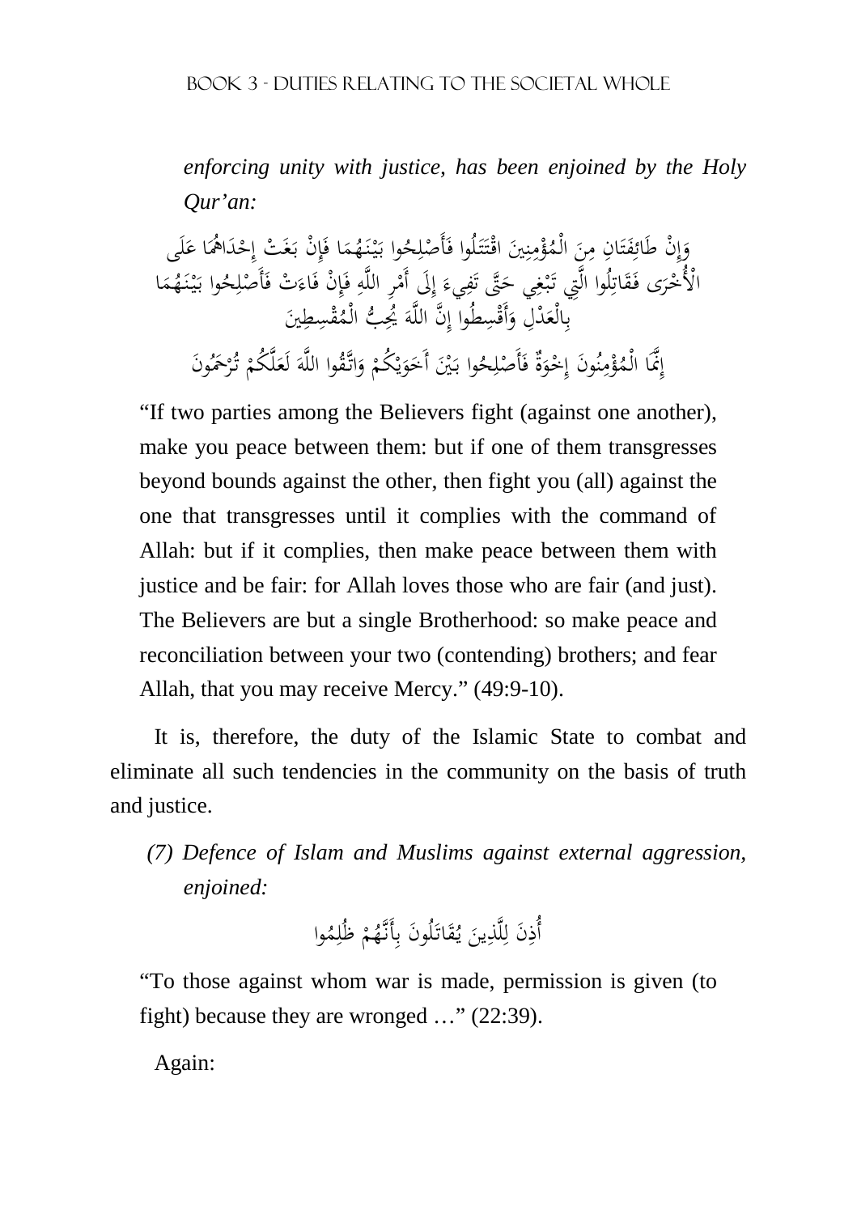*enforcing unity with justice, has been enjoined by the Holy Qur'an:*

وَإِنْ طَائِفَتَانِ مِنَ الْمُؤْمِنِينَ اقْتَتَلُوا فَأَصْلِحُوا بَيْنَهُمَا فَإِنْ بَغَتْ إِحْدَاهُمَا عَلَى الْأُخْرَى فَقَاتِلُوا الَّتِي تَبْغِي حَتَّى تَفِيءَ إِلَى أَمْرِ اللَّهِ فَإِنْ فَاءَتْ فَأَصْلِحُوا بَيْنَهُمَا بِالْعَدْلِ وَأَقْسِطُوا إِنَّ اللَّهَ يُحِبُّ الْمُقْسِطِينَ

إِنَّمَا الْمُؤْمِنُونَ إِخْوَةٌ فَأَصْلِحُوا بَيْنَ أَخَوَيْكُمْ وَاتَّقُوا اللَّهَ لَعَلَّكُمْ تُرْحَمُونَ

"If two parties among the Believers fight (against one another), make you peace between them: but if one of them transgresses beyond bounds against the other, then fight you (all) against the one that transgresses until it complies with the command of Allah: but if it complies, then make peace between them with justice and be fair: for Allah loves those who are fair (and just). The Believers are but a single Brotherhood: so make peace and reconciliation between your two (contending) brothers; and fear Allah, that you may receive Mercy." (49:9-10).

It is, therefore, the duty of the Islamic State to combat and eliminate all such tendencies in the community on the basis of truth and justice.

*(7) Defence of Islam and Muslims against external aggression, enjoined:*

أُذِنَ لِلَّذِينَ يُقَاتَلُونَ بِأَنَّهُمْ ظُلِمُوا

"To those against whom war is made, permission is given (to fight) because they are wronged …" (22:39).

Again: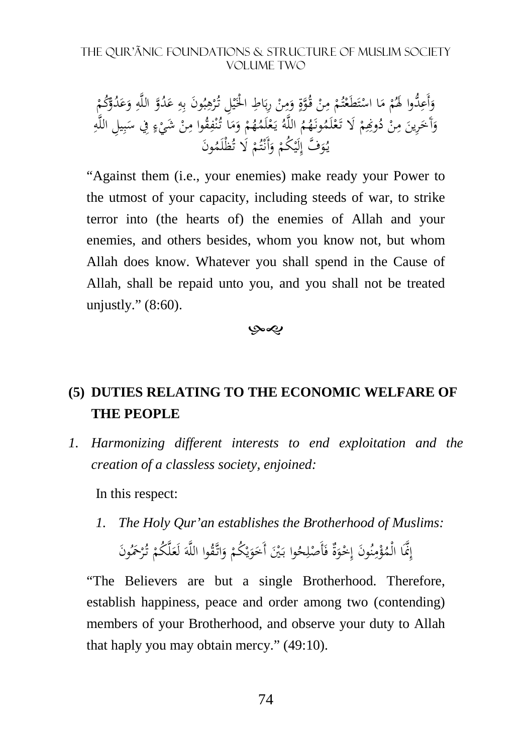وَأَعِدُّوا لَهُمْ مَا اسْتَطَعْتُمْ مِنْ قُوَّةٍ وَمِنْ رِبَاطِ الْخَيْلِ تُرْهِبُونَ بِهِ عَدُوَّ اللَّهِ وَعَدُوَّكُمْ وَآخَرِينَ مِنْ دُونِهِمْ لَا تَعْلَمُونَهُمُ اللَّهُ يَعْلَمُهُمْ وَمَا تُنْفِقُوا مِنْ شَيْءٍ فِي سَبِيلِ اللَّهِ يُوَفَّ إِلَيْكُمْ وَأَنْتُمْ لَا تُظْلَمُونَ

"Against them (i.e., your enemies) make ready your Power to the utmost of your capacity, including steeds of war, to strike terror into (the hearts of) the enemies of Allah and your enemies, and others besides, whom you know not, but whom Allah does know. Whatever you shall spend in the Cause of Allah, shall be repaid unto you, and you shall not be treated unjustly." (8:60).

## (5) DUTIES RELATING TO THE ECONOMIC WELFARE OF THE PEOPLE

1. *Harmonizing different interests to end exploitation and the creation of a classless society, enjoined:*

In this respect:

1. *The Holy Qur'an establishes the Brotherhood of Muslims:*

إِنَّمَا الْمُؤْمِنُونَ إِخْوَةٌ فَأَصْلِحُوا بَيْنَ أَخَوَيْكُمْ وَاتَّقُوا اللَّهَ لَعَلَّكُمْ تُرْحَمُونَ

"The Believers are but a single Brotherhood. Therefore, establish happiness, peace and order among two (contending) members of your Brotherhood, and observe your duty to Allah that haply you may obtain mercy." (49:10).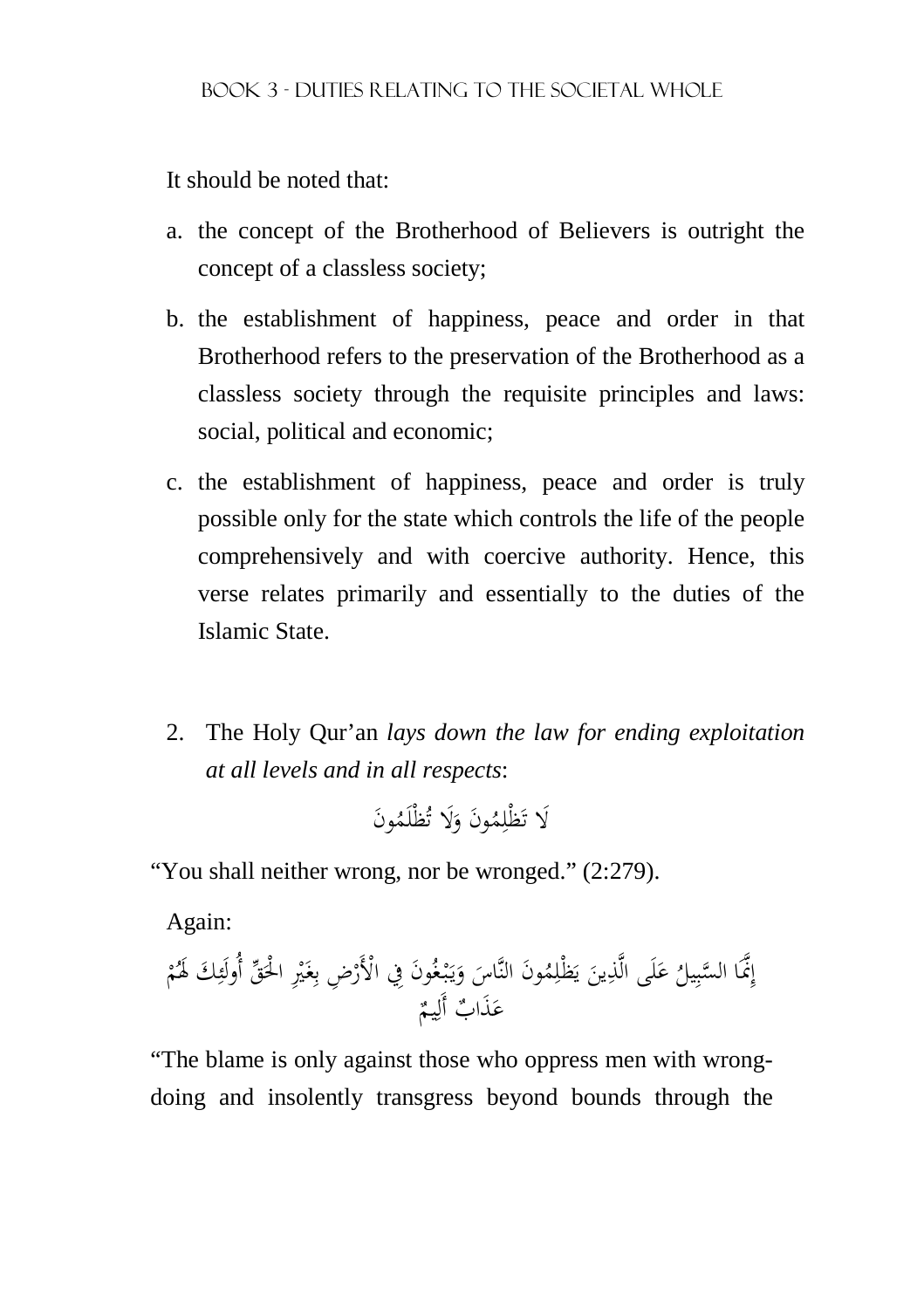It should be noted that:

a. the concept of the Brotherhood of Believers is outright the concept of a classless society;

b. the establishment of happiness, peace and order in that Brotherhood refers to the preservation of the Brotherhood as a classless society through the requisite principles and laws: social, political and economic;

c. the establishment of happiness, peace and order is truly possible only for the state which controls the life of the people comprehensively and with coercive authority. Hence, this verse relates primarily and essentially to the duties of the Islamic State.

2. The Holy Qur'an *lays down the law for ending exploitation at all levels and in all respects*:

لَا تَظْلِمُونَ وَلَا تُظْلَمُونَ

"You shall neither wrong, nor be wronged." (2:279).

Again:

إِنَّمَا السَّبِيلُ عَلَى الَّذِينَ يَظْلِمُونَ النَّاسَ وَيَبْغُونَ فِي الْأَرْضِ بِغَيْرِ الْحَقِّ أُولَئِكَ لَهُمْ عَذَابٌ أَلِيمٌ

"The blame is only against those who oppress men with wrong-doing and insolently transgress beyond bounds through the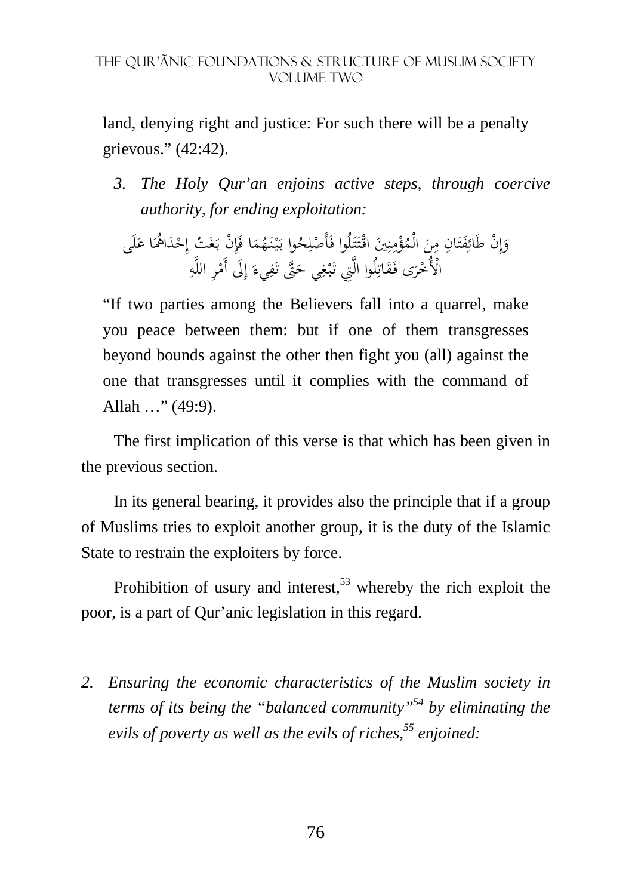land, denying right and justice: For such there will be a penalty grievous." (42:42).

3. *The Holy Qur'an enjoins active steps, through coercive authority, for ending exploitation:*

وَإِنْ طَائِفَتَانِ مِنَ الْمُؤْمِنِينَ اقْتَتَلُوا فَأَصْلِحُوا بَيْنَهُمَا فَإِنْ بَغَتْ إِحْدَاهُمَا عَلَى الْأُخْرَى فَقَاتِلُوا الَّتِي تَبْغِي حَتَّى تَفِيءَ إِلَى أَمْرِ اللَّهِ

"If two parties among the Believers fall into a quarrel, make you peace between them: but if one of them transgresses beyond bounds against the other then fight you (all) against the one that transgresses until it complies with the command of Allah …" (49:9).

The first implication of this verse is that which has been given in the previous section.

In its general bearing, it provides also the principle that if a group of Muslims tries to exploit another group, it is the duty of the Islamic State to restrain the exploiters by force.

Prohibition of usury and interest,[53] whereby the rich exploit the poor, is a part of Qur'anic legislation in this regard.

2. *Ensuring the economic characteristics of the Muslim society in terms of its being the "balanced community"[54] by eliminating the evils of poverty as well as the evils of riches,[55] enjoined:*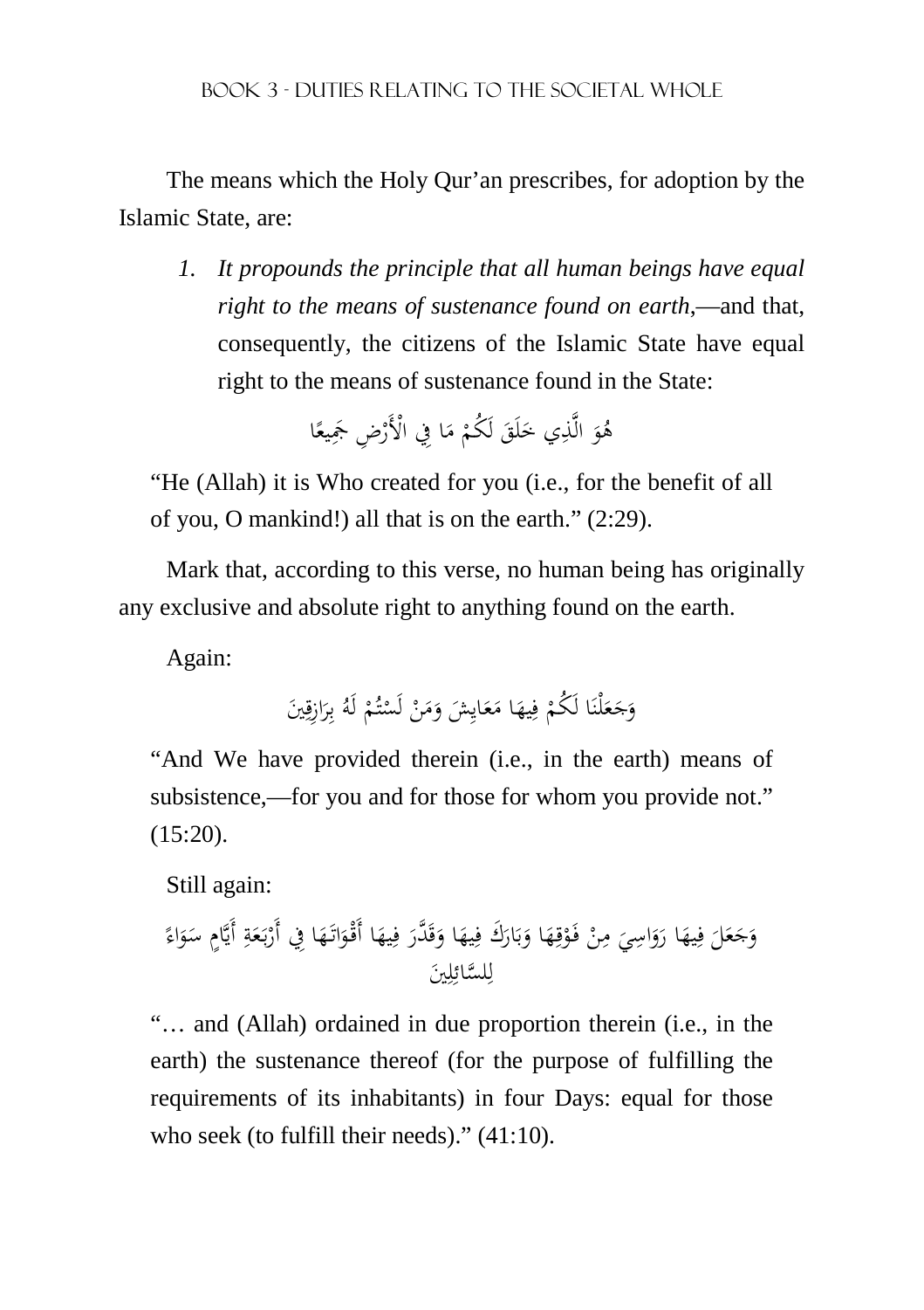The means which the Holy Qur'an prescribes, for adoption by the Islamic State, are:

1. *It propounds the principle that all human beings have equal right to the means of sustenance found on earth*,—and that, consequently, the citizens of the Islamic State have equal right to the means of sustenance found in the State:

هُوَ الَّذِي خَلَقَ لَكُمْ مَا فِي الْأَرْضِ جَمِيعًا

"He (Allah) it is Who created for you (i.e., for the benefit of all of you, O mankind!) all that is on the earth." (2:29).

Mark that, according to this verse, no human being has originally any exclusive and absolute right to anything found on the earth.

Again:

وَجَعَلْنَا لَكُمْ فِيهَا مَعَايِشَ وَمَنْ لَسْتُمْ لَهُ بِرَازِقِينَ

"And We have provided therein (i.e., in the earth) means of subsistence,—for you and for those for whom you provide not." (15:20).

Still again:

وَجَعَلَ فِيهَا رَوَاسِيَ مِنْ فَوْقِهَا وَبَارَكَ فِيهَا وَقَدَّرَ فِيهَا أَقْوَاتَهَا فِي أَرْبَعَةِ أَيَّامٍ سَوَاءً لِلسَّائِلِينَ

"… and (Allah) ordained in due proportion therein (i.e., in the earth) the sustenance thereof (for the purpose of fulfilling the requirements of its inhabitants) in four Days: equal for those who seek (to fulfill their needs)." (41:10).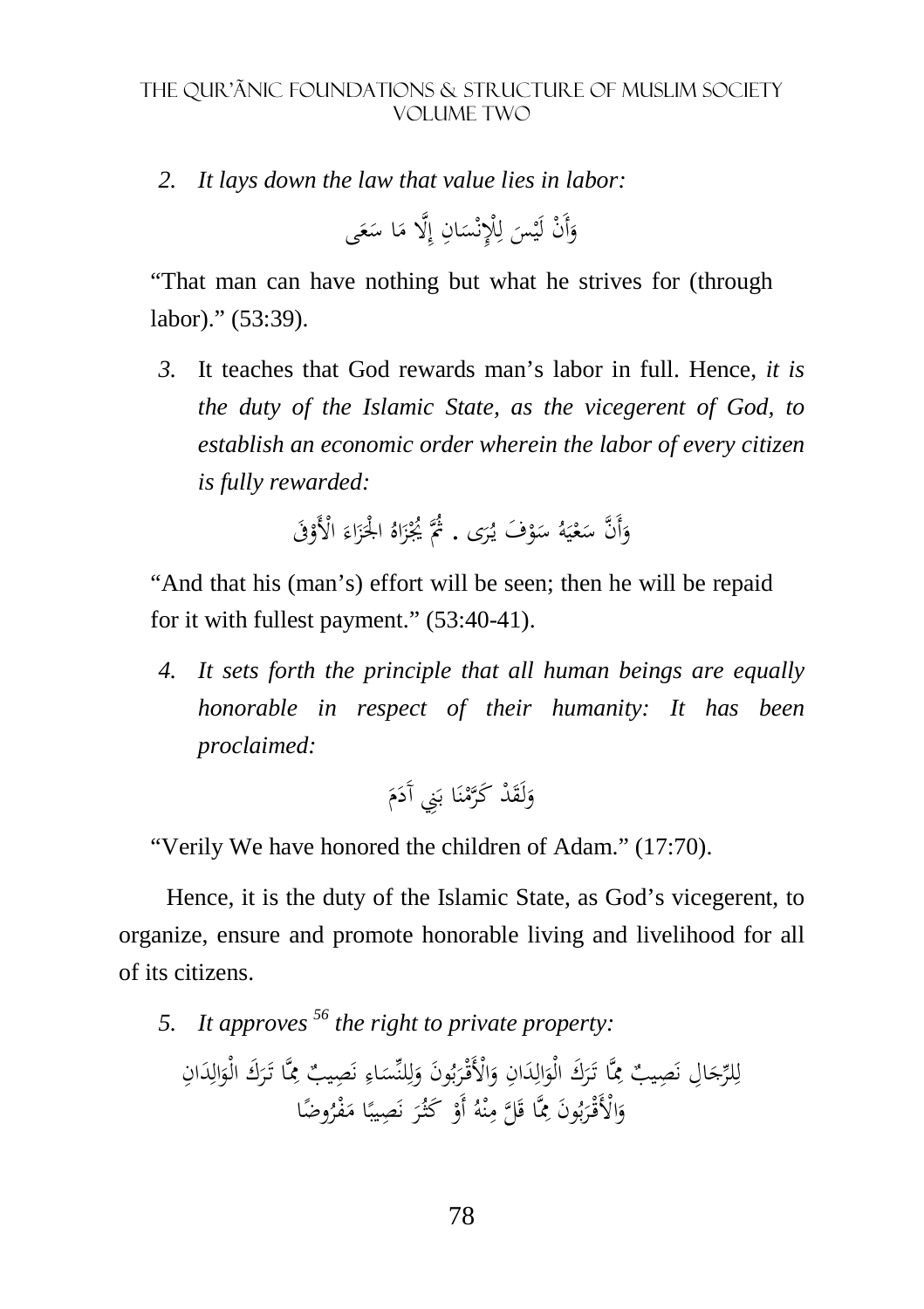2. *It lays down the law that value lies in labor:*

وَأَنْ لَيْسَ لِلْإِنْسَانِ إِلَّا مَا سَعَى

"That man can have nothing but what he strives for (through labor)." (53:39).

3. It teaches that God rewards man's labor in full. Hence, *it is the duty of the Islamic State, as the vicegerent of God, to establish an economic order wherein the labor of every citizen is fully rewarded:*

وَأَنَّ سَعْيَهُ سَوْفَ يُرَى . ثُمَّ يُجْزَاهُ الْجَزَاءَ الْأَوْفَى

"And that his (man's) effort will be seen; then he will be repaid for it with fullest payment." (53:40-41).

4. *It sets forth the principle that all human beings are equally honorable in respect of their humanity: It has been proclaimed:*

وَلَقَدْ كَرَّمْنَا بَنِي آدَمَ

"Verily We have honored the children of Adam." (17:70).

Hence, it is the duty of the Islamic State, as God's vicegerent, to organize, ensure and promote honorable living and livelihood for all of its citizens.

5. *It approves*[56] *the right to private property:*

لِلرِّجَالِ نَصِيبٌ مِمَّا تَرَكَ الْوَالِدَانِ وَالْأَقْرَبُونَ وَلِلنِّسَاءِ نَصِيبٌ مِمَّا تَرَكَ الْوَالِدَانِ وَالْأَقْرَبُونَ مِمَّا قَلَّ مِنْهُ أَوْ كَثُرَ نَصِيبًا مَفْرُوضًا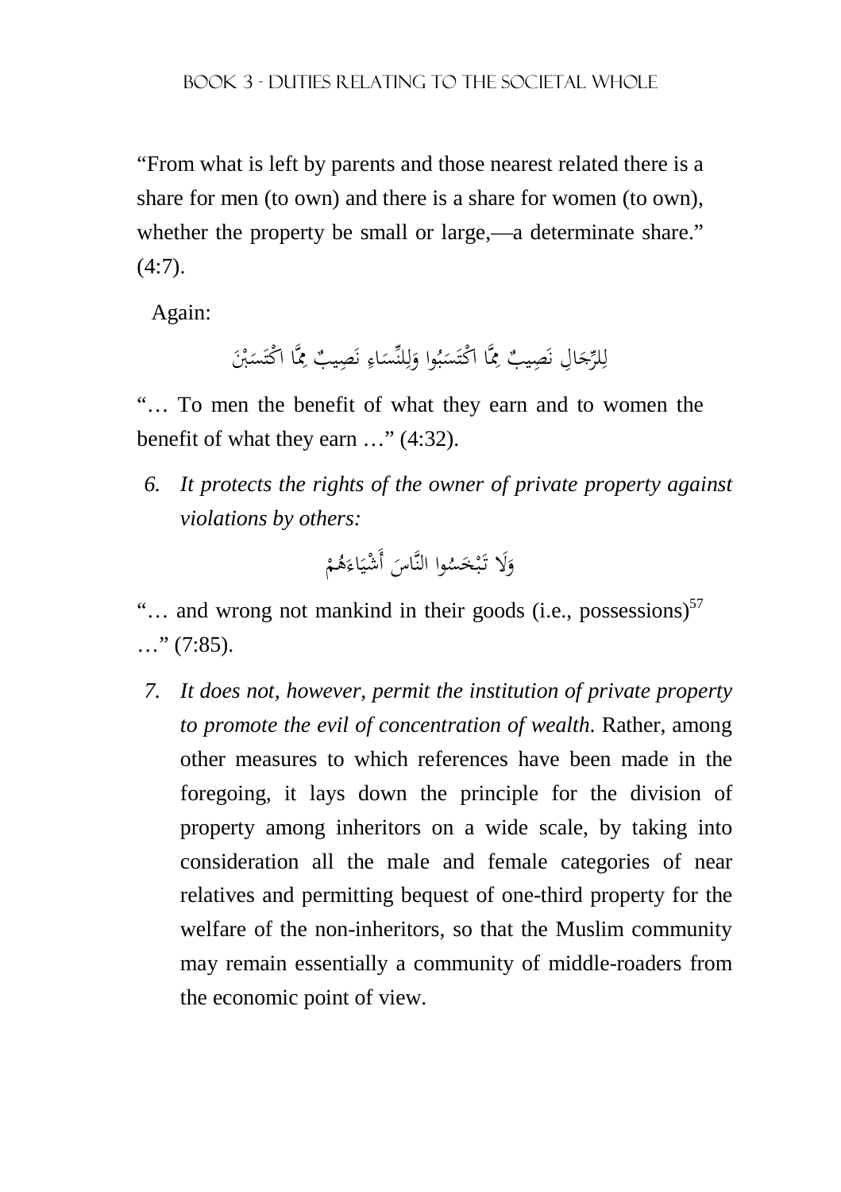"From what is left by parents and those nearest related there is a share for men (to own) and there is a share for women (to own), whether the property be small or large,—a determinate share." (4:7).

Again:

لِلرِّجَالِ نَصِيبٌ مِمَّا اكْتَسَبُوا وَلِلنِّسَاءِ نَصِيبٌ مِمَّا اكْتَسَبْنَ

"… To men the benefit of what they earn and to women the benefit of what they earn …" (4:32).

6. *It protects the rights of the owner of private property against violations by others:*

وَلَا تَبْخَسُوا النَّاسَ أَشْيَاءَهُمْ

"… and wrong not mankind in their goods (i.e., possessions)[57] …" (7:85).

7. *It does not, however, permit the institution of private property to promote the evil of concentration of wealth.* Rather, among other measures to which references have been made in the foregoing, it lays down the principle for the division of property among inheritors on a wide scale, by taking into consideration all the male and female categories of near relatives and permitting bequest of one-third property for the welfare of the non-inheritors, so that the Muslim community may remain essentially a community of middle-roaders from the economic point of view.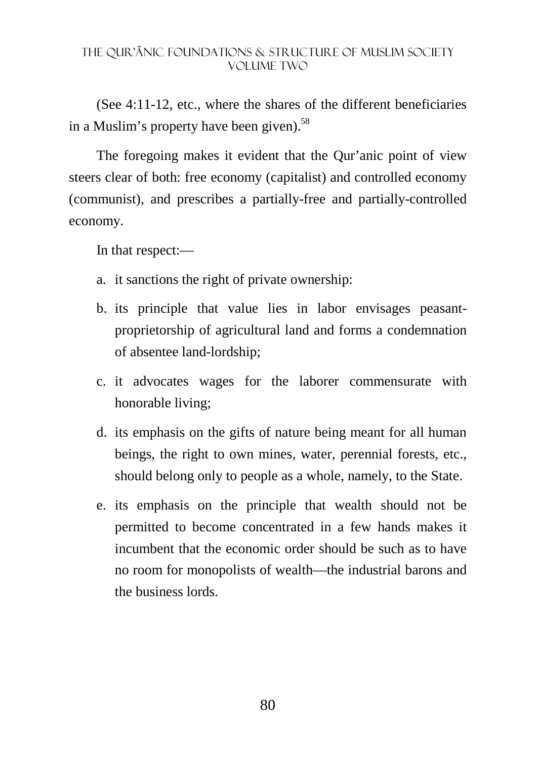(See 4:11-12, etc., where the shares of the different beneficiaries in a Muslim's property have been given).[58]

The foregoing makes it evident that the Qur'anic point of view steers clear of both: free economy (capitalist) and controlled economy (communist), and prescribes a partially-free and partially-controlled economy.

In that respect:—

a. it sanctions the right of private ownership:
b. its principle that value lies in labor envisages peasant-proprietorship of agricultural land and forms a condemnation of absentee land-lordship;
c. it advocates wages for the laborer commensurate with honorable living;
d. its emphasis on the gifts of nature being meant for all human beings, the right to own mines, water, perennial forests, etc., should belong only to people as a whole, namely, to the State.
e. its emphasis on the principle that wealth should not be permitted to become concentrated in a few hands makes it incumbent that the economic order should be such as to have no room for monopolists of wealth—the industrial barons and the business lords.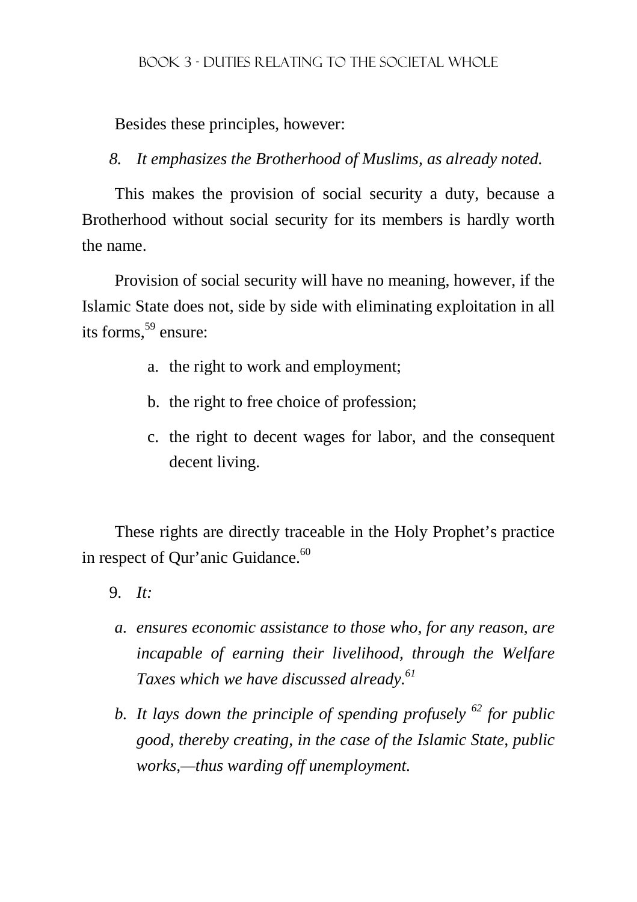Besides these principles, however:

*8. It emphasizes the Brotherhood of Muslims, as already noted.*

This makes the provision of social security a duty, because a Brotherhood without social security for its members is hardly worth the name.

Provision of social security will have no meaning, however, if the Islamic State does not, side by side with eliminating exploitation in all its forms,[59] ensure:

a. the right to work and employment;
b. the right to free choice of profession;
c. the right to decent wages for labor, and the consequent decent living.

These rights are directly traceable in the Holy Prophet's practice in respect of Qur'anic Guidance.[60]

9. *It:*

*a. ensures economic assistance to those who, for any reason, are incapable of earning their livelihood, through the Welfare Taxes which we have discussed already.*[61]

*b. It lays down the principle of spending profusely* [62] *for public good, thereby creating, in the case of the Islamic State, public works,—thus warding off unemployment.*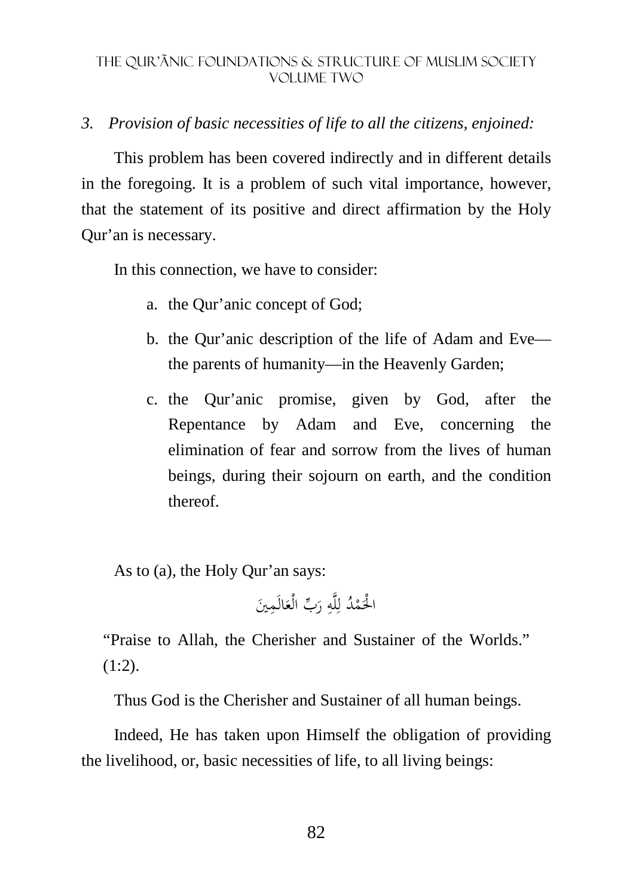*3. Provision of basic necessities of life to all the citizens, enjoined:*

This problem has been covered indirectly and in different details in the foregoing. It is a problem of such vital importance, however, that the statement of its positive and direct affirmation by the Holy Qur'an is necessary.

In this connection, we have to consider:

a. the Qur'anic concept of God;

b. the Qur'anic description of the life of Adam and Eve—the parents of humanity—in the Heavenly Garden;

c. the Qur'anic promise, given by God, after the Repentance by Adam and Eve, concerning the elimination of fear and sorrow from the lives of human beings, during their sojourn on earth, and the condition thereof.

As to (a), the Holy Qur'an says:

الْحَمْدُ لِلَّهِ رَبِّ الْعَالَمِينَ

"Praise to Allah, the Cherisher and Sustainer of the Worlds." (1:2).

Thus God is the Cherisher and Sustainer of all human beings.

Indeed, He has taken upon Himself the obligation of providing the livelihood, or, basic necessities of life, to all living beings: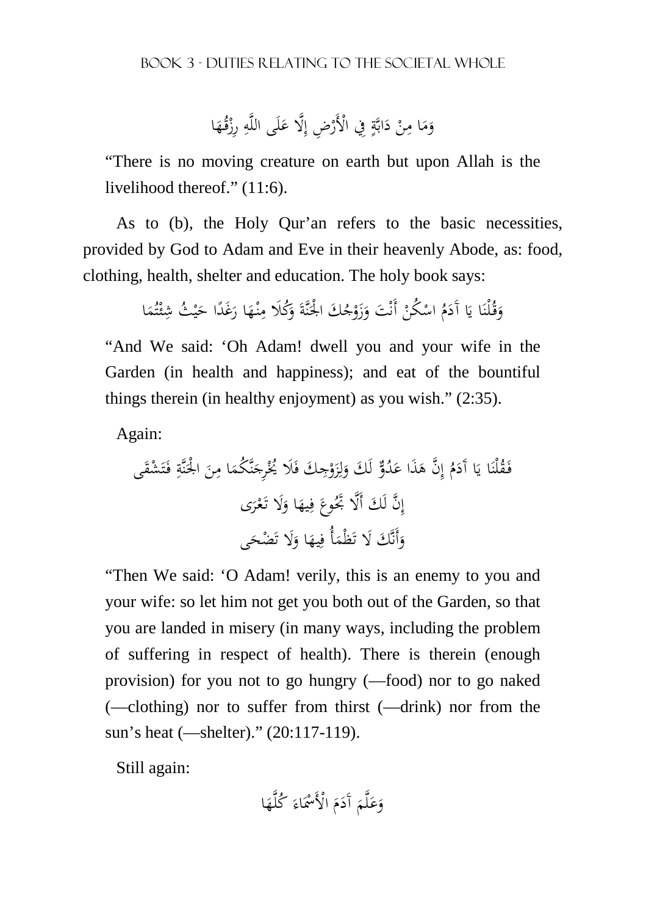وَمَا مِنْ دَابَّةٍ فِي الْأَرْضِ إِلَّا عَلَى اللَّهِ رِزْقُهَا

"There is no moving creature on earth but upon Allah is the livelihood thereof." (11:6).

As to (b), the Holy Qur'an refers to the basic necessities, provided by God to Adam and Eve in their heavenly Abode, as: food, clothing, health, shelter and education. The holy book says:

وَقُلْنَا يَا آدَمُ اسْكُنْ أَنْتَ وَزَوْجُكَ الْجَنَّةَ وَكُلَا مِنْهَا رَغَدًا حَيْثُ شِئْتُمَا

"And We said: 'Oh Adam! dwell you and your wife in the Garden (in health and happiness); and eat of the bountiful things therein (in healthy enjoyment) as you wish." (2:35).

Again:

فَقُلْنَا يَا آدَمُ إِنَّ هَذَا عَدُوٌّ لَكَ وَلِزَوْجِكَ فَلَا يُخْرِجَنَّكُمَا مِنَ الْجَنَّةِ فَتَشْقَى

إِنَّ لَكَ أَلَّا تَجُوعَ فِيهَا وَلَا تَعْرَى

وَأَنَّكَ لَا تَظْمَأُ فِيهَا وَلَا تَضْحَى

"Then We said: 'O Adam! verily, this is an enemy to you and your wife: so let him not get you both out of the Garden, so that you are landed in misery (in many ways, including the problem of suffering in respect of health). There is therein (enough provision) for you not to go hungry (—food) nor to go naked (—clothing) nor to suffer from thirst (—drink) nor from the sun's heat (—shelter)." (20:117-119).

Still again:

وَعَلَّمَ آدَمَ الْأَسْمَاءَ كُلَّهَا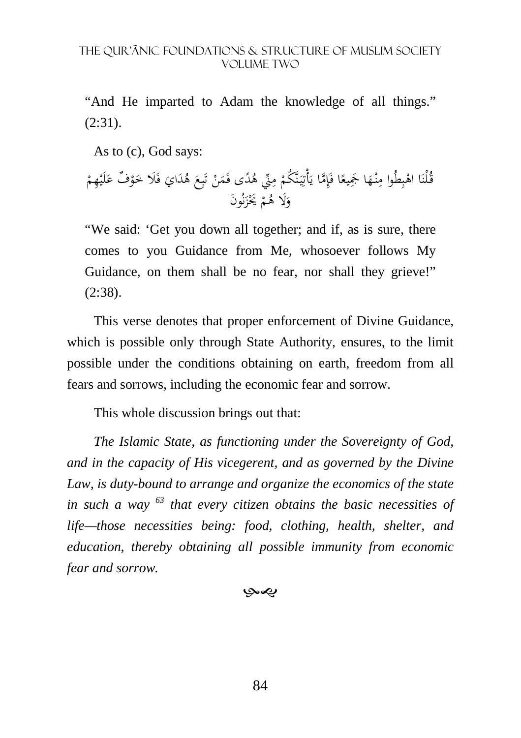"And He imparted to Adam the knowledge of all things." (2:31).

As to (c), God says:

قُلْنَا اهْبِطُوا مِنْهَا جَمِيعًا فَإِمَّا يَأْتِيَنَّكُمْ مِنِّي هُدًى فَمَنْ تَبِعَ هُدَايَ فَلَا خَوْفٌ عَلَيْهِمْ وَلَا هُمْ يَحْزَنُونَ

"We said: 'Get you down all together; and if, as is sure, there comes to you Guidance from Me, whosoever follows My Guidance, on them shall be no fear, nor shall they grieve!" (2:38).

This verse denotes that proper enforcement of Divine Guidance, which is possible only through State Authority, ensures, to the limit possible under the conditions obtaining on earth, freedom from all fears and sorrows, including the economic fear and sorrow.

This whole discussion brings out that:

*The Islamic State, as functioning under the Sovereignty of God, and in the capacity of His vicegerent, and as governed by the Divine Law, is duty-bound to arrange and organize the economics of the state in such a way* [63] *that every citizen obtains the basic necessities of life—those necessities being: food, clothing, health, shelter, and education, thereby obtaining all possible immunity from economic fear and sorrow.*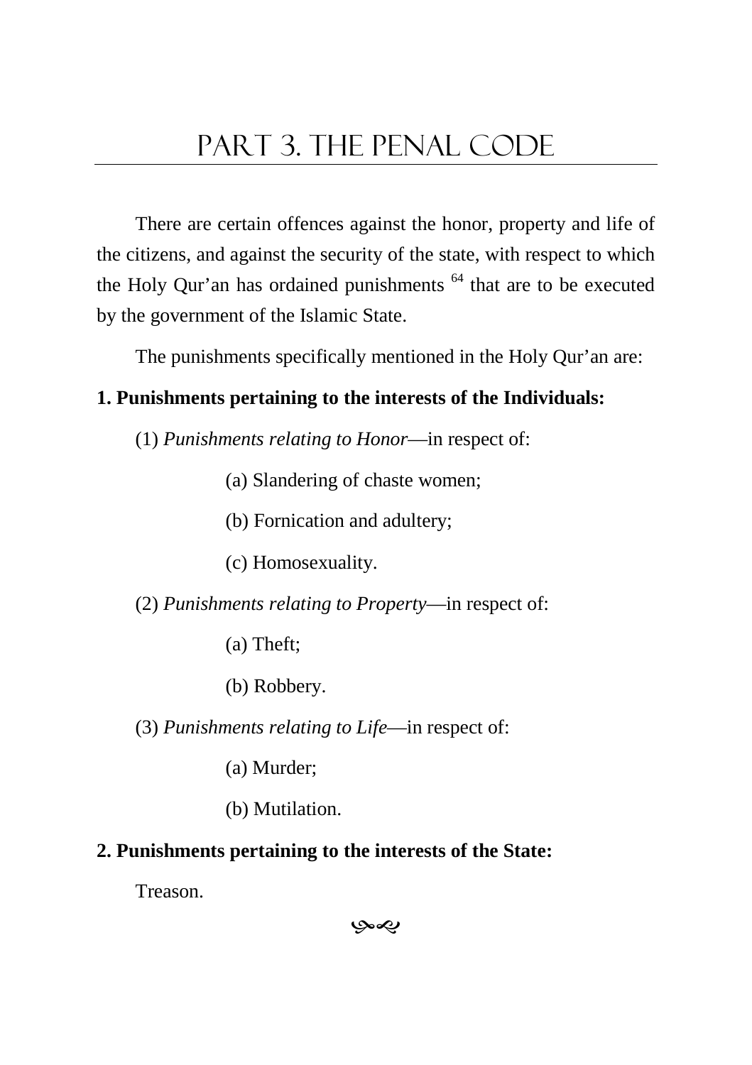# Part 3. The Penal Code

There are certain offences against the honor, property and life of the citizens, and against the security of the state, with respect to which the Holy Qur'an has ordained punishments [64] that are to be executed by the government of the Islamic State.

The punishments specifically mentioned in the Holy Qur'an are:

**1. Punishments pertaining to the interests of the Individuals:**

(1) *Punishments relating to Honor*—in respect of:

(a) Slandering of chaste women;

(b) Fornication and adultery;

(c) Homosexuality.

(2) *Punishments relating to Property*—in respect of:

(a) Theft;

(b) Robbery.

(3) *Punishments relating to Life*—in respect of:

(a) Murder;

(b) Mutilation.

**2. Punishments pertaining to the interests of the State:**

Treason.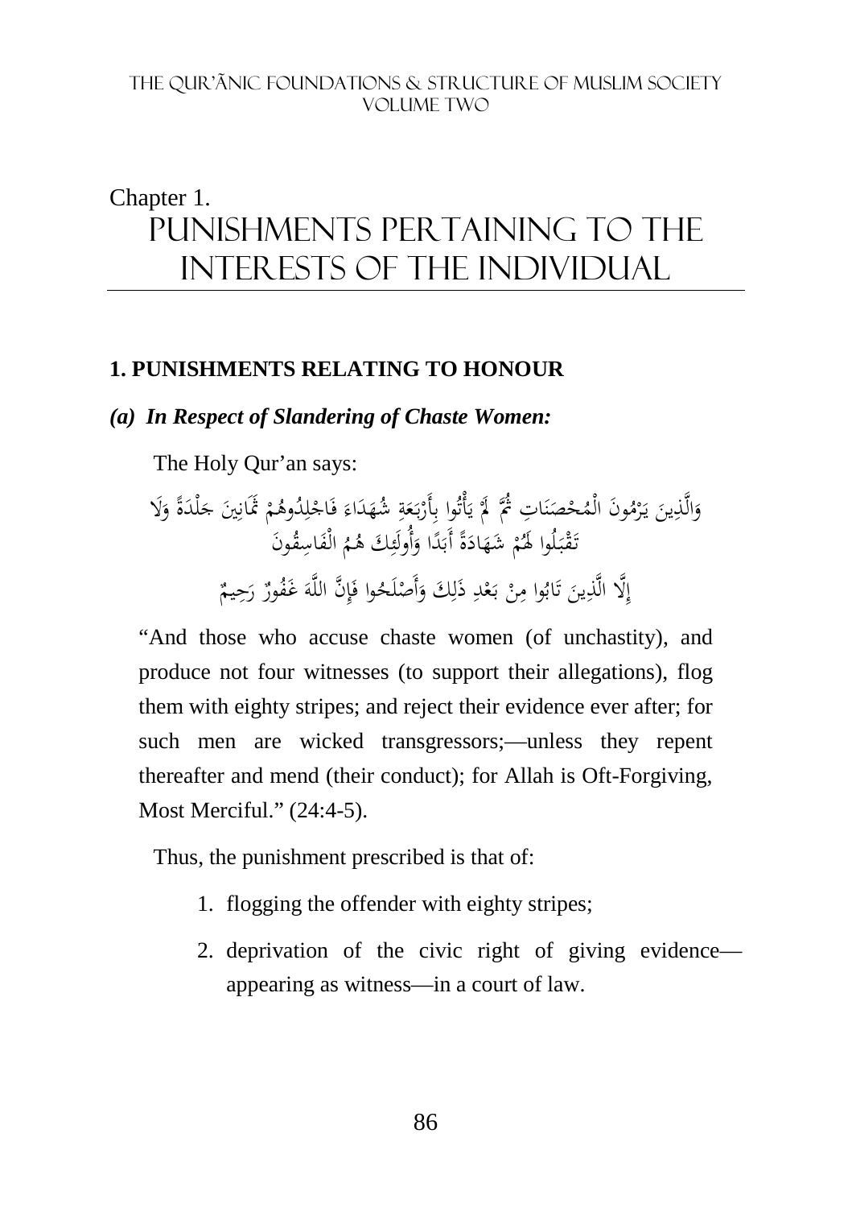Chapter 1.

# PUNISHMENTS PERTAINING TO THE INTERESTS OF THE INDIVIDUAL

## 1. PUNISHMENTS RELATING TO HONOUR

### *(a) In Respect of Slandering of Chaste Women:*

The Holy Qur'an says:

وَالَّذِينَ يَرْمُونَ الْمُحْصَنَاتِ ثُمَّ لَمْ يَأْتُوا بِأَرْبَعَةِ شُهَدَاءَ فَاجْلِدُوهُمْ ثَمَانِينَ جَلْدَةً وَلَا تَقْبَلُوا لَهُمْ شَهَادَةً أَبَدًا وَأُولَئِكَ هُمُ الْفَاسِقُونَ

إِلَّا الَّذِينَ تَابُوا مِنْ بَعْدِ ذَلِكَ وَأَصْلَحُوا فَإِنَّ اللَّهَ غَفُورٌ رَحِيمٌ

"And those who accuse chaste women (of unchastity), and produce not four witnesses (to support their allegations), flog them with eighty stripes; and reject their evidence ever after; for such men are wicked transgressors;—unless they repent thereafter and mend (their conduct); for Allah is Oft-Forgiving, Most Merciful." (24:4-5).

Thus, the punishment prescribed is that of:

1. flogging the offender with eighty stripes;
2. deprivation of the civic right of giving evidence—appearing as witness—in a court of law.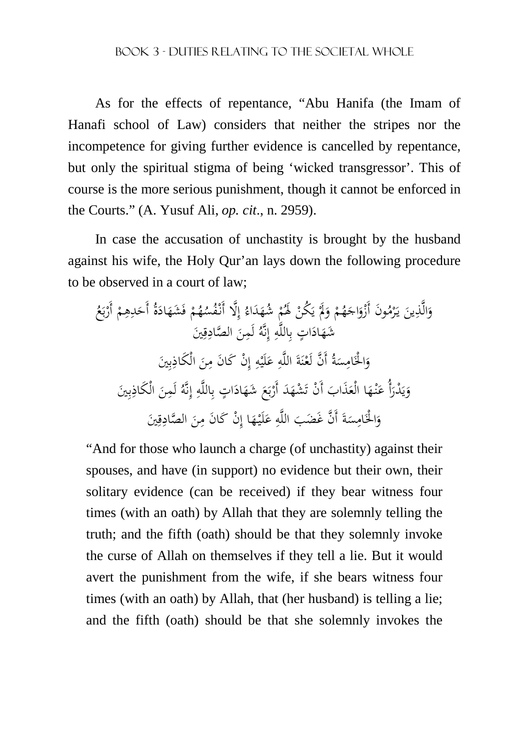As for the effects of repentance, “Abu Hanifa (the Imam of Hanafi school of Law) considers that neither the stripes nor the incompetence for giving further evidence is cancelled by repentance, but only the spiritual stigma of being ‘wicked transgressor’. This of course is the more serious punishment, though it cannot be enforced in the Courts.” (A. Yusuf Ali, *op. cit*., n. 2959).

In case the accusation of unchastity is brought by the husband against his wife, the Holy Qur’an lays down the following procedure to be observed in a court of law;

وَالَّذِينَ يَرْمُونَ أَزْوَاجَهُمْ وَلَمْ يَكُنْ لَهُمْ شُهَدَاءُ إِلَّا أَنْفُسُهُمْ فَشَهَادَةُ أَحَدِهِمْ أَرْبَعُ شَهَادَاتٍ بِاللَّهِ إِنَّهُ لَمِنَ الصَّادِقِينَ

وَالْخَامِسَةُ أَنَّ لَعْنَةَ اللَّهِ عَلَيْهِ إِنْ كَانَ مِنَ الْكَاذِبِينَ

وَيَدْرَأُ عَنْهَا الْعَذَابَ أَنْ تَشْهَدَ أَرْبَعَ شَهَادَاتٍ بِاللَّهِ إِنَّهُ لَمِنَ الْكَاذِبِينَ

وَالْخَامِسَةَ أَنَّ غَضَبَ اللَّهِ عَلَيْهَا إِنْ كَانَ مِنَ الصَّادِقِينَ

“And for those who launch a charge (of unchastity) against their spouses, and have (in support) no evidence but their own, their solitary evidence (can be received) if they bear witness four times (with an oath) by Allah that they are solemnly telling the truth; and the fifth (oath) should be that they solemnly invoke the curse of Allah on themselves if they tell a lie. But it would avert the punishment from the wife, if she bears witness four times (with an oath) by Allah, that (her husband) is telling a lie; and the fifth (oath) should be that she solemnly invokes the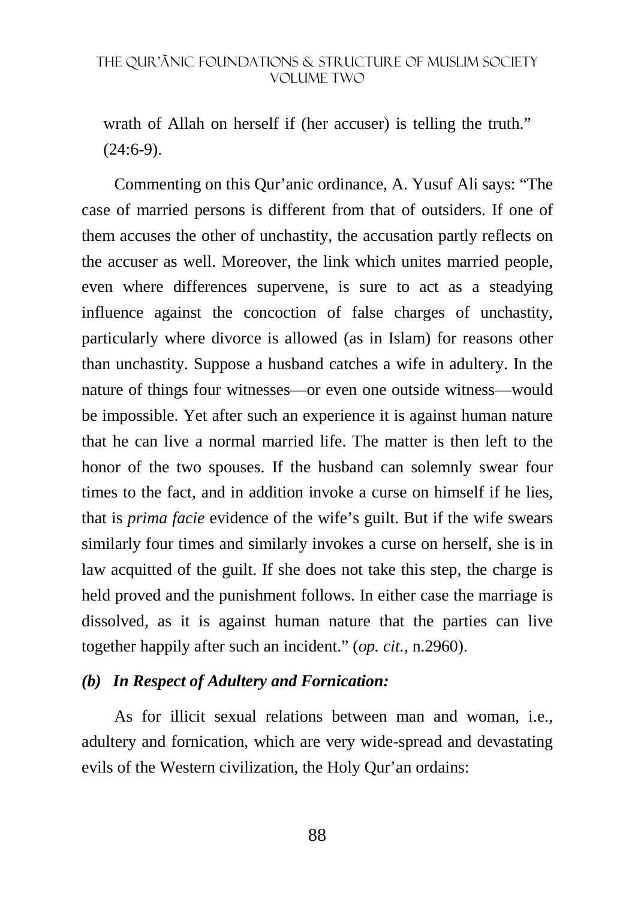wrath of Allah on herself if (her accuser) is telling the truth." (24:6-9).

Commenting on this Qur'anic ordinance, A. Yusuf Ali says: "The case of married persons is different from that of outsiders. If one of them accuses the other of unchastity, the accusation partly reflects on the accuser as well. Moreover, the link which unites married people, even where differences supervene, is sure to act as a steadying influence against the concoction of false charges of unchastity, particularly where divorce is allowed (as in Islam) for reasons other than unchastity. Suppose a husband catches a wife in adultery. In the nature of things four witnesses—or even one outside witness—would be impossible. Yet after such an experience it is against human nature that he can live a normal married life. The matter is then left to the honor of the two spouses. If the husband can solemnly swear four times to the fact, and in addition invoke a curse on himself if he lies, that is *prima facie* evidence of the wife's guilt. But if the wife swears similarly four times and similarly invokes a curse on herself, she is in law acquitted of the guilt. If she does not take this step, the charge is held proved and the punishment follows. In either case the marriage is dissolved, as it is against human nature that the parties can live together happily after such an incident." (*op. cit.*, n.2960).

### *(b) In Respect of Adultery and Fornication:*

As for illicit sexual relations between man and woman, i.e., adultery and fornication, which are very wide-spread and devastating evils of the Western civilization, the Holy Qur'an ordains: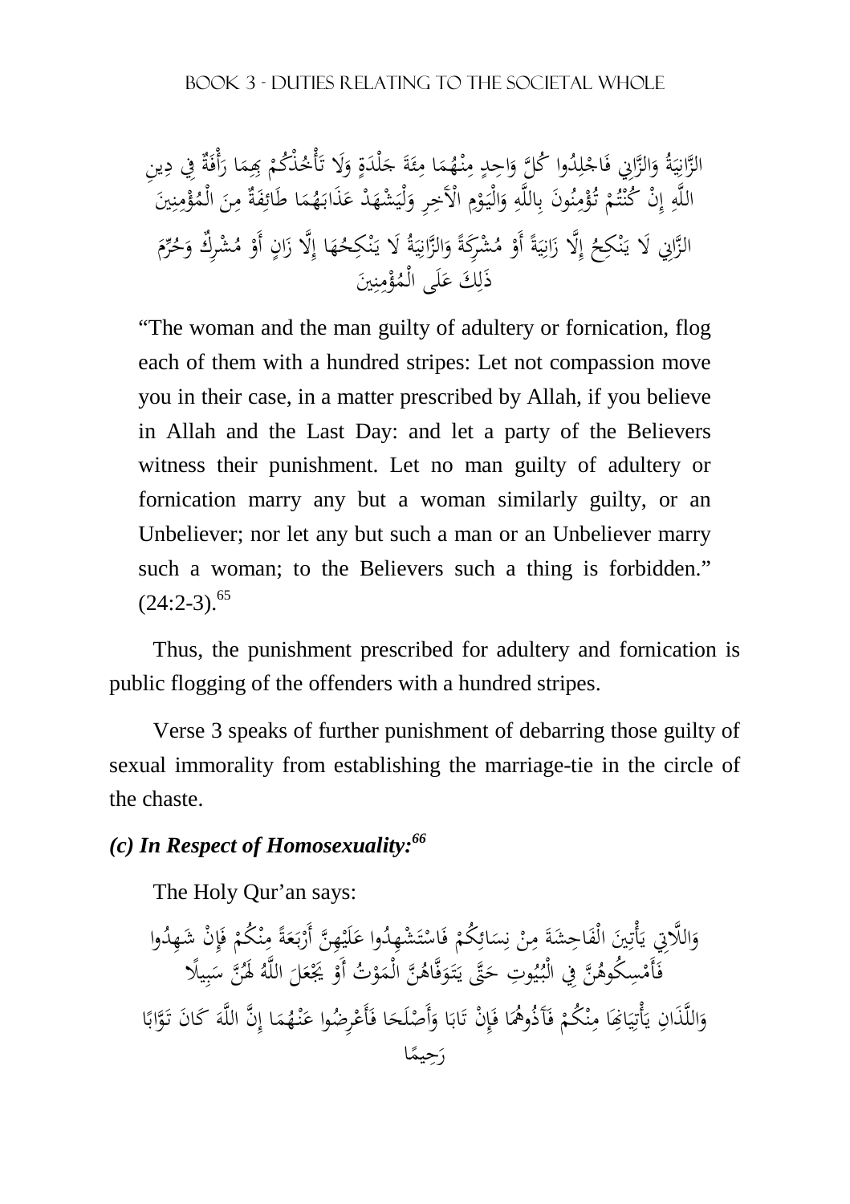الزَّانِيَةُ وَالزَّانِي فَاجْلِدُوا كُلَّ وَاحِدٍ مِنْهُمَا مِئَةَ جَلْدَةٍ وَلَا تَأْخُذْكُمْ بِهِمَا رَأْفَةٌ فِي دِينِ اللَّهِ إِنْ كُنْتُمْ تُؤْمِنُونَ بِاللَّهِ وَالْيَوْمِ الْآخِرِ وَلْيَشْهَدْ عَذَابَهُمَا طَائِفَةٌ مِنَ الْمُؤْمِنِينَ

الزَّانِي لَا يَنْكِحُ إِلَّا زَانِيَةً أَوْ مُشْرِكَةً وَالزَّانِيَةُ لَا يَنْكِحُهَا إِلَّا زَانٍ أَوْ مُشْرِكٌ وَحُرِّمَ ذَلِكَ عَلَى الْمُؤْمِنِينَ

"The woman and the man guilty of adultery or fornication, flog each of them with a hundred stripes: Let not compassion move you in their case, in a matter prescribed by Allah, if you believe in Allah and the Last Day: and let a party of the Believers witness their punishment. Let no man guilty of adultery or fornication marry any but a woman similarly guilty, or an Unbeliever; nor let any but such a man or an Unbeliever marry such a woman; to the Believers such a thing is forbidden." (24:2-3).[65]

Thus, the punishment prescribed for adultery and fornication is public flogging of the offenders with a hundred stripes.

Verse 3 speaks of further punishment of debarring those guilty of sexual immorality from establishing the marriage-tie in the circle of the chaste.

### *(c) In Respect of Homosexuality:*[66]

The Holy Qur'an says:

وَاللَّاتِي يَأْتِينَ الْفَاحِشَةَ مِنْ نِسَائِكُمْ فَاسْتَشْهِدُوا عَلَيْهِنَّ أَرْبَعَةً مِنْكُمْ فَإِنْ شَهِدُوا فَأَمْسِكُوهُنَّ فِي الْبُيُوتِ حَتَّى يَتَوَفَّاهُنَّ الْمَوْتُ أَوْ يَجْعَلَ اللَّهُ لَهُنَّ سَبِيلًا

وَاللَّذَانِ يَأْتِيَانِهَا مِنْكُمْ فَآذُوهُمَا فَإِنْ تَابَا وَأَصْلَحَا فَأَعْرِضُوا عَنْهُمَا إِنَّ اللَّهَ كَانَ تَوَّابًا رَحِيمًا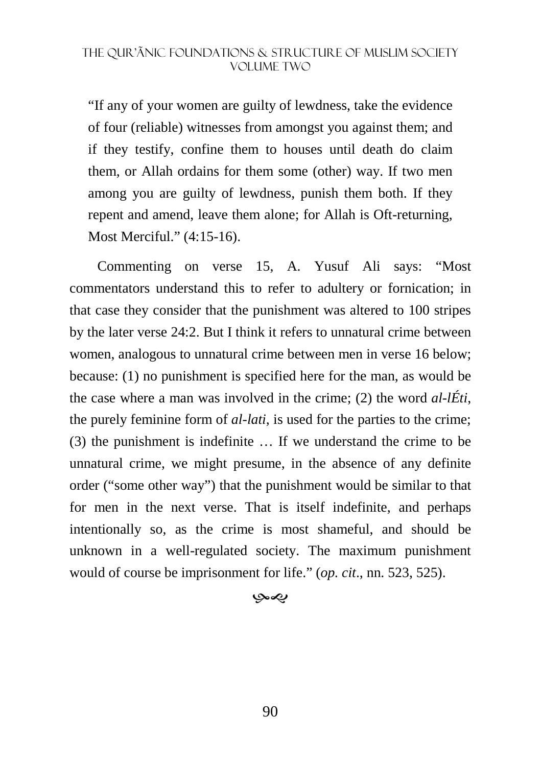> "If any of your women are guilty of lewdness, take the evidence of four (reliable) witnesses from amongst you against them; and if they testify, confine them to houses until death do claim them, or Allah ordains for them some (other) way. If two men among you are guilty of lewdness, punish them both. If they repent and amend, leave them alone; for Allah is Oft-returning, Most Merciful." (4:15-16).

Commenting on verse 15, A. Yusuf Ali says: "Most commentators understand this to refer to adultery or fornication; in that case they consider that the punishment was altered to 100 stripes by the later verse 24:2. But I think it refers to unnatural crime between women, analogous to unnatural crime between men in verse 16 below; because: (1) no punishment is specified here for the man, as would be the case where a man was involved in the crime; (2) the word *al-lÉti*, the purely feminine form of *al-lati*, is used for the parties to the crime; (3) the punishment is indefinite … If we understand the crime to be unnatural crime, we might presume, in the absence of any definite order ("some other way") that the punishment would be similar to that for men in the next verse. That is itself indefinite, and perhaps intentionally so, as the crime is most shameful, and should be unknown in a well-regulated society. The maximum punishment would of course be imprisonment for life." (*op. cit*., nn. 523, 525).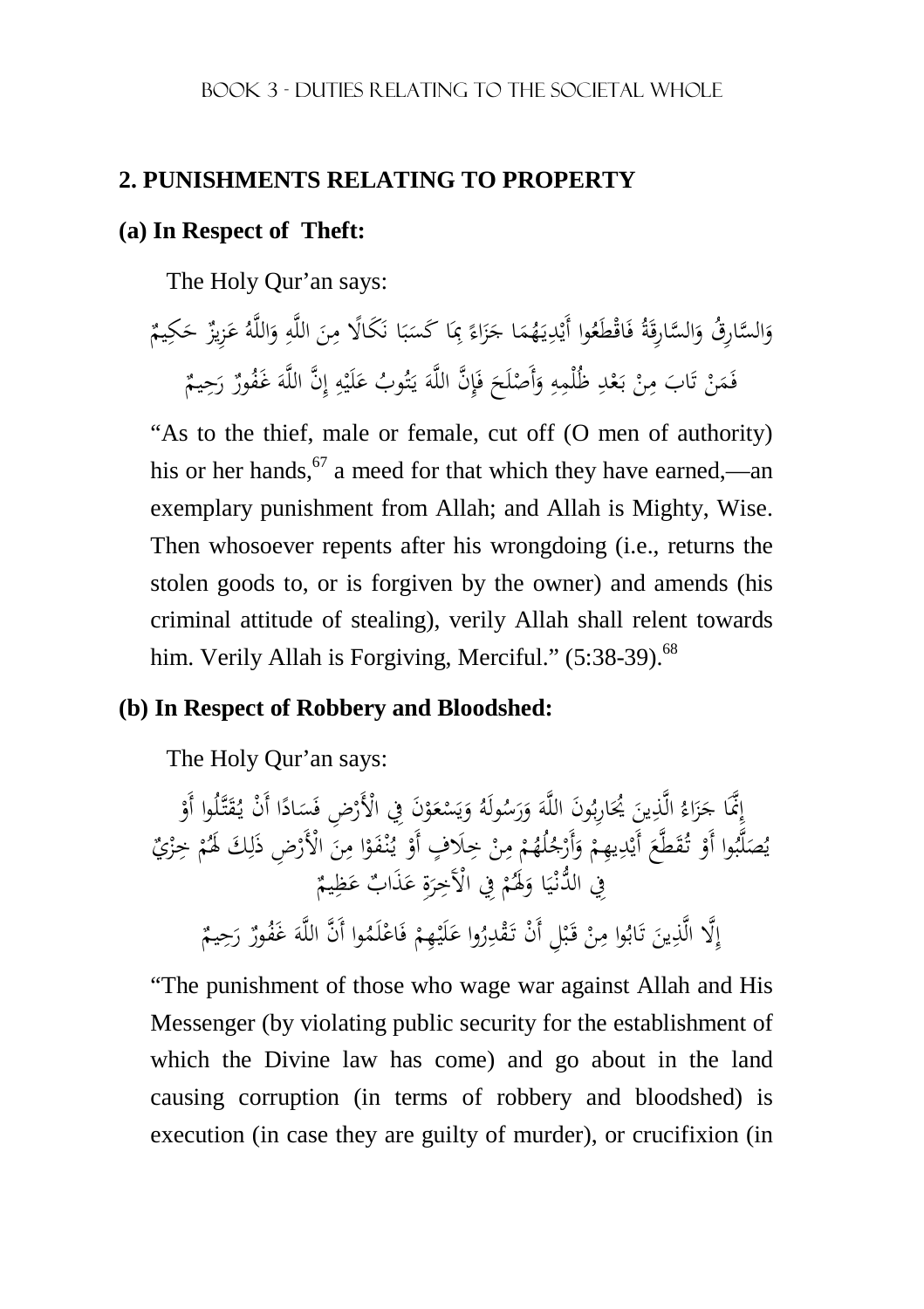## 2. PUNISHMENTS RELATING TO PROPERTY

### (a) In Respect of Theft:

The Holy Qur'an says:

وَالسَّارِقُ وَالسَّارِقَةُ فَاقْطَعُوا أَيْدِيَهُمَا جَزَاءً بِمَا كَسَبَا نَكَالًا مِنَ اللَّهِ وَاللَّهُ عَزِيزٌ حَكِيمٌ

فَمَنْ تَابَ مِنْ بَعْدِ ظُلْمِهِ وَأَصْلَحَ فَإِنَّ اللَّهَ يَتُوبُ عَلَيْهِ إِنَّ اللَّهَ غَفُورٌ رَحِيمٌ

"As to the thief, male or female, cut off (O men of authority) his or her hands,[67] a meed for that which they have earned,—an exemplary punishment from Allah; and Allah is Mighty, Wise. Then whosoever repents after his wrongdoing (i.e., returns the stolen goods to, or is forgiven by the owner) and amends (his criminal attitude of stealing), verily Allah shall relent towards him. Verily Allah is Forgiving, Merciful." (5:38-39).[68]

### (b) In Respect of Robbery and Bloodshed:

The Holy Qur'an says:

إِنَّمَا جَزَاءُ الَّذِينَ يُحَارِبُونَ اللَّهَ وَرَسُولَهُ وَيَسْعَوْنَ فِي الْأَرْضِ فَسَادًا أَنْ يُقَتَّلُوا أَوْ يُصَلَّبُوا أَوْ تُقَطَّعَ أَيْدِيهِمْ وَأَرْجُلُهُمْ مِنْ خِلَافٍ أَوْ يُنْفَوْا مِنَ الْأَرْضِ ذَلِكَ لَهُمْ خِزْيٌ فِي الدُّنْيَا وَلَهُمْ فِي الْآخِرَةِ عَذَابٌ عَظِيمٌ

إِلَّا الَّذِينَ تَابُوا مِنْ قَبْلِ أَنْ تَقْدِرُوا عَلَيْهِمْ فَاعْلَمُوا أَنَّ اللَّهَ غَفُورٌ رَحِيمٌ

"The punishment of those who wage war against Allah and His Messenger (by violating public security for the establishment of which the Divine law has come) and go about in the land causing corruption (in terms of robbery and bloodshed) is execution (in case they are guilty of murder), or crucifixion (in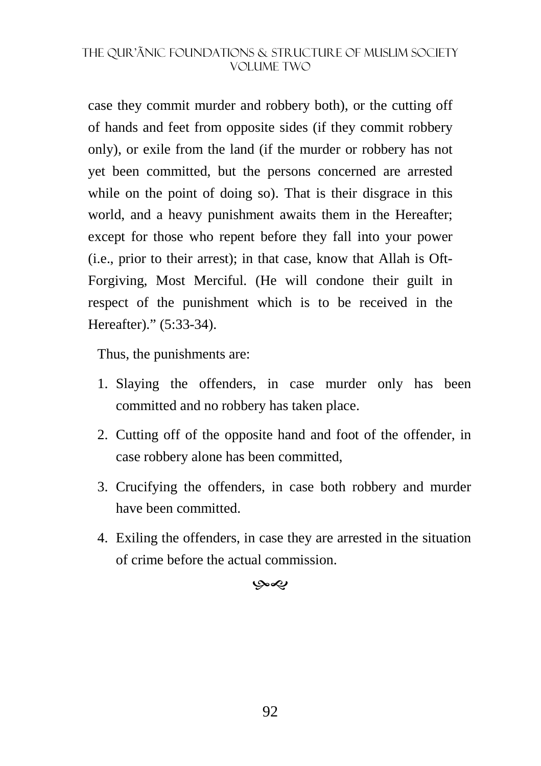case they commit murder and robbery both), or the cutting off of hands and feet from opposite sides (if they commit robbery only), or exile from the land (if the murder or robbery has not yet been committed, but the persons concerned are arrested while on the point of doing so). That is their disgrace in this world, and a heavy punishment awaits them in the Hereafter; except for those who repent before they fall into your power (i.e., prior to their arrest); in that case, know that Allah is Oft-Forgiving, Most Merciful. (He will condone their guilt in respect of the punishment which is to be received in the Hereafter)." (5:33-34).

Thus, the punishments are:

1. Slaying the offenders, in case murder only has been committed and no robbery has taken place.
2. Cutting off of the opposite hand and foot of the offender, in case robbery alone has been committed,
3. Crucifying the offenders, in case both robbery and murder have been committed.
4. Exiling the offenders, in case they are arrested in the situation of crime before the actual commission.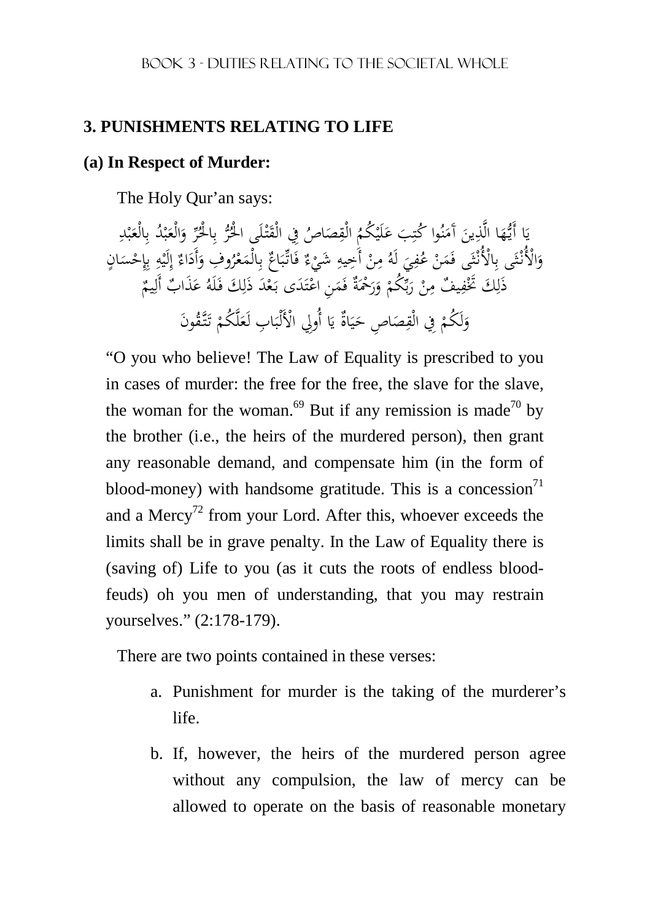## 3. PUNISHMENTS RELATING TO LIFE

### (a) In Respect of Murder:

The Holy Qur'an says:

يَا أَيُّهَا الَّذِينَ آمَنُوا كُتِبَ عَلَيْكُمُ الْقِصَاصُ فِي الْقَتْلَى الْحُرُّ بِالْحُرِّ وَالْعَبْدُ بِالْعَبْدِ وَالْأُنْثَى بِالْأُنْثَى فَمَنْ عُفِيَ لَهُ مِنْ أَخِيهِ شَيْءٌ فَاتِّبَاعٌ بِالْمَعْرُوفِ وَأَدَاءٌ إِلَيْهِ بِإِحْسَانٍ ذَلِكَ تَخْفِيفٌ مِنْ رَبِّكُمْ وَرَحْمَةٌ فَمَنِ اعْتَدَى بَعْدَ ذَلِكَ فَلَهُ عَذَابٌ أَلِيمٌ

وَلَكُمْ فِي الْقِصَاصِ حَيَاةٌ يَا أُولِي الْأَلْبَابِ لَعَلَّكُمْ تَتَّقُونَ

"O you who believe! The Law of Equality is prescribed to you in cases of murder: the free for the free, the slave for the slave, the woman for the woman.[69] But if any remission is made[70] by the brother (i.e., the heirs of the murdered person), then grant any reasonable demand, and compensate him (in the form of blood-money) with handsome gratitude. This is a concession[71] and a Mercy[72] from your Lord. After this, whoever exceeds the limits shall be in grave penalty. In the Law of Equality there is (saving of) Life to you (as it cuts the roots of endless blood-feuds) oh you men of understanding, that you may restrain yourselves." (2:178-179).

There are two points contained in these verses:

a. Punishment for murder is the taking of the murderer's life.

b. If, however, the heirs of the murdered person agree without any compulsion, the law of mercy can be allowed to operate on the basis of reasonable monetary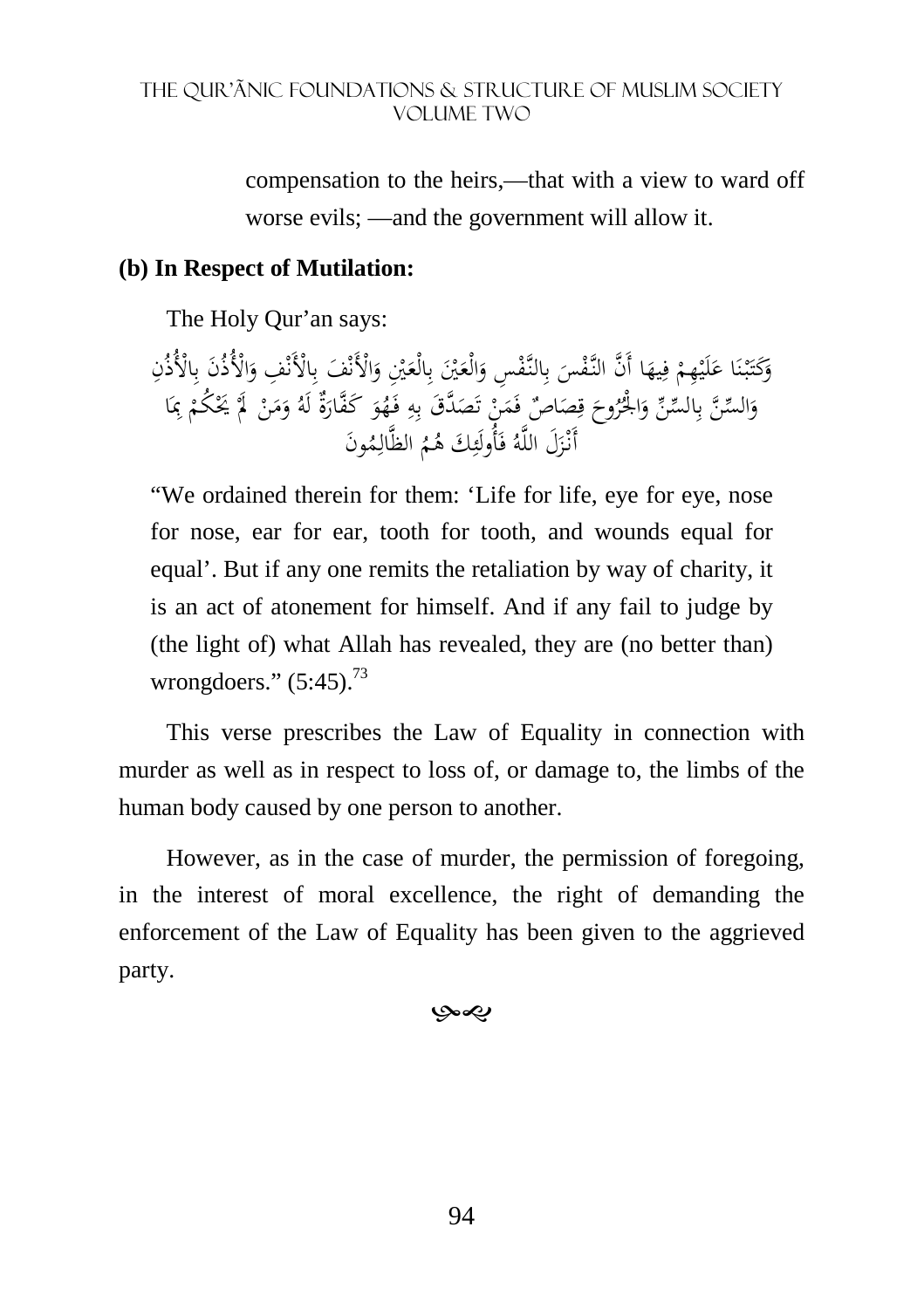compensation to the heirs,—that with a view to ward off worse evils; —and the government will allow it.

**(b) In Respect of Mutilation:**

The Holy Qur'an says:

وَكَتَبْنَا عَلَيْهِمْ فِيهَا أَنَّ النَّفْسَ بِالنَّفْسِ وَالْعَيْنَ بِالْعَيْنِ وَالْأَنْفَ بِالْأَنْفِ وَالْأُذُنَ بِالْأُذُنِ وَالسِّنَّ بِالسِّنِّ وَالْجُرُوحَ قِصَاصٌ فَمَنْ تَصَدَّقَ بِهِ فَهُوَ كَفَّارَةٌ لَهُ وَمَنْ لَمْ يَحْكُمْ بِمَا أَنْزَلَ اللَّهُ فَأُولَئِكَ هُمُ الظَّالِمُونَ

"We ordained therein for them: 'Life for life, eye for eye, nose for nose, ear for ear, tooth for tooth, and wounds equal for equal'. But if any one remits the retaliation by way of charity, it is an act of atonement for himself. And if any fail to judge by (the light of) what Allah has revealed, they are (no better than) wrongdoers." (5:45).[73]

This verse prescribes the Law of Equality in connection with murder as well as in respect to loss of, or damage to, the limbs of the human body caused by one person to another.

However, as in the case of murder, the permission of foregoing, in the interest of moral excellence, the right of demanding the enforcement of the Law of Equality has been given to the aggrieved party.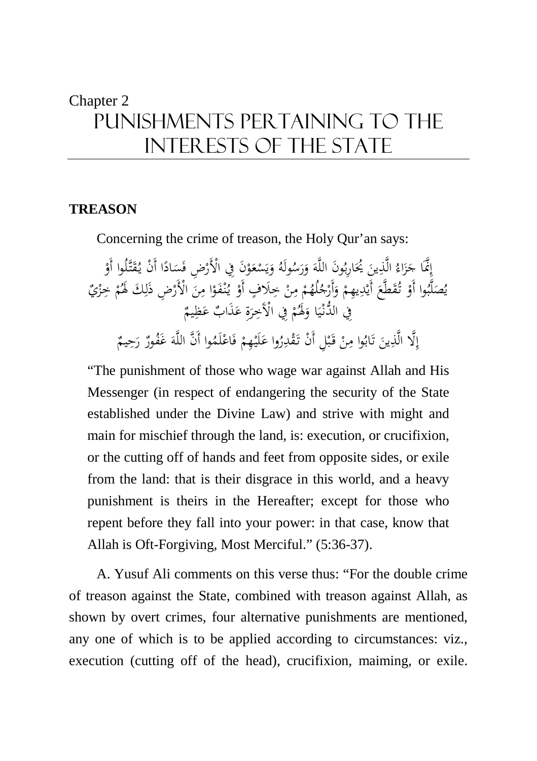Chapter 2

# PUNISHMENTS PERTAINING TO THE INTERESTS OF THE STATE

## TREASON

Concerning the crime of treason, the Holy Qur'an says:

إِنَّمَا جَزَاءُ الَّذِينَ يُحَارِبُونَ اللَّهَ وَرَسُولَهُ وَيَسْعَوْنَ فِي الْأَرْضِ فَسَادًا أَنْ يُقَتَّلُوا أَوْ يُصَلَّبُوا أَوْ تُقَطَّعَ أَيْدِيهِمْ وَأَرْجُلُهُمْ مِنْ خِلَافٍ أَوْ يُنْفَوْا مِنَ الْأَرْضِ ذَلِكَ لَهُمْ خِزْيٌ فِي الدُّنْيَا وَلَهُمْ فِي الْآخِرَةِ عَذَابٌ عَظِيمٌ

إِلَّا الَّذِينَ تَابُوا مِنْ قَبْلِ أَنْ تَقْدِرُوا عَلَيْهِمْ فَاعْلَمُوا أَنَّ اللَّهَ غَفُورٌ رَحِيمٌ

"The punishment of those who wage war against Allah and His Messenger (in respect of endangering the security of the State established under the Divine Law) and strive with might and main for mischief through the land, is: execution, or crucifixion, or the cutting off of hands and feet from opposite sides, or exile from the land: that is their disgrace in this world, and a heavy punishment is theirs in the Hereafter; except for those who repent before they fall into your power: in that case, know that Allah is Oft-Forgiving, Most Merciful." (5:36-37).

A. Yusuf Ali comments on this verse thus: "For the double crime of treason against the State, combined with treason against Allah, as shown by overt crimes, four alternative punishments are mentioned, any one of which is to be applied according to circumstances: viz., execution (cutting off of the head), crucifixion, maiming, or exile.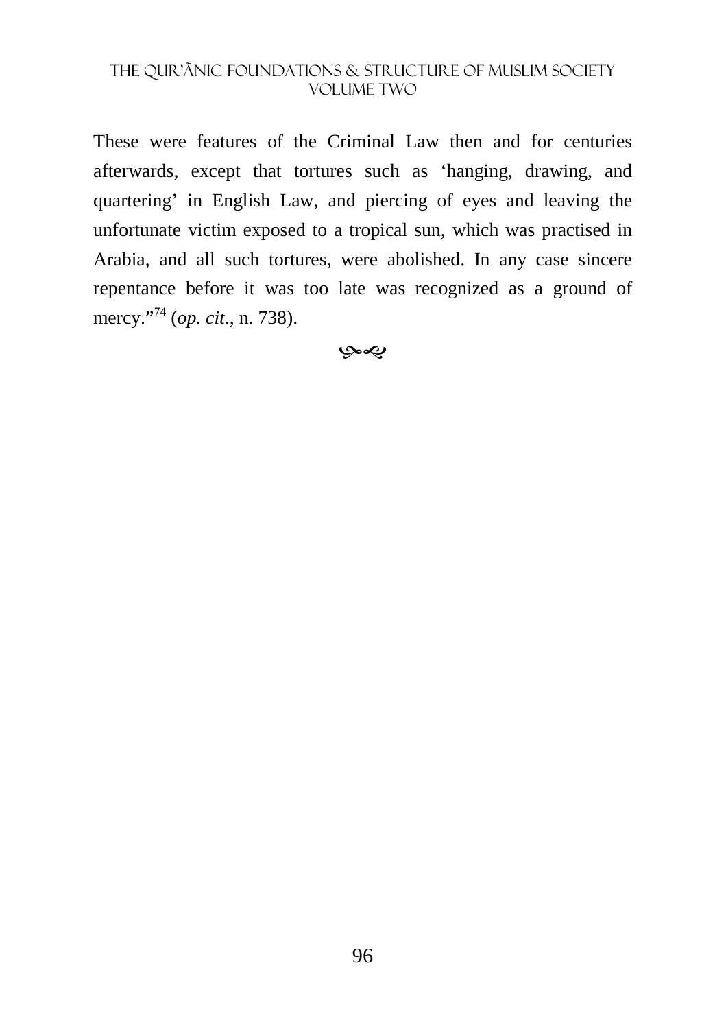These were features of the Criminal Law then and for centuries afterwards, except that tortures such as 'hanging, drawing, and quartering' in English Law, and piercing of eyes and leaving the unfortunate victim exposed to a tropical sun, which was practised in Arabia, and all such tortures, were abolished. In any case sincere repentance before it was too late was recognized as a ground of mercy."[74] (*op. cit*., n. 738).

൙൚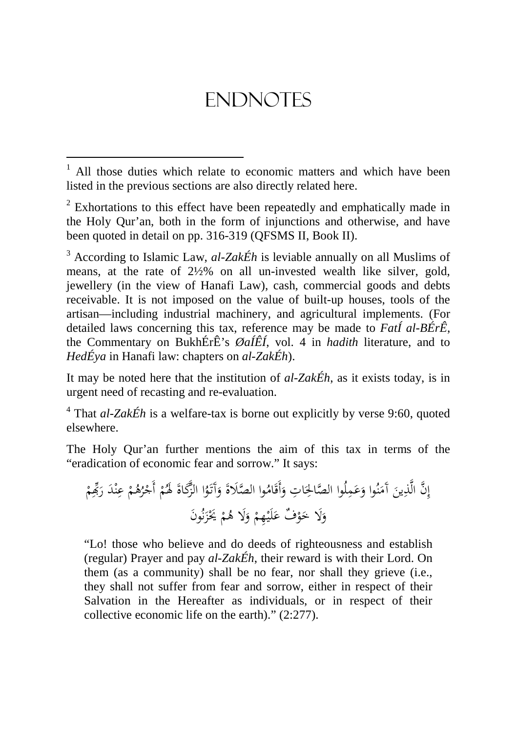# ENDNOTES

---

[1] All those duties which relate to economic matters and which have been listed in the previous sections are also directly related here.

[2] Exhortations to this effect have been repeatedly and emphatically made in the Holy Qur'an, both in the form of injunctions and otherwise, and have been quoted in detail on pp. 316-319 (QFSMS II, Book II).

[3] According to Islamic Law, *al-ZakÉh* is leviable annually on all Muslims of means, at the rate of 2½% on all un-invested wealth like silver, gold, jewellery (in the view of Hanafi Law), cash, commercial goods and debts receivable. It is not imposed on the value of built-up houses, tools of the artisan—including industrial machinery, and agricultural implements. (For detailed laws concerning this tax, reference may be made to *FatÍ al-BÉrÊ*, the Commentary on BukhÉrÊ's *ØaÍÊÍ*, vol. 4 in *hadith* literature, and to *HedÉya* in Hanafi law: chapters on *al-ZakÉh*).

It may be noted here that the institution of *al-ZakÉh*, as it exists today, is in urgent need of recasting and re-evaluation.

[4] That *al-ZakÉh* is a welfare-tax is borne out explicitly by verse 9:60, quoted elsewhere.

The Holy Qur'an further mentions the aim of this tax in terms of the "eradication of economic fear and sorrow." It says:

إِنَّ الَّذِينَ آمَنُوا وَعَمِلُوا الصَّالِحَاتِ وَأَقَامُوا الصَّلَاةَ وَآتَوُا الزَّكَاةَ لَهُمْ أَجْرُهُمْ عِنْدَ رَبِّهِمْ وَلَا خَوْفٌ عَلَيْهِمْ وَلَا هُمْ يَحْزَنُونَ

> "Lo! those who believe and do deeds of righteousness and establish (regular) Prayer and pay *al-ZakÉh*, their reward is with their Lord. On them (as a community) shall be no fear, nor shall they grieve (i.e., they shall not suffer from fear and sorrow, either in respect of their Salvation in the Hereafter as individuals, or in respect of their collective economic life on the earth)." (2:277).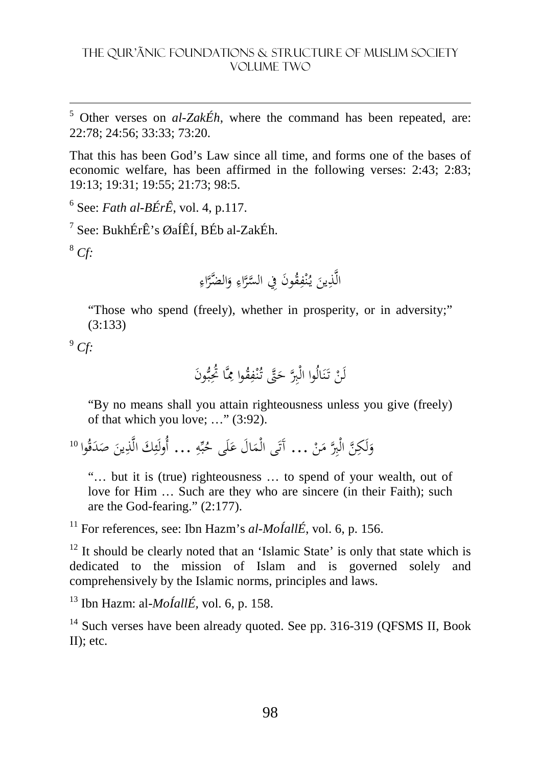[5] Other verses on *al-ZakÉh*, where the command has been repeated, are: 22:78; 24:56; 33:33; 73:20.

That this has been God's Law since all time, and forms one of the bases of economic welfare, has been affirmed in the following verses: 2:43; 2:83; 19:13; 19:31; 19:55; 21:73; 98:5.

[6] See: *Fath al-BÉrÊ*, vol. 4, p.117.

[7] See: BukhÉrÊ's ØaÍÊÍ, BÉb al-ZakÉh.

[8] *Cf:*

الَّذِينَ يُنْفِقُونَ فِي السَّرَّاءِ وَالضَّرَّاءِ

> "Those who spend (freely), whether in prosperity, or in adversity;" (3:133)

[9] *Cf:*

لَنْ تَنَالُوا الْبِرَّ حَتَّى تُنْفِقُوا مِمَّا تُحِبُّونَ

> "By no means shall you attain righteousness unless you give (freely) of that which you love; …" (3:92).

[10] وَلَكِنَّ الْبِرَّ مَنْ ... آتَى الْمَالَ عَلَى حُبِّهِ ... أُولَئِكَ الَّذِينَ صَدَقُوا

> "… but it is (true) righteousness … to spend of your wealth, out of love for Him … Such are they who are sincere (in their Faith); such are the God-fearing." (2:177).

[11] For references, see: Ibn Hazm's *al-MoÍallÉ*, vol. 6, p. 156.

[12] It should be clearly noted that an 'Islamic State' is only that state which is dedicated to the mission of Islam and is governed solely and comprehensively by the Islamic norms, principles and laws.

[13] Ibn Hazm: al-*MoÍallÉ*, vol. 6, p. 158.

[14] Such verses have been already quoted. See pp. 316-319 (QFSMS II, Book II); etc.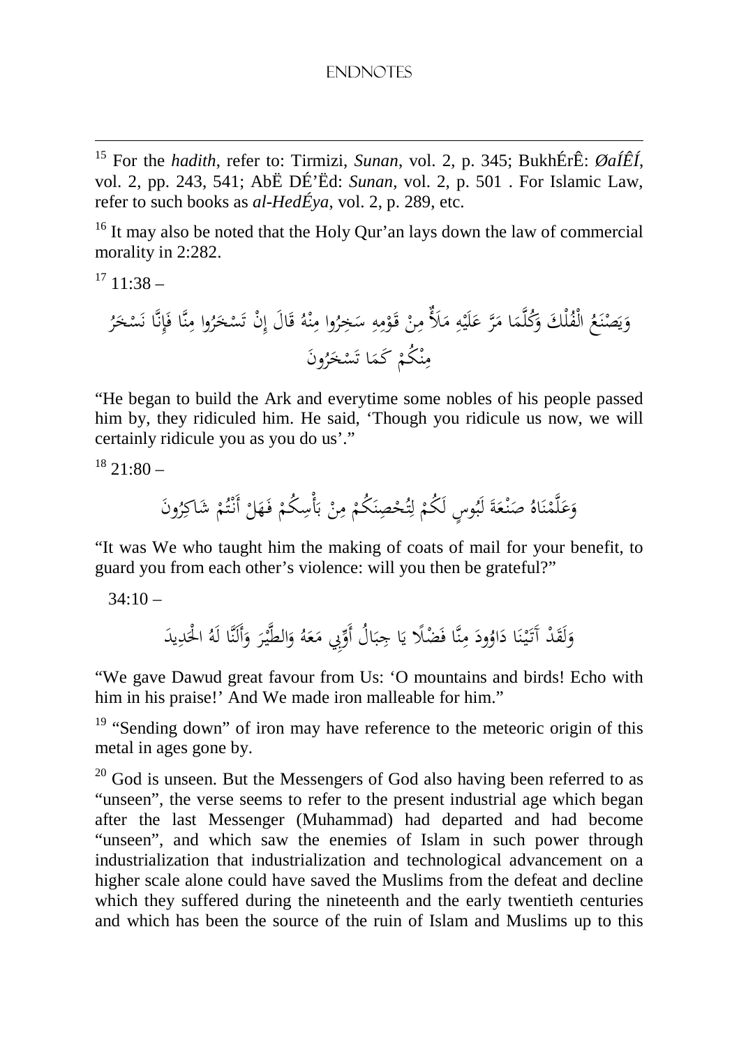[15] For the *hadith*, refer to: Tirmizi, *Sunan*, vol. 2, p. 345; BukhÉrÊ: *ØaÍÊÍ*, vol. 2, pp. 243, 541; AbË DÉ'Ëd: *Sunan*, vol. 2, p. 501 . For Islamic Law, refer to such books as *al-HedÉya*, vol. 2, p. 289, etc.

[16] It may also be noted that the Holy Qur'an lays down the law of commercial morality in 2:282.

[17] 11:38 –

وَيَصْنَعُ الْفُلْكَ وَكُلَّمَا مَرَّ عَلَيْهِ مَلَأٌ مِنْ قَوْمِهِ سَخِرُوا مِنْهُ قَالَ إِنْ تَسْخَرُوا مِنَّا فَإِنَّا نَسْخَرُ مِنْكُمْ كَمَا تَسْخَرُونَ

"He began to build the Ark and everytime some nobles of his people passed him by, they ridiculed him. He said, 'Though you ridicule us now, we will certainly ridicule you as you do us'."

[18] 21:80 –

وَعَلَّمْنَاهُ صَنْعَةَ لَبُوسٍ لَكُمْ لِتُحْصِنَكُمْ مِنْ بَأْسِكُمْ فَهَلْ أَنْتُمْ شَاكِرُونَ

"It was We who taught him the making of coats of mail for your benefit, to guard you from each other's violence: will you then be grateful?"

34:10 –

وَلَقَدْ آتَيْنَا دَاوُودَ مِنَّا فَضْلًا يَا جِبَالُ أَوِّبِي مَعَهُ وَالطَّيْرَ وَأَلَنَّا لَهُ الْحَدِيدَ

"We gave Dawud great favour from Us: 'O mountains and birds! Echo with him in his praise!' And We made iron malleable for him."

[19] "Sending down" of iron may have reference to the meteoric origin of this metal in ages gone by.

[20] God is unseen. But the Messengers of God also having been referred to as "unseen", the verse seems to refer to the present industrial age which began after the last Messenger (Muhammad) had departed and had become "unseen", and which saw the enemies of Islam in such power through industrialization that industrialization and technological advancement on a higher scale alone could have saved the Muslims from the defeat and decline which they suffered during the nineteenth and the early twentieth centuries and which has been the source of the ruin of Islam and Muslims up to this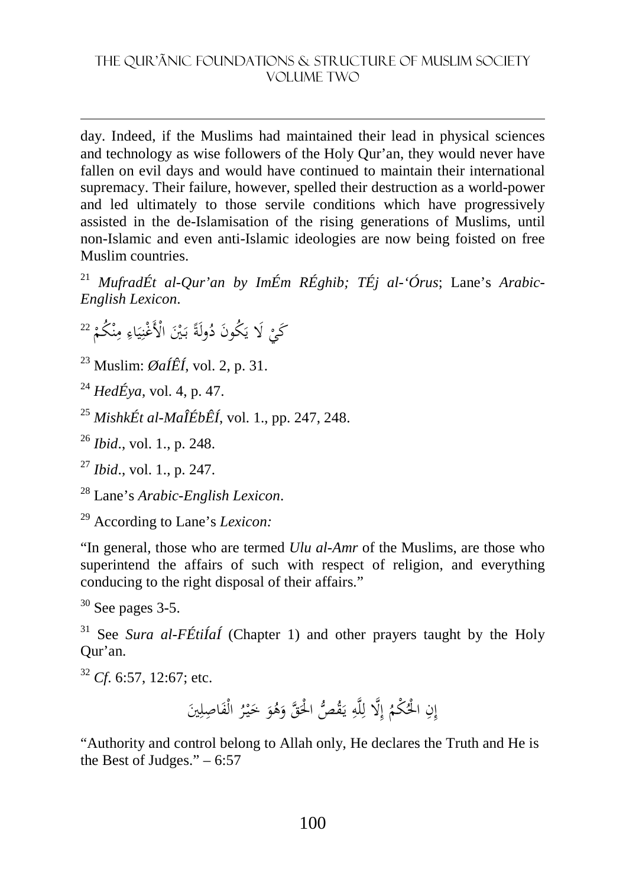day. Indeed, if the Muslims had maintained their lead in physical sciences and technology as wise followers of the Holy Qur'an, they would never have fallen on evil days and would have continued to maintain their international supremacy. Their failure, however, spelled their destruction as a world-power and led ultimately to those servile conditions which have progressively assisted in the de-Islamisation of the rising generations of Muslims, until non-Islamic and even anti-Islamic ideologies are now being foisted on free Muslim countries.

[21] *MufradÉt al-Qur'an by ImÉm RÉghib; TÉj al-'Órus*; Lane's *Arabic-English Lexicon*.

[22] كَيْ لَا يَكُونَ دُولَةً بَيْنَ الْأَغْنِيَاءِ مِنْكُمْ

[23] Muslim: *ØaÍÊÍ*, vol. 2, p. 31.

[24] *HedÉya*, vol. 4, p. 47.

[25] *MishkÉt al-MaÎÉbÊÍ*, vol. 1., pp. 247, 248.

[26] *Ibid*., vol. 1., p. 248.

[27] *Ibid*., vol. 1., p. 247.

[28] Lane's *Arabic-English Lexicon*.

[29] According to Lane's *Lexicon:*

"In general, those who are termed *Ulu al-Amr* of the Muslims, are those who superintend the affairs of such with respect of religion, and everything conducing to the right disposal of their affairs."

[30] See pages 3-5.

[31] See *Sura al-FÉtiÍaÍ* (Chapter 1) and other prayers taught by the Holy Qur'an.

[32] *Cf*. 6:57, 12:67; etc.

إِنِ الْحُكْمُ إِلَّا لِلَّهِ يَقُصُّ الْحَقَّ وَهُوَ خَيْرُ الْفَاصِلِينَ

"Authority and control belong to Allah only, He declares the Truth and He is the Best of Judges." – 6:57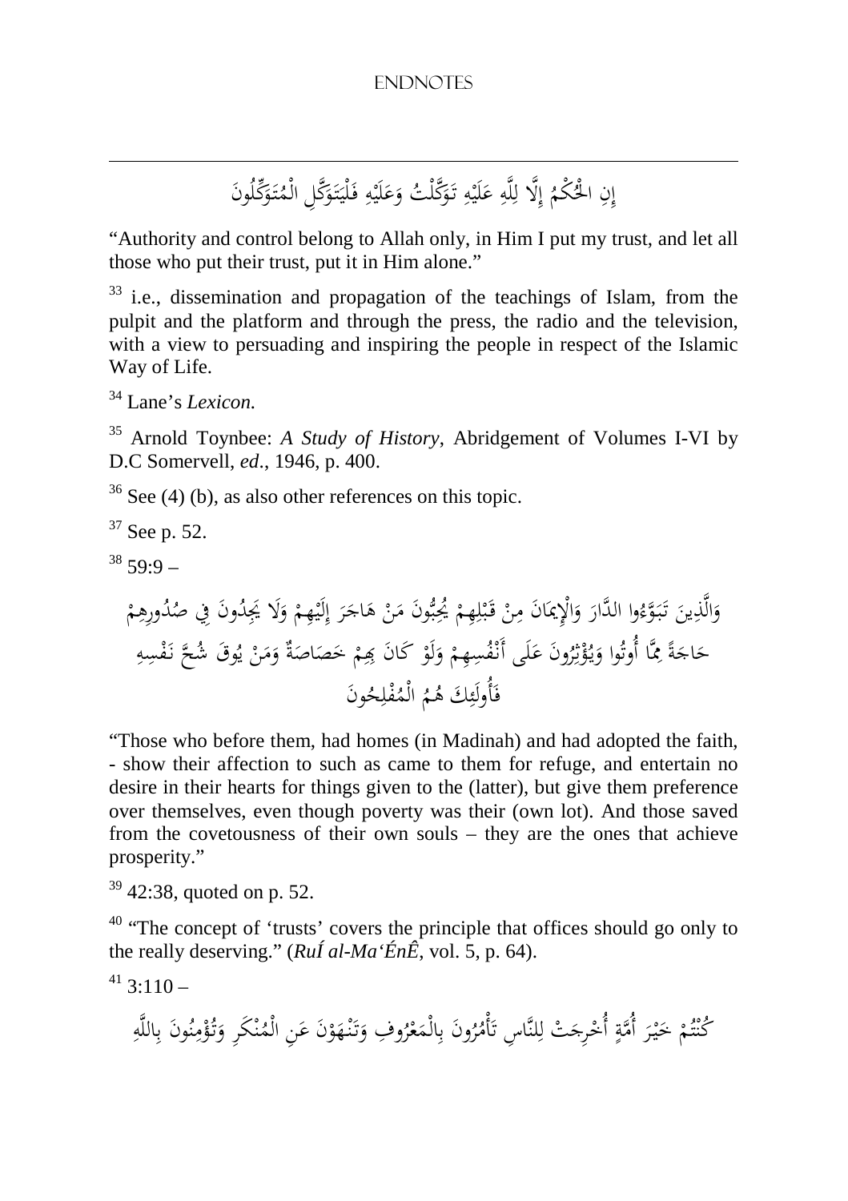إِنِ الْحُكْمُ إِلَّا لِلَّهِ عَلَيْهِ تَوَكَّلْتُ وَعَلَيْهِ فَلْيَتَوَكَّلِ الْمُتَوَكِّلُونَ

"Authority and control belong to Allah only, in Him I put my trust, and let all those who put their trust, put it in Him alone."

[33] i.e., dissemination and propagation of the teachings of Islam, from the pulpit and the platform and through the press, the radio and the television, with a view to persuading and inspiring the people in respect of the Islamic Way of Life.

[34] Lane's *Lexicon.*

[35] Arnold Toynbee: *A Study of History*, Abridgement of Volumes I-VI by D.C Somervell, *ed*., 1946, p. 400.

[36] See (4) (b), as also other references on this topic.

[37] See p. 52.

[38] 59:9 –

وَالَّذِينَ تَبَوَّءُوا الدَّارَ وَالْإِيمَانَ مِنْ قَبْلِهِمْ يُحِبُّونَ مَنْ هَاجَرَ إِلَيْهِمْ وَلَا يَجِدُونَ فِي صُدُورِهِمْ حَاجَةً مِمَّا أُوتُوا وَيُؤْثِرُونَ عَلَى أَنْفُسِهِمْ وَلَوْ كَانَ بِهِمْ خَصَاصَةٌ وَمَنْ يُوقَ شُحَّ نَفْسِهِ فَأُولَئِكَ هُمُ الْمُفْلِحُونَ

"Those who before them, had homes (in Madinah) and had adopted the faith, - show their affection to such as came to them for refuge, and entertain no desire in their hearts for things given to the (latter), but give them preference over themselves, even though poverty was their (own lot). And those saved from the covetousness of their own souls – they are the ones that achieve prosperity."

[39] 42:38, quoted on p. 52.

[40] "The concept of 'trusts' covers the principle that offices should go only to the really deserving." (*RuĺÍ al-Ma'ÉnÊ*, vol. 5, p. 64).

[41] 3:110 –

كُنْتُمْ خَيْرَ أُمَّةٍ أُخْرِجَتْ لِلنَّاسِ تَأْمُرُونَ بِالْمَعْرُوفِ وَتَنْهَوْنَ عَنِ الْمُنْكَرِ وَتُؤْمِنُونَ بِاللَّهِ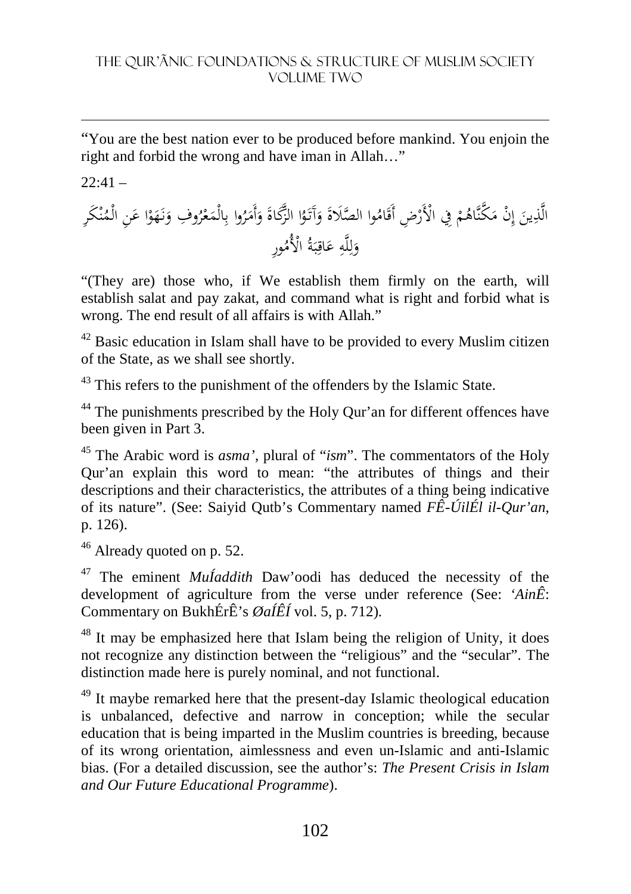"You are the best nation ever to be produced before mankind. You enjoin the right and forbid the wrong and have iman in Allah…"

22:41 –

الَّذِينَ إِنْ مَكَّنَّاهُمْ فِي الْأَرْضِ أَقَامُوا الصَّلَاةَ وَآتَوُا الزَّكَاةَ وَأَمَرُوا بِالْمَعْرُوفِ وَنَهَوْا عَنِ الْمُنْكَرِ وَلِلَّهِ عَاقِبَةُ الْأُمُورِ

"(They are) those who, if We establish them firmly on the earth, will establish salat and pay zakat, and command what is right and forbid what is wrong. The end result of all affairs is with Allah."

[42] Basic education in Islam shall have to be provided to every Muslim citizen of the State, as we shall see shortly.

[43] This refers to the punishment of the offenders by the Islamic State.

[44] The punishments prescribed by the Holy Qur'an for different offences have been given in Part 3.

[45] The Arabic word is *asma'*, plural of "*ism*". The commentators of the Holy Qur'an explain this word to mean: "the attributes of things and their descriptions and their characteristics, the attributes of a thing being indicative of its nature". (See: Saiyid Qutb's Commentary named *FÊ-ÚilÉl il-Qur'an*, p. 126).

[46] Already quoted on p. 52.

[47] The eminent *MuÍaddith* Daw'oodi has deduced the necessity of the development of agriculture from the verse under reference (See: *'AinÊ*: Commentary on BukhÉrÊ's *ØaÍÊÍ* vol. 5, p. 712).

[48] It may be emphasized here that Islam being the religion of Unity, it does not recognize any distinction between the "religious" and the "secular". The distinction made here is purely nominal, and not functional.

[49] It maybe remarked here that the present-day Islamic theological education is unbalanced, defective and narrow in conception; while the secular education that is being imparted in the Muslim countries is breeding, because of its wrong orientation, aimlessness and even un-Islamic and anti-Islamic bias. (For a detailed discussion, see the author's: *The Present Crisis in Islam and Our Future Educational Programme*).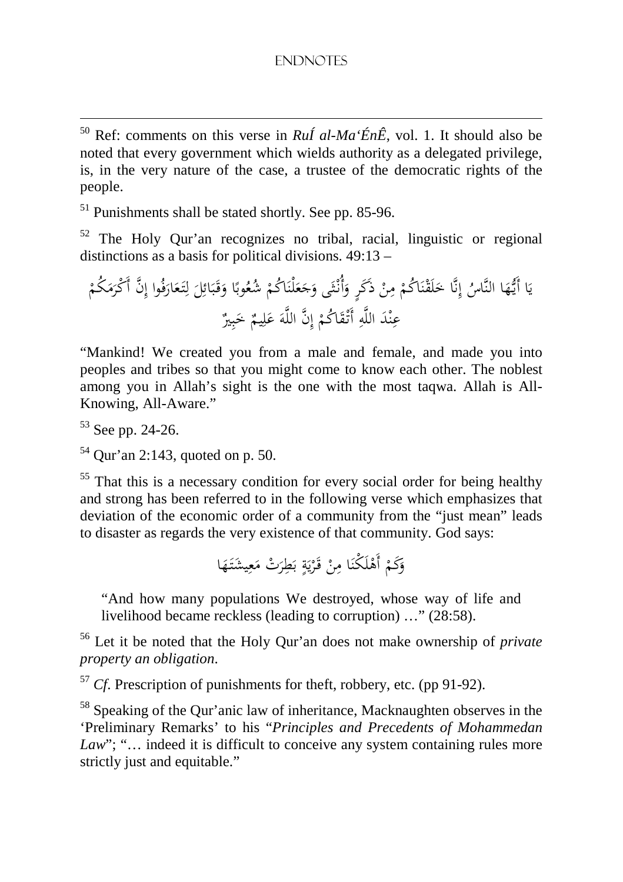[50] Ref: comments on this verse in *RuÍ al-Ma'ÉnÊ*, vol. 1. It should also be noted that every government which wields authority as a delegated privilege, is, in the very nature of the case, a trustee of the democratic rights of the people.

[51] Punishments shall be stated shortly. See pp. 85-96.

[52] The Holy Qur'an recognizes no tribal, racial, linguistic or regional distinctions as a basis for political divisions. 49:13 –

يَا أَيُّهَا النَّاسُ إِنَّا خَلَقْنَاكُمْ مِنْ ذَكَرٍ وَأُنْثَى وَجَعَلْنَاكُمْ شُعُوبًا وَقَبَائِلَ لِتَعَارَفُوا إِنَّ أَكْرَمَكُمْ عِنْدَ اللَّهِ أَتْقَاكُمْ إِنَّ اللَّهَ عَلِيمٌ خَبِيرٌ

"Mankind! We created you from a male and female, and made you into peoples and tribes so that you might come to know each other. The noblest among you in Allah's sight is the one with the most taqwa. Allah is All-Knowing, All-Aware."

[53] See pp. 24-26.

[54] Qur'an 2:143, quoted on p. 50.

[55] That this is a necessary condition for every social order for being healthy and strong has been referred to in the following verse which emphasizes that deviation of the economic order of a community from the "just mean" leads to disaster as regards the very existence of that community. God says:

وَكَمْ أَهْلَكْنَا مِنْ قَرْيَةٍ بَطِرَتْ مَعِيشَتَهَا

> "And how many populations We destroyed, whose way of life and livelihood became reckless (leading to corruption) …" (28:58).

[56] Let it be noted that the Holy Qur'an does not make ownership of *private property an obligation*.

[57] *Cf.* Prescription of punishments for theft, robbery, etc. (pp 91-92).

[58] Speaking of the Qur'anic law of inheritance, Macknaughten observes in the 'Preliminary Remarks' to his "*Principles and Precedents of Mohammedan Law*"; "… indeed it is difficult to conceive any system containing rules more strictly just and equitable."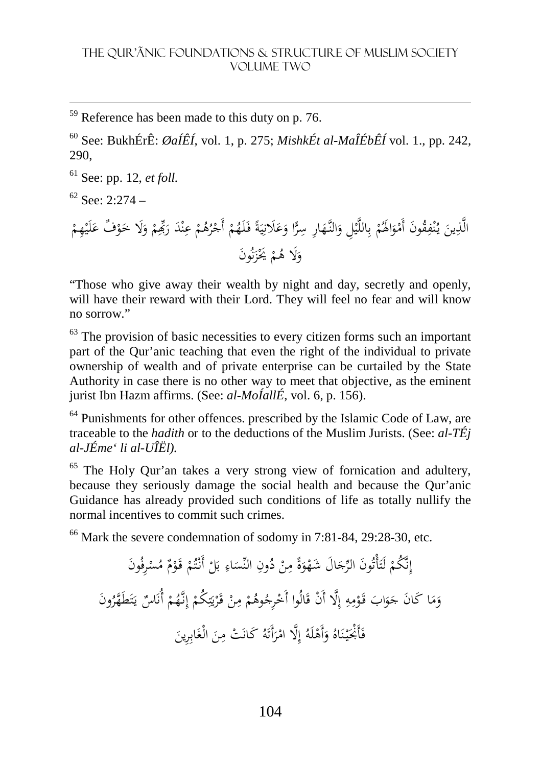[59] Reference has been made to this duty on p. 76.

[60] See: BukhÉrÊ: *ØaÍÊÍ*, vol. 1, p. 275; *MishkÉt al-MaÎÉbÊÍ* vol. 1., pp. 242, 290,

[61] See: pp. 12, *et foll.*

[62] See: 2:274 –

الَّذِينَ يُنْفِقُونَ أَمْوَالَهُمْ بِاللَّيْلِ وَالنَّهَارِ سِرًّا وَعَلَانِيَةً فَلَهُمْ أَجْرُهُمْ عِنْدَ رَبِّهِمْ وَلَا خَوْفٌ عَلَيْهِمْ وَلَا هُمْ يَحْزَنُونَ

"Those who give away their wealth by night and day, secretly and openly, will have their reward with their Lord. They will feel no fear and will know no sorrow."

[63] The provision of basic necessities to every citizen forms such an important part of the Qur'anic teaching that even the right of the individual to private ownership of wealth and of private enterprise can be curtailed by the State Authority in case there is no other way to meet that objective, as the eminent jurist Ibn Hazm affirms. (See: *al-MoÍallÉ*, vol. 6, p. 156).

[64] Punishments for other offences. prescribed by the Islamic Code of Law, are traceable to the *hadith* or to the deductions of the Muslim Jurists. (See: *al-TÉj al-JÉme' li al-UÎËl).*

[65] The Holy Qur'an takes a very strong view of fornication and adultery, because they seriously damage the social health and because the Qur'anic Guidance has already provided such conditions of life as totally nullify the normal incentives to commit such crimes.

[66] Mark the severe condemnation of sodomy in 7:81-84, 29:28-30, etc.

إِنَّكُمْ لَتَأْتُونَ الرِّجَالَ شَهْوَةً مِنْ دُونِ النِّسَاءِ بَلْ أَنْتُمْ قَوْمٌ مُسْرِفُونَ

وَمَا كَانَ جَوَابَ قَوْمِهِ إِلَّا أَنْ قَالُوا أَخْرِجُوهُمْ مِنْ قَرْيَتِكُمْ إِنَّهُمْ أُنَاسٌ يَتَطَهَّرُونَ

فَأَنْجَيْنَاهُ وَأَهْلَهُ إِلَّا امْرَأَتَهُ كَانَتْ مِنَ الْغَابِرِينَ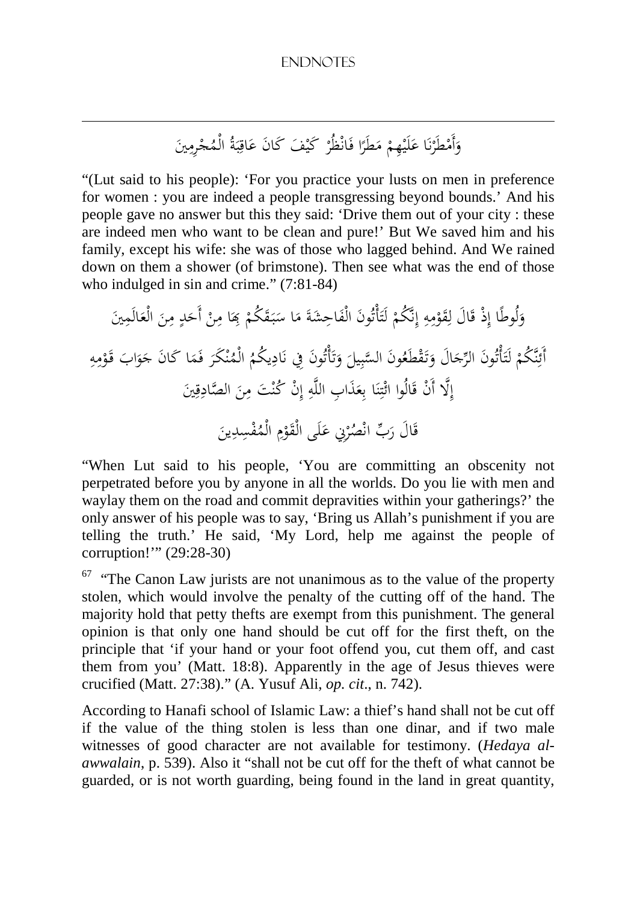وَأَمْطَرْنَا عَلَيْهِمْ مَطَرًا فَانْظُرْ كَيْفَ كَانَ عَاقِبَةُ الْمُجْرِمِينَ

"(Lut said to his people): 'For you practice your lusts on men in preference for women : you are indeed a people transgressing beyond bounds.' And his people gave no answer but this they said: 'Drive them out of your city : these are indeed men who want to be clean and pure!' But We saved him and his family, except his wife: she was of those who lagged behind. And We rained down on them a shower (of brimstone). Then see what was the end of those who indulged in sin and crime." (7:81-84)

وَلُوطًا إِذْ قَالَ لِقَوْمِهِ إِنَّكُمْ لَتَأْتُونَ الْفَاحِشَةَ مَا سَبَقَكُمْ بِهَا مِنْ أَحَدٍ مِنَ الْعَالَمِينَ

أَئِنَّكُمْ لَتَأْتُونَ الرِّجَالَ وَتَقْطَعُونَ السَّبِيلَ وَتَأْتُونَ فِي نَادِيكُمُ الْمُنْكَرَ فَمَا كَانَ جَوَابَ قَوْمِهِ إِلَّا أَنْ قَالُوا ائْتِنَا بِعَذَابِ اللَّهِ إِنْ كُنْتَ مِنَ الصَّادِقِينَ

قَالَ رَبِّ انْصُرْنِي عَلَى الْقَوْمِ الْمُفْسِدِينَ

"When Lut said to his people, 'You are committing an obscenity not perpetrated before you by anyone in all the worlds. Do you lie with men and waylay them on the road and commit depravities within your gatherings?' the only answer of his people was to say, 'Bring us Allah's punishment if you are telling the truth.' He said, 'My Lord, help me against the people of corruption!'" (29:28-30)

[67] "The Canon Law jurists are not unanimous as to the value of the property stolen, which would involve the penalty of the cutting off of the hand. The majority hold that petty thefts are exempt from this punishment. The general opinion is that only one hand should be cut off for the first theft, on the principle that 'if your hand or your foot offend you, cut them off, and cast them from you' (Matt. 18:8). Apparently in the age of Jesus thieves were crucified (Matt. 27:38)." (A. Yusuf Ali, *op. cit*., n. 742).

According to Hanafi school of Islamic Law: a thief's hand shall not be cut off if the value of the thing stolen is less than one dinar, and if two male witnesses of good character are not available for testimony. (*Hedaya al-awwalain*, p. 539). Also it "shall not be cut off for the theft of what cannot be guarded, or is not worth guarding, being found in the land in great quantity,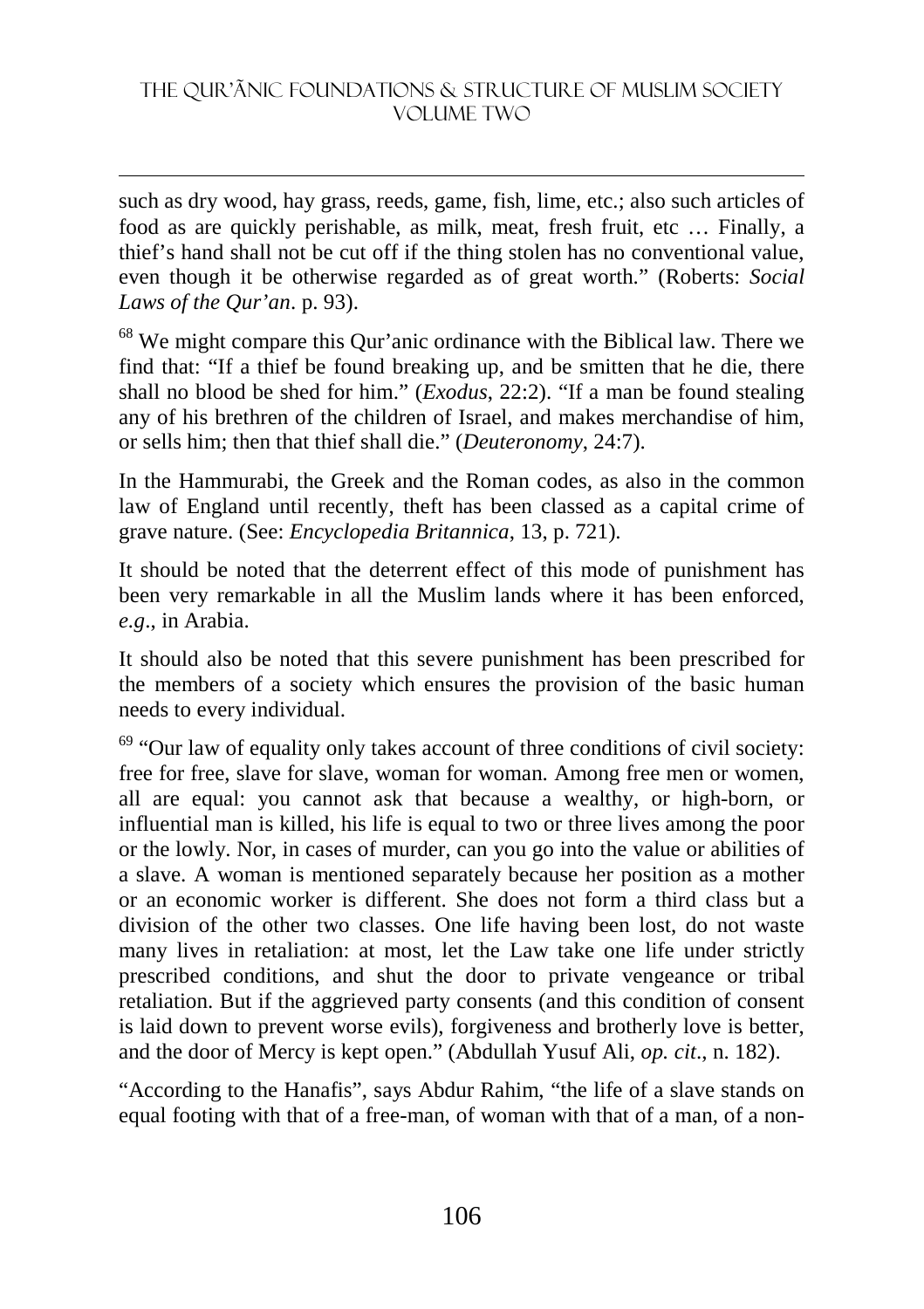such as dry wood, hay grass, reeds, game, fish, lime, etc.; also such articles of food as are quickly perishable, as milk, meat, fresh fruit, etc … Finally, a thief's hand shall not be cut off if the thing stolen has no conventional value, even though it be otherwise regarded as of great worth." (Roberts: *Social Laws of the Qur'an*. p. 93).

[68] We might compare this Qur'anic ordinance with the Biblical law. There we find that: "If a thief be found breaking up, and be smitten that he die, there shall no blood be shed for him." (*Exodus*, 22:2). "If a man be found stealing any of his brethren of the children of Israel, and makes merchandise of him, or sells him; then that thief shall die." (*Deuteronomy*, 24:7).

In the Hammurabi, the Greek and the Roman codes, as also in the common law of England until recently, theft has been classed as a capital crime of grave nature. (See: *Encyclopedia Britannica*, 13, p. 721).

It should be noted that the deterrent effect of this mode of punishment has been very remarkable in all the Muslim lands where it has been enforced, *e.g*., in Arabia.

It should also be noted that this severe punishment has been prescribed for the members of a society which ensures the provision of the basic human needs to every individual.

[69] "Our law of equality only takes account of three conditions of civil society: free for free, slave for slave, woman for woman. Among free men or women, all are equal: you cannot ask that because a wealthy, or high-born, or influential man is killed, his life is equal to two or three lives among the poor or the lowly. Nor, in cases of murder, can you go into the value or abilities of a slave. A woman is mentioned separately because her position as a mother or an economic worker is different. She does not form a third class but a division of the other two classes. One life having been lost, do not waste many lives in retaliation: at most, let the Law take one life under strictly prescribed conditions, and shut the door to private vengeance or tribal retaliation. But if the aggrieved party consents (and this condition of consent is laid down to prevent worse evils), forgiveness and brotherly love is better, and the door of Mercy is kept open." (Abdullah Yusuf Ali, *op. cit*., n. 182).

"According to the Hanafis", says Abdur Rahim, "the life of a slave stands on equal footing with that of a free-man, of woman with that of a man, of a non-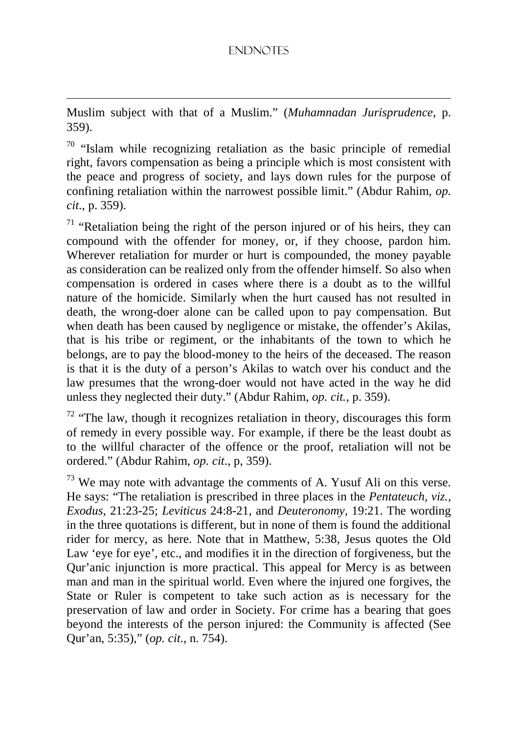Muslim subject with that of a Muslim." (*Muhamnadan Jurisprudence*, p. 359).

[70] "Islam while recognizing retaliation as the basic principle of remedial right, favors compensation as being a principle which is most consistent with the peace and progress of society, and lays down rules for the purpose of confining retaliation within the narrowest possible limit." (Abdur Rahim, *op. cit*., p. 359).

[71] "Retaliation being the right of the person injured or of his heirs, they can compound with the offender for money, or, if they choose, pardon him. Wherever retaliation for murder or hurt is compounded, the money payable as consideration can be realized only from the offender himself. So also when compensation is ordered in cases where there is a doubt as to the willful nature of the homicide. Similarly when the hurt caused has not resulted in death, the wrong-doer alone can be called upon to pay compensation. But when death has been caused by negligence or mistake, the offender's Akilas, that is his tribe or regiment, or the inhabitants of the town to which he belongs, are to pay the blood-money to the heirs of the deceased. The reason is that it is the duty of a person's Akilas to watch over his conduct and the law presumes that the wrong-doer would not have acted in the way he did unless they neglected their duty." (Abdur Rahim, *op. cit.*, p. 359).

[72] "The law, though it recognizes retaliation in theory, discourages this form of remedy in every possible way. For example, if there be the least doubt as to the willful character of the offence or the proof, retaliation will not be ordered." (Abdur Rahim, *op. cit*., p, 359).

[73] We may note with advantage the comments of A. Yusuf Ali on this verse. He says: "The retaliation is prescribed in three places in the *Pentateuch, viz., Exodus,* 21:23-25; *Leviticus* 24:8-21, and *Deuteronomy,* 19:21. The wording in the three quotations is different, but in none of them is found the additional rider for mercy, as here. Note that in Matthew, 5:38, Jesus quotes the Old Law 'eye for eye', etc., and modifies it in the direction of forgiveness, but the Qur'anic injunction is more practical. This appeal for Mercy is as between man and man in the spiritual world. Even where the injured one forgives, the State or Ruler is competent to take such action as is necessary for the preservation of law and order in Society. For crime has a bearing that goes beyond the interests of the person injured: the Community is affected (See Qur'an, 5:35)," (*op. cit*., n. 754).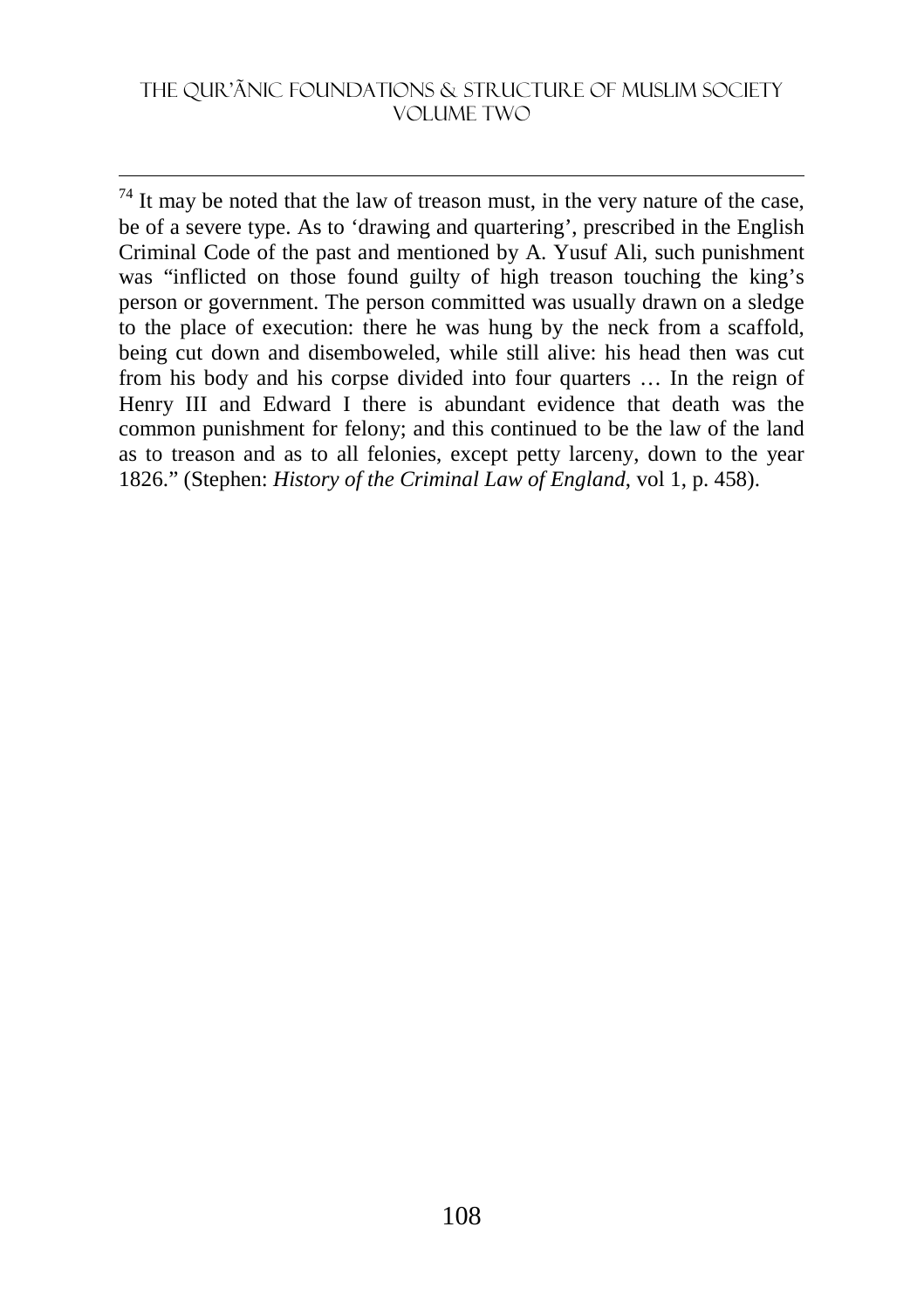[74] It may be noted that the law of treason must, in the very nature of the case, be of a severe type. As to 'drawing and quartering', prescribed in the English Criminal Code of the past and mentioned by A. Yusuf Ali, such punishment was "inflicted on those found guilty of high treason touching the king's person or government. The person committed was usually drawn on a sledge to the place of execution: there he was hung by the neck from a scaffold, being cut down and disemboweled, while still alive: his head then was cut from his body and his corpse divided into four quarters … In the reign of Henry III and Edward I there is abundant evidence that death was the common punishment for felony; and this continued to be the law of the land as to treason and as to all felonies, except petty larceny, down to the year 1826." (Stephen: *History of the Criminal Law of England*, vol 1, p. 458).